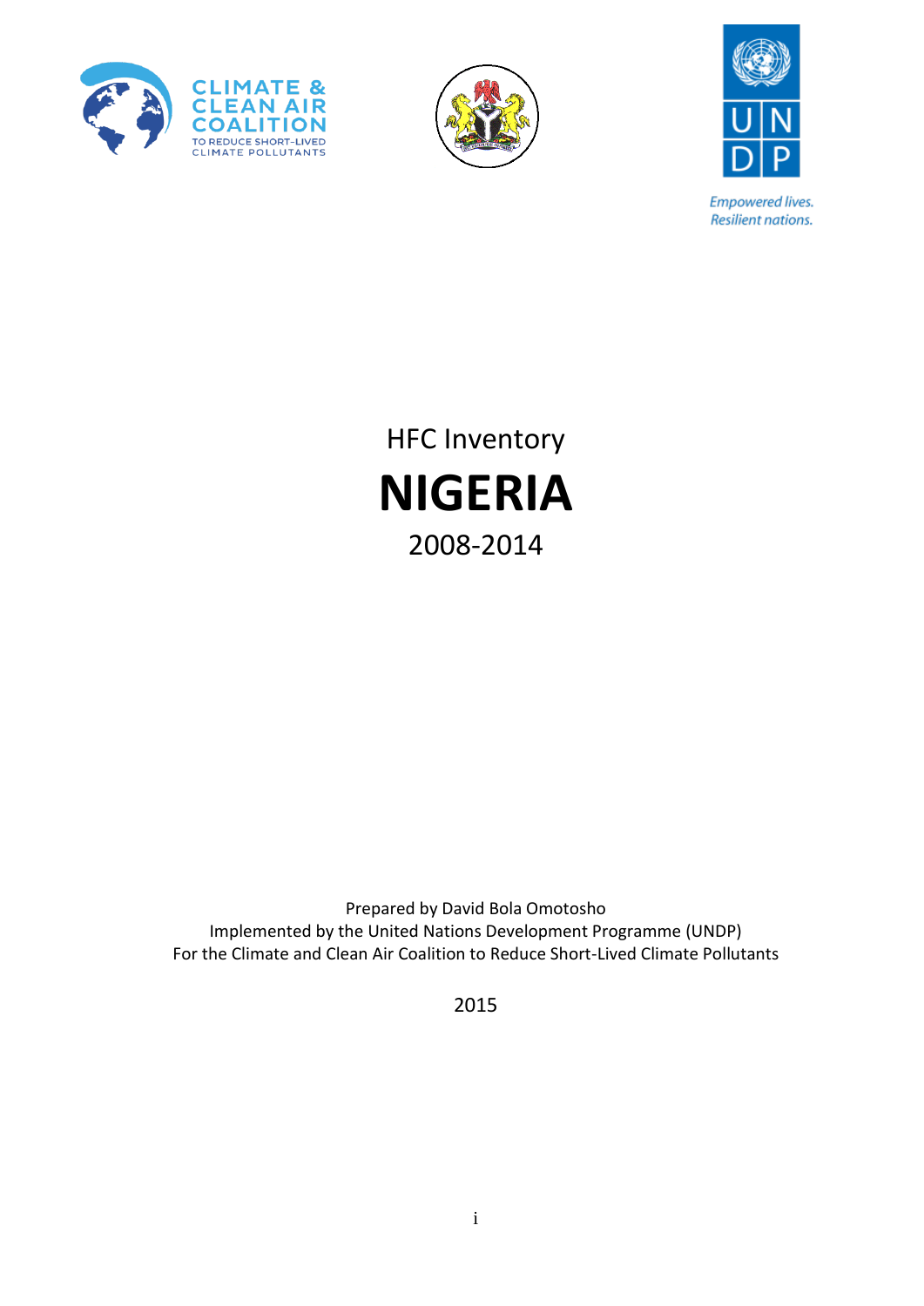CLIMATE & CLEAN AIR COALITION
TO REDUCE SHORT-LIVED CLIMATE POLLUTANTS

UN DP

*Empowered lives.*
*Resilient nations.*

HFC Inventory

# NIGERIA

2008-2014

Prepared by David Bola Omotosho
Implemented by the United Nations Development Programme (UNDP)
For the Climate and Clean Air Coalition to Reduce Short-Lived Climate Pollutants

2015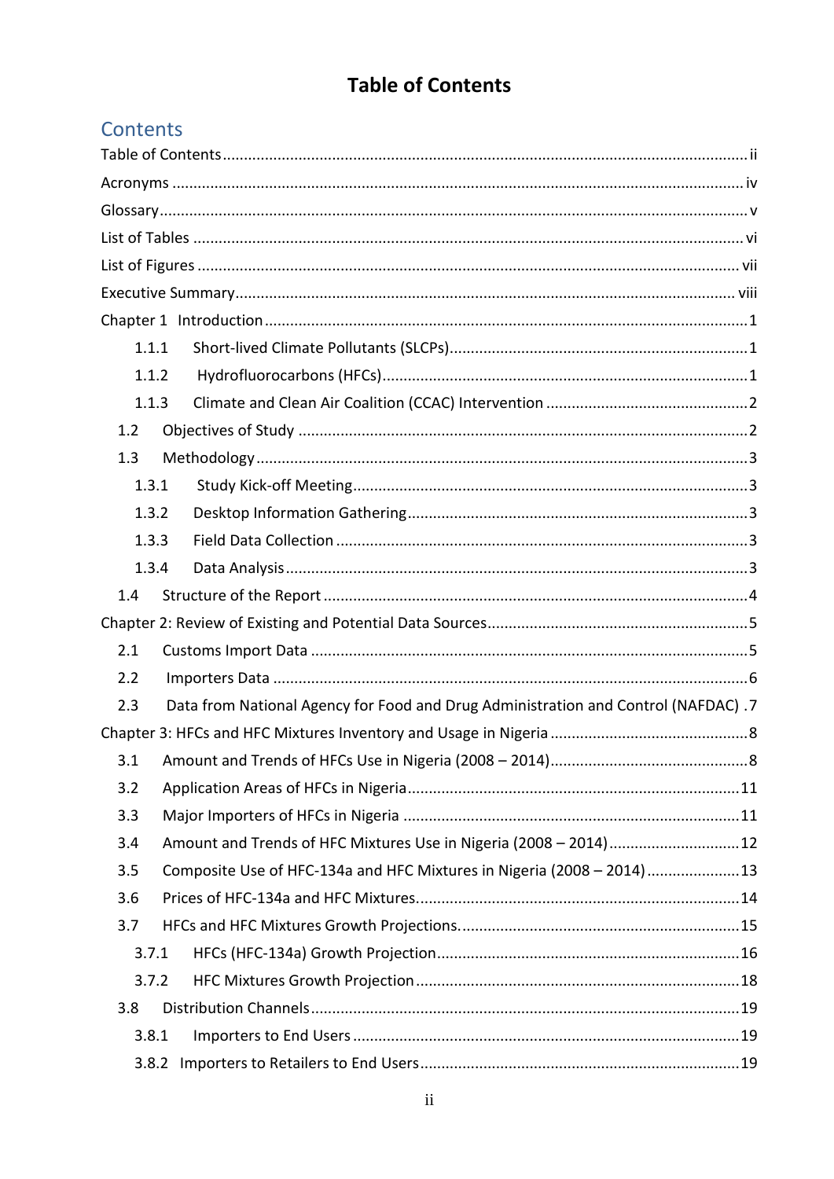# Table of Contents

## Contents

Table of Contents ........ ii

Acronyms ........ iv

Glossary ........ v

List of Tables ........ vi

List of Figures ........ vii

Executive Summary ........ viii

Chapter 1 Introduction ........ 1

- 1.1.1 Short-lived Climate Pollutants (SLCPs) ........ 1
- 1.1.2 Hydrofluorocarbons (HFCs) ........ 1
- 1.1.3 Climate and Clean Air Coalition (CCAC) Intervention ........ 2
- 1.2 Objectives of Study ........ 2
- 1.3 Methodology ........ 3
  - 1.3.1 Study Kick-off Meeting ........ 3
  - 1.3.2 Desktop Information Gathering ........ 3
  - 1.3.3 Field Data Collection ........ 3
  - 1.3.4 Data Analysis ........ 3
- 1.4 Structure of the Report ........ 4

Chapter 2: Review of Existing and Potential Data Sources ........ 5

- 2.1 Customs Import Data ........ 5
- 2.2 Importers Data ........ 6
- 2.3 Data from National Agency for Food and Drug Administration and Control (NAFDAC) . 7

Chapter 3: HFCs and HFC Mixtures Inventory and Usage in Nigeria ........ 8

- 3.1 Amount and Trends of HFCs Use in Nigeria (2008 – 2014) ........ 8
- 3.2 Application Areas of HFCs in Nigeria ........ 11
- 3.3 Major Importers of HFCs in Nigeria ........ 11
- 3.4 Amount and Trends of HFC Mixtures Use in Nigeria (2008 – 2014) ........ 12
- 3.5 Composite Use of HFC-134a and HFC Mixtures in Nigeria (2008 – 2014) ........ 13
- 3.6 Prices of HFC-134a and HFC Mixtures ........ 14
- 3.7 HFCs and HFC Mixtures Growth Projections ........ 15
  - 3.7.1 HFCs (HFC-134a) Growth Projection ........ 16
  - 3.7.2 HFC Mixtures Growth Projection ........ 18
- 3.8 Distribution Channels ........ 19
  - 3.8.1 Importers to End Users ........ 19
  - 3.8.2 Importers to Retailers to End Users ........ 19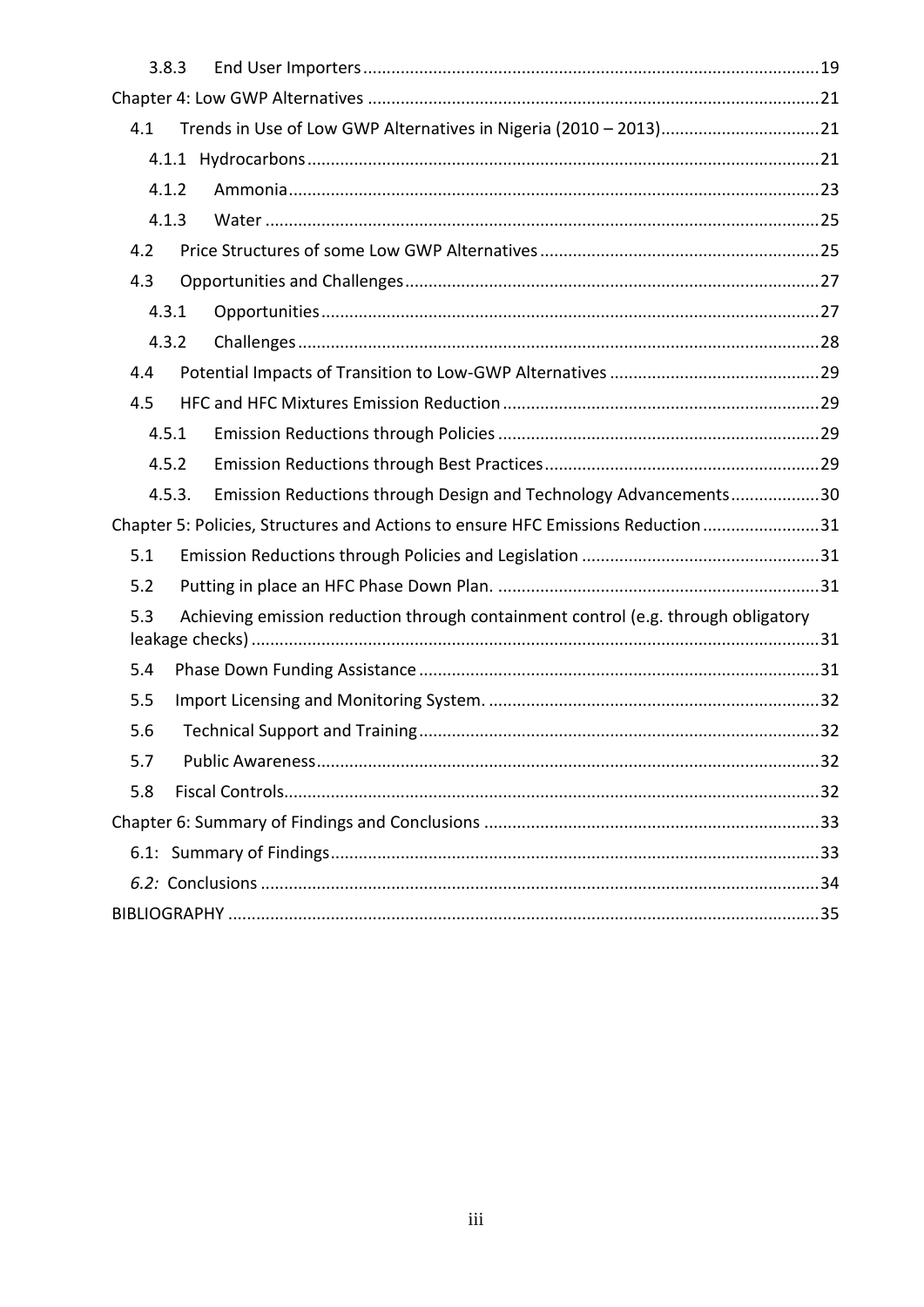3.8.3 End User Importers .......... 19

Chapter 4: Low GWP Alternatives .......... 21

4.1 Trends in Use of Low GWP Alternatives in Nigeria (2010 – 2013) .......... 21

4.1.1 Hydrocarbons .......... 21

4.1.2 Ammonia .......... 23

4.1.3 Water .......... 25

4.2 Price Structures of some Low GWP Alternatives .......... 25

4.3 Opportunities and Challenges .......... 27

4.3.1 Opportunities .......... 27

4.3.2 Challenges .......... 28

4.4 Potential Impacts of Transition to Low-GWP Alternatives .......... 29

4.5 HFC and HFC Mixtures Emission Reduction .......... 29

4.5.1 Emission Reductions through Policies .......... 29

4.5.2 Emission Reductions through Best Practices .......... 29

4.5.3. Emission Reductions through Design and Technology Advancements .......... 30

Chapter 5: Policies, Structures and Actions to ensure HFC Emissions Reduction .......... 31

5.1 Emission Reductions through Policies and Legislation .......... 31

5.2 Putting in place an HFC Phase Down Plan. .......... 31

5.3 Achieving emission reduction through containment control (e.g. through obligatory leakage checks) .......... 31

5.4 Phase Down Funding Assistance .......... 31

5.5 Import Licensing and Monitoring System. .......... 32

5.6 Technical Support and Training .......... 32

5.7 Public Awareness .......... 32

5.8 Fiscal Controls .......... 32

Chapter 6: Summary of Findings and Conclusions .......... 33

6.1: Summary of Findings .......... 33

*6.2:* Conclusions .......... 34

BIBLIOGRAPHY .......... 35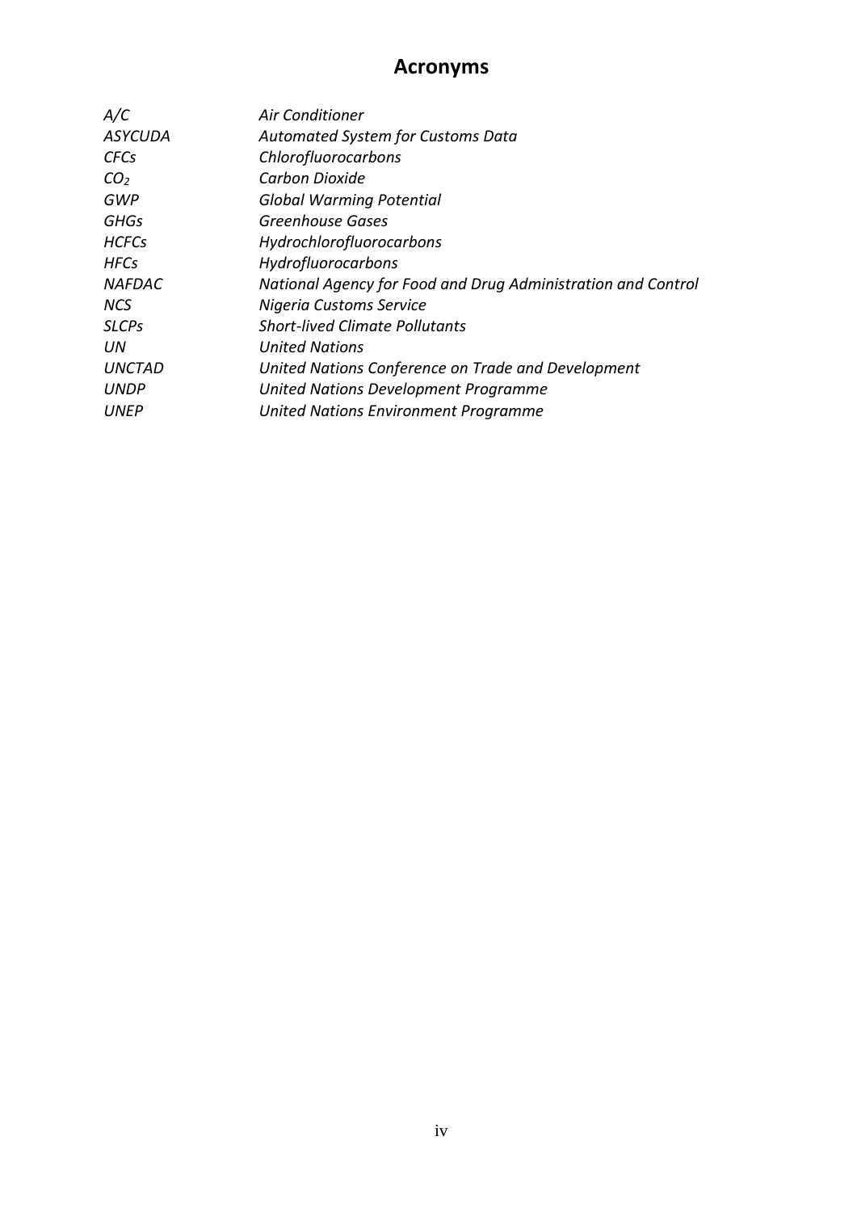# Acronyms

| | |
|---|---|
| *A/C* | *Air Conditioner* |
| *ASYCUDA* | *Automated System for Customs Data* |
| *CFCs* | *Chlorofluorocarbons* |
| $CO_2$ | *Carbon Dioxide* |
| *GWP* | *Global Warming Potential* |
| *GHGs* | *Greenhouse Gases* |
| *HCFCs* | *Hydrochlorofluorocarbons* |
| *HFCs* | *Hydrofluorocarbons* |
| *NAFDAC* | *National Agency for Food and Drug Administration and Control* |
| *NCS* | *Nigeria Customs Service* |
| *SLCPs* | *Short-lived Climate Pollutants* |
| *UN* | *United Nations* |
| *UNCTAD* | *United Nations Conference on Trade and Development* |
| *UNDP* | *United Nations Development Programme* |
| *UNEP* | *United Nations Environment Programme* |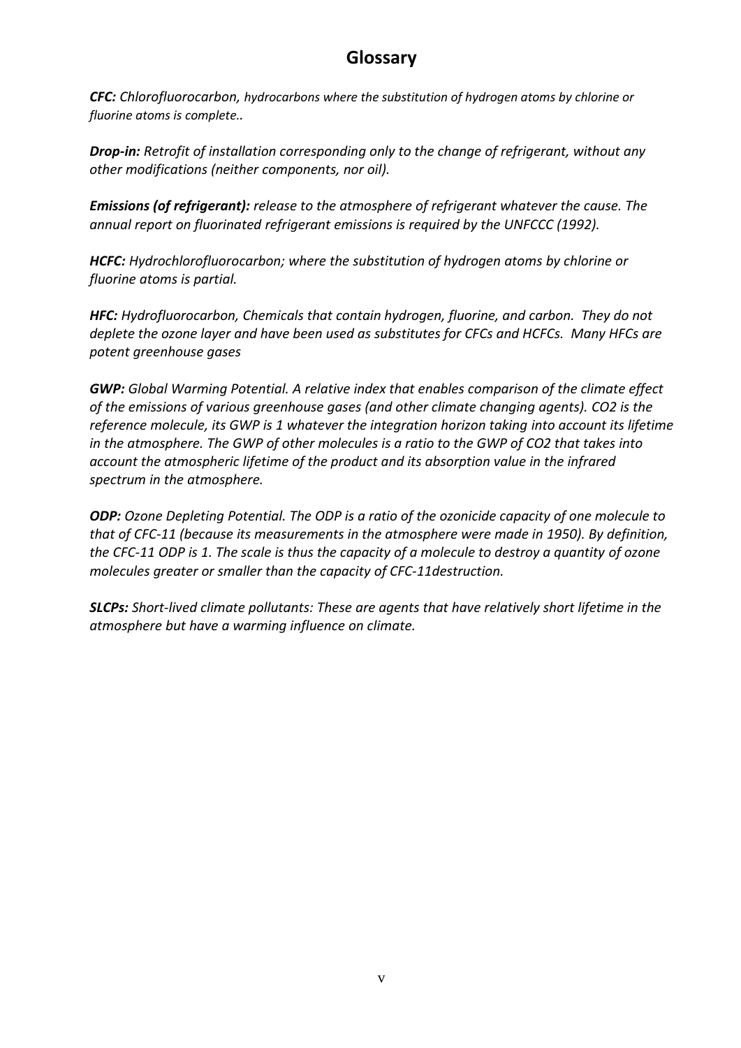# Glossary

***CFC:*** *Chlorofluorocarbon, hydrocarbons where the substitution of hydrogen atoms by chlorine or fluorine atoms is complete..*

***Drop-in:*** *Retrofit of installation corresponding only to the change of refrigerant, without any other modifications (neither components, nor oil).*

***Emissions (of refrigerant):*** *release to the atmosphere of refrigerant whatever the cause. The annual report on fluorinated refrigerant emissions is required by the UNFCCC (1992).*

***HCFC:*** *Hydrochlorofluorocarbon; where the substitution of hydrogen atoms by chlorine or fluorine atoms is partial.*

***HFC:*** *Hydrofluorocarbon, Chemicals that contain hydrogen, fluorine, and carbon. They do not deplete the ozone layer and have been used as substitutes for CFCs and HCFCs. Many HFCs are potent greenhouse gases*

***GWP:*** *Global Warming Potential. A relative index that enables comparison of the climate effect of the emissions of various greenhouse gases (and other climate changing agents). $CO_2$ is the reference molecule, its GWP is 1 whatever the integration horizon taking into account its lifetime in the atmosphere. The GWP of other molecules is a ratio to the GWP of $CO_2$ that takes into account the atmospheric lifetime of the product and its absorption value in the infrared spectrum in the atmosphere.*

***ODP:*** *Ozone Depleting Potential. The ODP is a ratio of the ozonicide capacity of one molecule to that of CFC-11 (because its measurements in the atmosphere were made in 1950). By definition, the CFC-11 ODP is 1. The scale is thus the capacity of a molecule to destroy a quantity of ozone molecules greater or smaller than the capacity of CFC-11destruction.*

***SLCPs:*** *Short-lived climate pollutants: These are agents that have relatively short lifetime in the atmosphere but have a warming influence on climate.*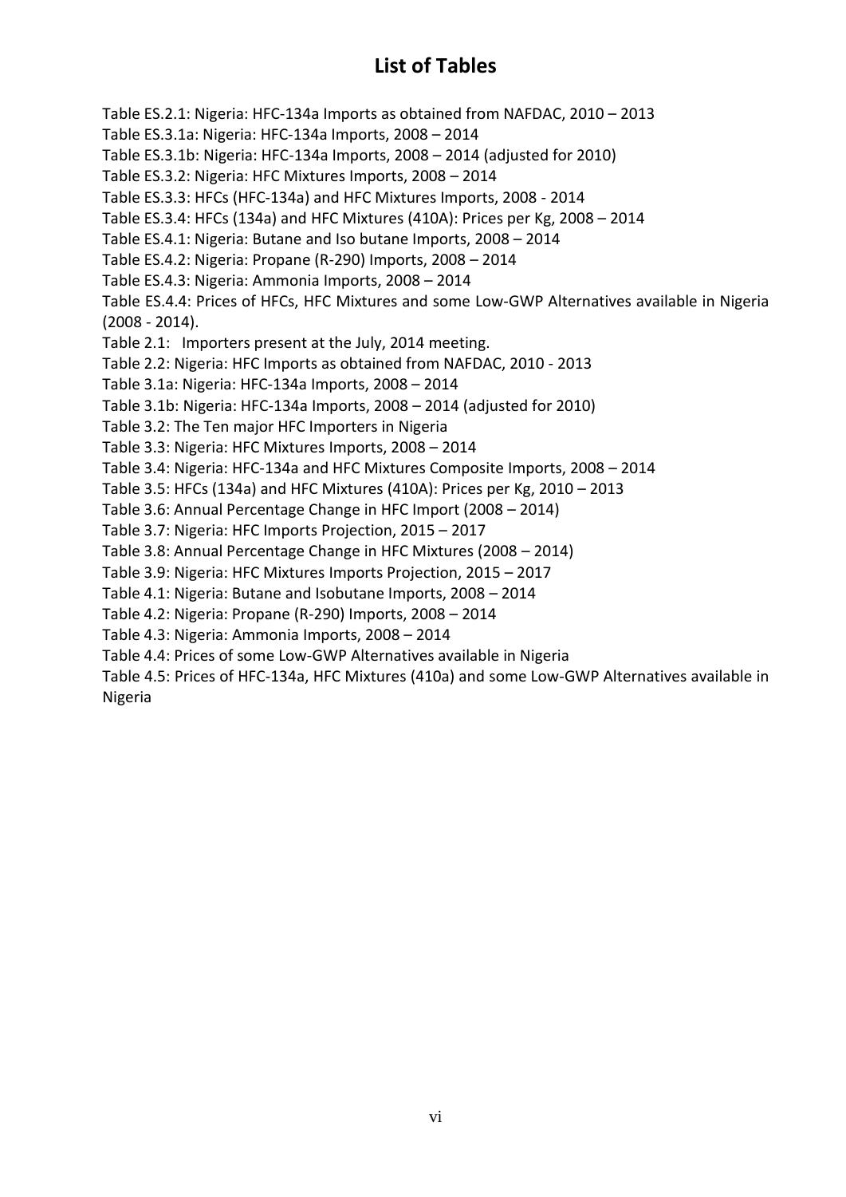# List of Tables

Table ES.2.1: Nigeria: HFC-134a Imports as obtained from NAFDAC, 2010 – 2013

Table ES.3.1a: Nigeria: HFC-134a Imports, 2008 – 2014

Table ES.3.1b: Nigeria: HFC-134a Imports, 2008 – 2014 (adjusted for 2010)

Table ES.3.2: Nigeria: HFC Mixtures Imports, 2008 – 2014

Table ES.3.3: HFCs (HFC-134a) and HFC Mixtures Imports, 2008 - 2014

Table ES.3.4: HFCs (134a) and HFC Mixtures (410A): Prices per Kg, 2008 – 2014

Table ES.4.1: Nigeria: Butane and Iso butane Imports, 2008 – 2014

Table ES.4.2: Nigeria: Propane (R-290) Imports, 2008 – 2014

Table ES.4.3: Nigeria: Ammonia Imports, 2008 – 2014

Table ES.4.4: Prices of HFCs, HFC Mixtures and some Low-GWP Alternatives available in Nigeria (2008 - 2014).

Table 2.1: Importers present at the July, 2014 meeting.

Table 2.2: Nigeria: HFC Imports as obtained from NAFDAC, 2010 - 2013

Table 3.1a: Nigeria: HFC-134a Imports, 2008 – 2014

Table 3.1b: Nigeria: HFC-134a Imports, 2008 – 2014 (adjusted for 2010)

Table 3.2: The Ten major HFC Importers in Nigeria

Table 3.3: Nigeria: HFC Mixtures Imports, 2008 – 2014

Table 3.4: Nigeria: HFC-134a and HFC Mixtures Composite Imports, 2008 – 2014

Table 3.5: HFCs (134a) and HFC Mixtures (410A): Prices per Kg, 2010 – 2013

Table 3.6: Annual Percentage Change in HFC Import (2008 – 2014)

Table 3.7: Nigeria: HFC Imports Projection, 2015 – 2017

Table 3.8: Annual Percentage Change in HFC Mixtures (2008 – 2014)

Table 3.9: Nigeria: HFC Mixtures Imports Projection, 2015 – 2017

Table 4.1: Nigeria: Butane and Isobutane Imports, 2008 – 2014

Table 4.2: Nigeria: Propane (R-290) Imports, 2008 – 2014

Table 4.3: Nigeria: Ammonia Imports, 2008 – 2014

Table 4.4: Prices of some Low-GWP Alternatives available in Nigeria

Table 4.5: Prices of HFC-134a, HFC Mixtures (410a) and some Low-GWP Alternatives available in Nigeria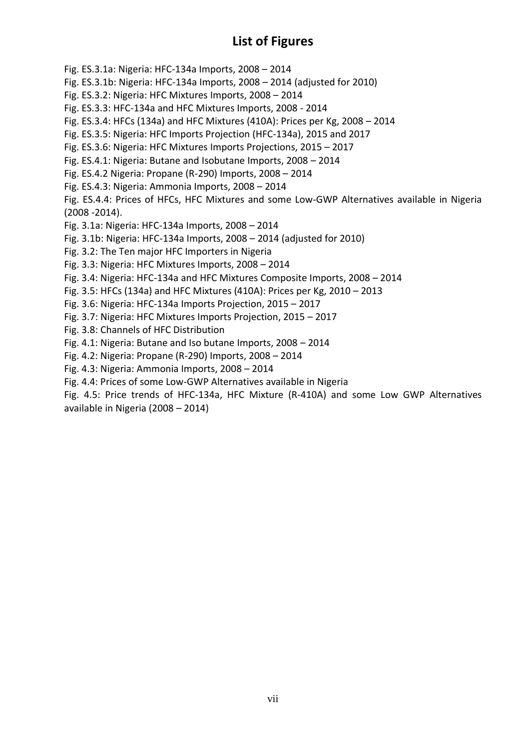# List of Figures

Fig. ES.3.1a: Nigeria: HFC-134a Imports, 2008 – 2014

Fig. ES.3.1b: Nigeria: HFC-134a Imports, 2008 – 2014 (adjusted for 2010)

Fig. ES.3.2: Nigeria: HFC Mixtures Imports, 2008 – 2014

Fig. ES.3.3: HFC-134a and HFC Mixtures Imports, 2008 - 2014

Fig. ES.3.4: HFCs (134a) and HFC Mixtures (410A): Prices per Kg, 2008 – 2014

Fig. ES.3.5: Nigeria: HFC Imports Projection (HFC-134a), 2015 and 2017

Fig. ES.3.6: Nigeria: HFC Mixtures Imports Projections, 2015 – 2017

Fig. ES.4.1: Nigeria: Butane and Isobutane Imports, 2008 – 2014

Fig. ES.4.2 Nigeria: Propane (R-290) Imports, 2008 – 2014

Fig. ES.4.3: Nigeria: Ammonia Imports, 2008 – 2014

Fig. ES.4.4: Prices of HFCs, HFC Mixtures and some Low-GWP Alternatives available in Nigeria (2008 -2014).

Fig. 3.1a: Nigeria: HFC-134a Imports, 2008 – 2014

Fig. 3.1b: Nigeria: HFC-134a Imports, 2008 – 2014 (adjusted for 2010)

Fig. 3.2: The Ten major HFC Importers in Nigeria

Fig. 3.3: Nigeria: HFC Mixtures Imports, 2008 – 2014

Fig. 3.4: Nigeria: HFC-134a and HFC Mixtures Composite Imports, 2008 – 2014

Fig. 3.5: HFCs (134a) and HFC Mixtures (410A): Prices per Kg, 2010 – 2013

Fig. 3.6: Nigeria: HFC-134a Imports Projection, 2015 – 2017

Fig. 3.7: Nigeria: HFC Mixtures Imports Projection, 2015 – 2017

Fig. 3.8: Channels of HFC Distribution

Fig. 4.1: Nigeria: Butane and Iso butane Imports, 2008 – 2014

Fig. 4.2: Nigeria: Propane (R-290) Imports, 2008 – 2014

Fig. 4.3: Nigeria: Ammonia Imports, 2008 – 2014

Fig. 4.4: Prices of some Low-GWP Alternatives available in Nigeria

Fig. 4.5: Price trends of HFC-134a, HFC Mixture (R-410A) and some Low GWP Alternatives available in Nigeria (2008 – 2014)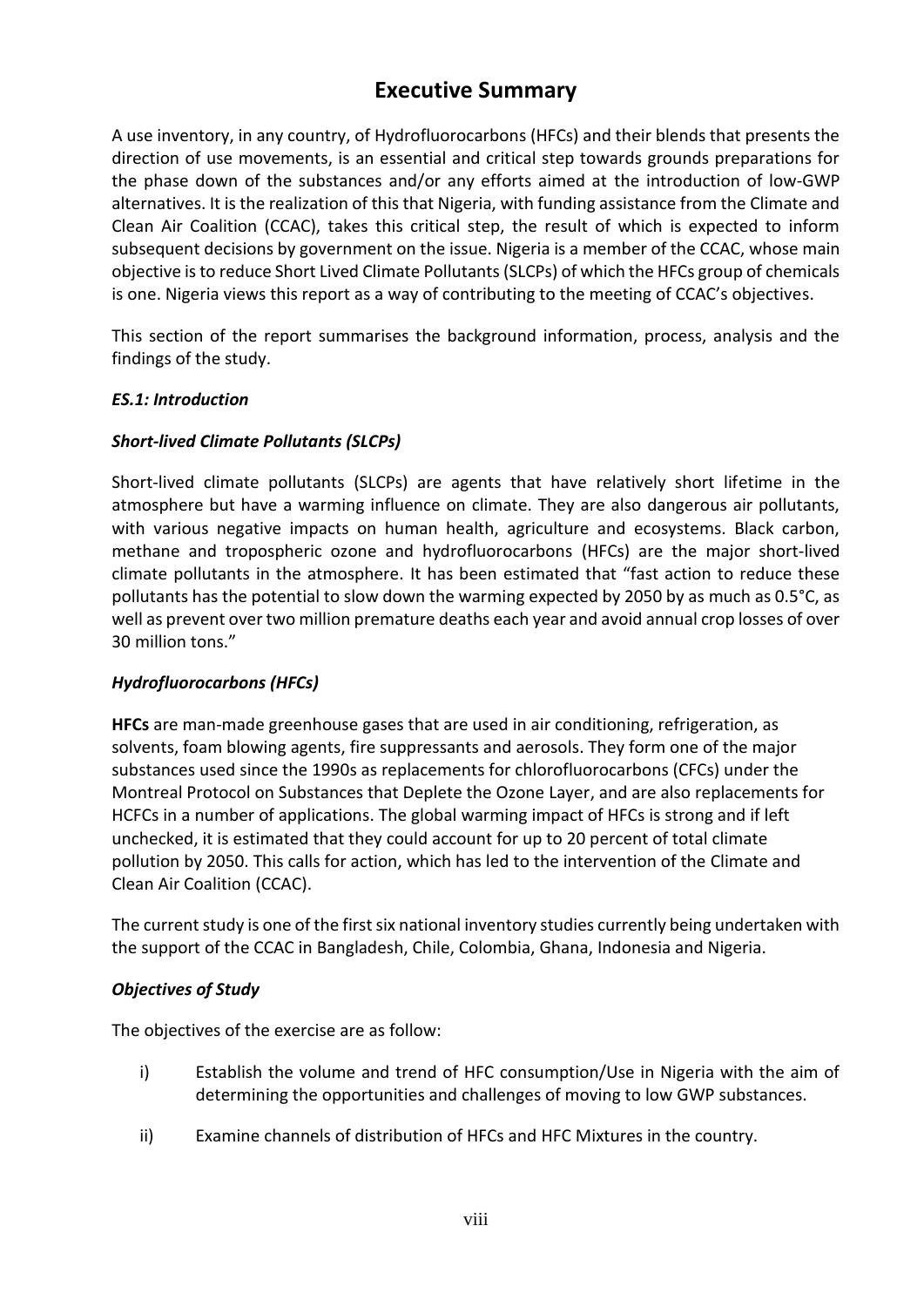# Executive Summary

A use inventory, in any country, of Hydrofluorocarbons (HFCs) and their blends that presents the direction of use movements, is an essential and critical step towards grounds preparations for the phase down of the substances and/or any efforts aimed at the introduction of low-GWP alternatives. It is the realization of this that Nigeria, with funding assistance from the Climate and Clean Air Coalition (CCAC), takes this critical step, the result of which is expected to inform subsequent decisions by government on the issue. Nigeria is a member of the CCAC, whose main objective is to reduce Short Lived Climate Pollutants (SLCPs) of which the HFCs group of chemicals is one. Nigeria views this report as a way of contributing to the meeting of CCAC's objectives.

This section of the report summarises the background information, process, analysis and the findings of the study.

### *ES.1: Introduction*

### *Short-lived Climate Pollutants (SLCPs)*

Short-lived climate pollutants (SLCPs) are agents that have relatively short lifetime in the atmosphere but have a warming influence on climate. They are also dangerous air pollutants, with various negative impacts on human health, agriculture and ecosystems. Black carbon, methane and tropospheric ozone and hydrofluorocarbons (HFCs) are the major short-lived climate pollutants in the atmosphere. It has been estimated that "fast action to reduce these pollutants has the potential to slow down the warming expected by 2050 by as much as 0.5°C, as well as prevent over two million premature deaths each year and avoid annual crop losses of over 30 million tons."

### *Hydrofluorocarbons (HFCs)*

**HFCs** are man-made greenhouse gases that are used in air conditioning, refrigeration, as solvents, foam blowing agents, fire suppressants and aerosols. They form one of the major substances used since the 1990s as replacements for chlorofluorocarbons (CFCs) under the Montreal Protocol on Substances that Deplete the Ozone Layer, and are also replacements for HCFCs in a number of applications. The global warming impact of HFCs is strong and if left unchecked, it is estimated that they could account for up to 20 percent of total climate pollution by 2050. This calls for action, which has led to the intervention of the Climate and Clean Air Coalition (CCAC).

The current study is one of the first six national inventory studies currently being undertaken with the support of the CCAC in Bangladesh, Chile, Colombia, Ghana, Indonesia and Nigeria.

### *Objectives of Study*

The objectives of the exercise are as follow:

i) Establish the volume and trend of HFC consumption/Use in Nigeria with the aim of determining the opportunities and challenges of moving to low GWP substances.

ii) Examine channels of distribution of HFCs and HFC Mixtures in the country.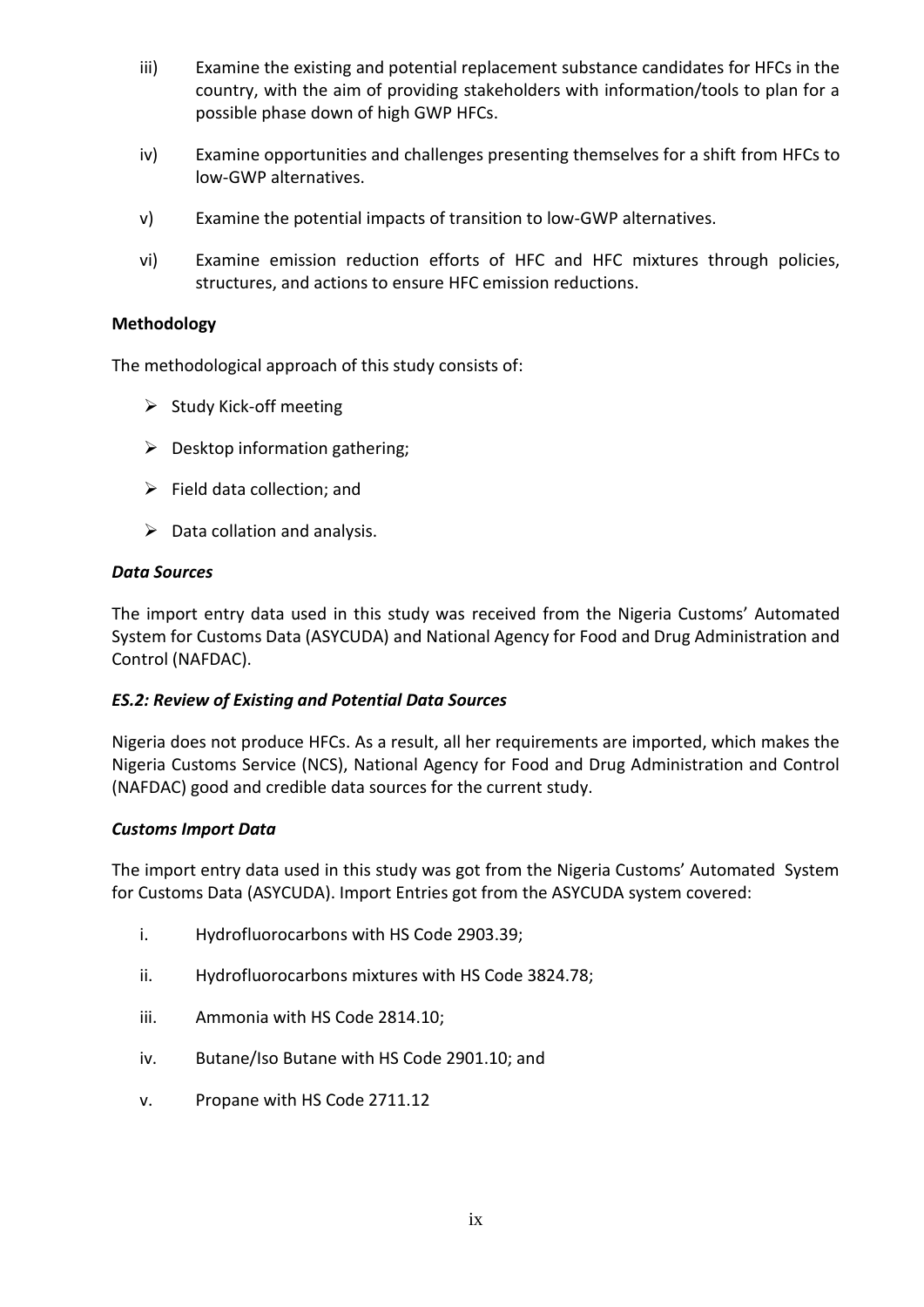iii) Examine the existing and potential replacement substance candidates for HFCs in the country, with the aim of providing stakeholders with information/tools to plan for a possible phase down of high GWP HFCs.

iv) Examine opportunities and challenges presenting themselves for a shift from HFCs to low-GWP alternatives.

v) Examine the potential impacts of transition to low-GWP alternatives.

vi) Examine emission reduction efforts of HFC and HFC mixtures through policies, structures, and actions to ensure HFC emission reductions.

**Methodology**

The methodological approach of this study consists of:

- Study Kick-off meeting
- Desktop information gathering;
- Field data collection; and
- Data collation and analysis.

***Data Sources***

The import entry data used in this study was received from the Nigeria Customs' Automated System for Customs Data (ASYCUDA) and National Agency for Food and Drug Administration and Control (NAFDAC).

***ES.2: Review of Existing and Potential Data Sources***

Nigeria does not produce HFCs. As a result, all her requirements are imported, which makes the Nigeria Customs Service (NCS), National Agency for Food and Drug Administration and Control (NAFDAC) good and credible data sources for the current study.

***Customs Import Data***

The import entry data used in this study was got from the Nigeria Customs' Automated System for Customs Data (ASYCUDA). Import Entries got from the ASYCUDA system covered:

i. Hydrofluorocarbons with HS Code 2903.39;

ii. Hydrofluorocarbons mixtures with HS Code 3824.78;

iii. Ammonia with HS Code 2814.10;

iv. Butane/Iso Butane with HS Code 2901.10; and

v. Propane with HS Code 2711.12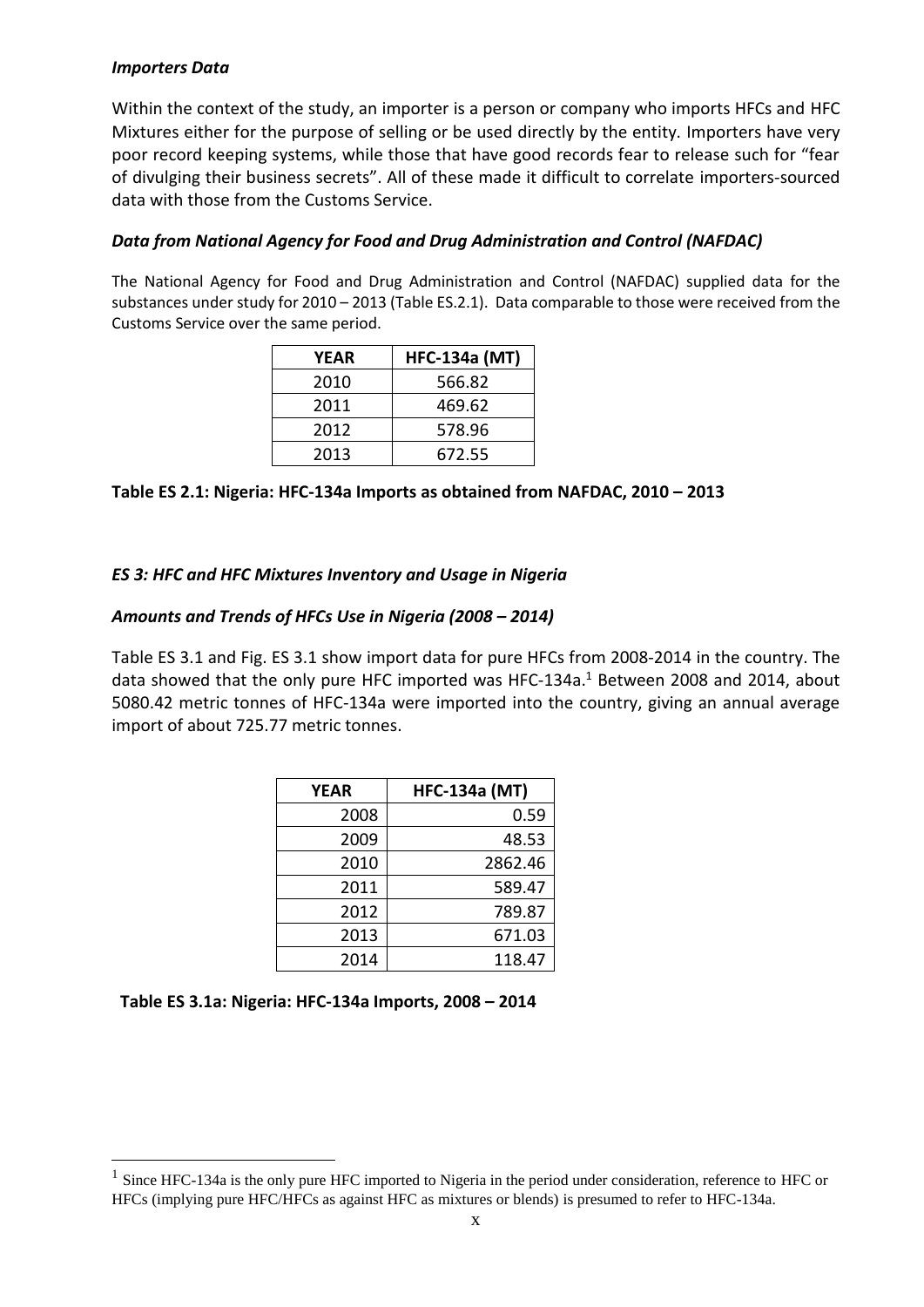***Importers Data***

Within the context of the study, an importer is a person or company who imports HFCs and HFC Mixtures either for the purpose of selling or be used directly by the entity. Importers have very poor record keeping systems, while those that have good records fear to release such for "fear of divulging their business secrets". All of these made it difficult to correlate importers-sourced data with those from the Customs Service.

***Data from National Agency for Food and Drug Administration and Control (NAFDAC)***

The National Agency for Food and Drug Administration and Control (NAFDAC) supplied data for the substances under study for 2010 – 2013 (Table ES.2.1). Data comparable to those were received from the Customs Service over the same period.

| YEAR | HFC-134a (MT) |
|---|---|
| 2010 | 566.82 |
| 2011 | 469.62 |
| 2012 | 578.96 |
| 2013 | 672.55 |

**Table ES 2.1: Nigeria: HFC-134a Imports as obtained from NAFDAC, 2010 – 2013**

***ES 3: HFC and HFC Mixtures Inventory and Usage in Nigeria***

***Amounts and Trends of HFCs Use in Nigeria (2008 – 2014)***

Table ES 3.1 and Fig. ES 3.1 show import data for pure HFCs from 2008-2014 in the country. The data showed that the only pure HFC imported was HFC-134a.[1] Between 2008 and 2014, about 5080.42 metric tonnes of HFC-134a were imported into the country, giving an annual average import of about 725.77 metric tonnes.

| YEAR | HFC-134a (MT) |
|---|---|
| 2008 | 0.59 |
| 2009 | 48.53 |
| 2010 | 2862.46 |
| 2011 | 589.47 |
| 2012 | 789.87 |
| 2013 | 671.03 |
| 2014 | 118.47 |

**Table ES 3.1a: Nigeria: HFC-134a Imports, 2008 – 2014**

[1] Since HFC-134a is the only pure HFC imported to Nigeria in the period under consideration, reference to HFC or HFCs (implying pure HFC/HFCs as against HFC as mixtures or blends) is presumed to refer to HFC-134a.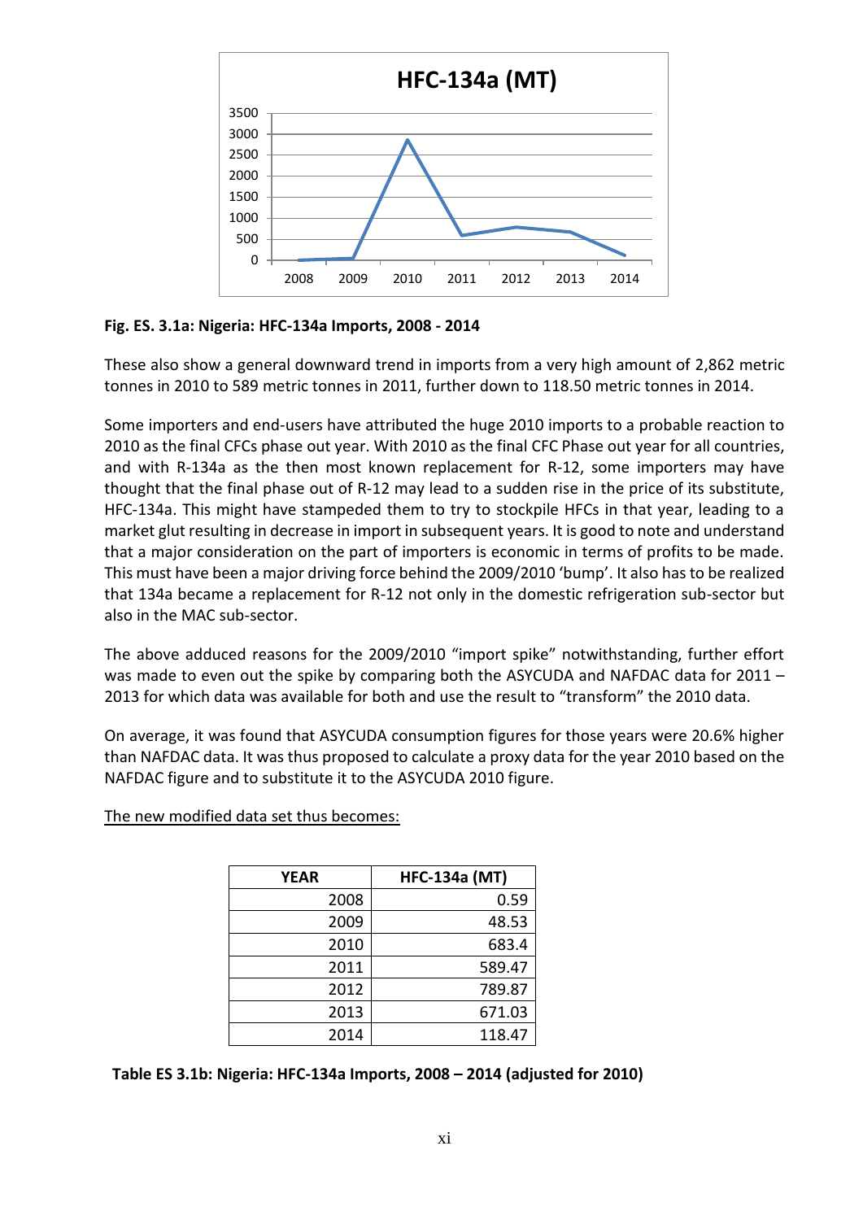**Fig. ES. 3.1a: Nigeria: HFC-134a Imports, 2008 - 2014**

These also show a general downward trend in imports from a very high amount of 2,862 metric tonnes in 2010 to 589 metric tonnes in 2011, further down to 118.50 metric tonnes in 2014.

Some importers and end-users have attributed the huge 2010 imports to a probable reaction to 2010 as the final CFCs phase out year. With 2010 as the final CFC Phase out year for all countries, and with R-134a as the then most known replacement for R-12, some importers may have thought that the final phase out of R-12 may lead to a sudden rise in the price of its substitute, HFC-134a. This might have stampeded them to try to stockpile HFCs in that year, leading to a market glut resulting in decrease in import in subsequent years. It is good to note and understand that a major consideration on the part of importers is economic in terms of profits to be made. This must have been a major driving force behind the 2009/2010 'bump'. It also has to be realized that 134a became a replacement for R-12 not only in the domestic refrigeration sub-sector but also in the MAC sub-sector.

The above adduced reasons for the 2009/2010 "import spike" notwithstanding, further effort was made to even out the spike by comparing both the ASYCUDA and NAFDAC data for 2011 – 2013 for which data was available for both and use the result to "transform" the 2010 data.

On average, it was found that ASYCUDA consumption figures for those years were 20.6% higher than NAFDAC data. It was thus proposed to calculate a proxy data for the year 2010 based on the NAFDAC figure and to substitute it to the ASYCUDA 2010 figure.

The new modified data set thus becomes:

| YEAR | HFC-134a (MT) |
|---:|---:|
| 2008 | 0.59 |
| 2009 | 48.53 |
| 2010 | 683.4 |
| 2011 | 589.47 |
| 2012 | 789.87 |
| 2013 | 671.03 |
| 2014 | 118.47 |

**Table ES 3.1b: Nigeria: HFC-134a Imports, 2008 – 2014 (adjusted for 2010)**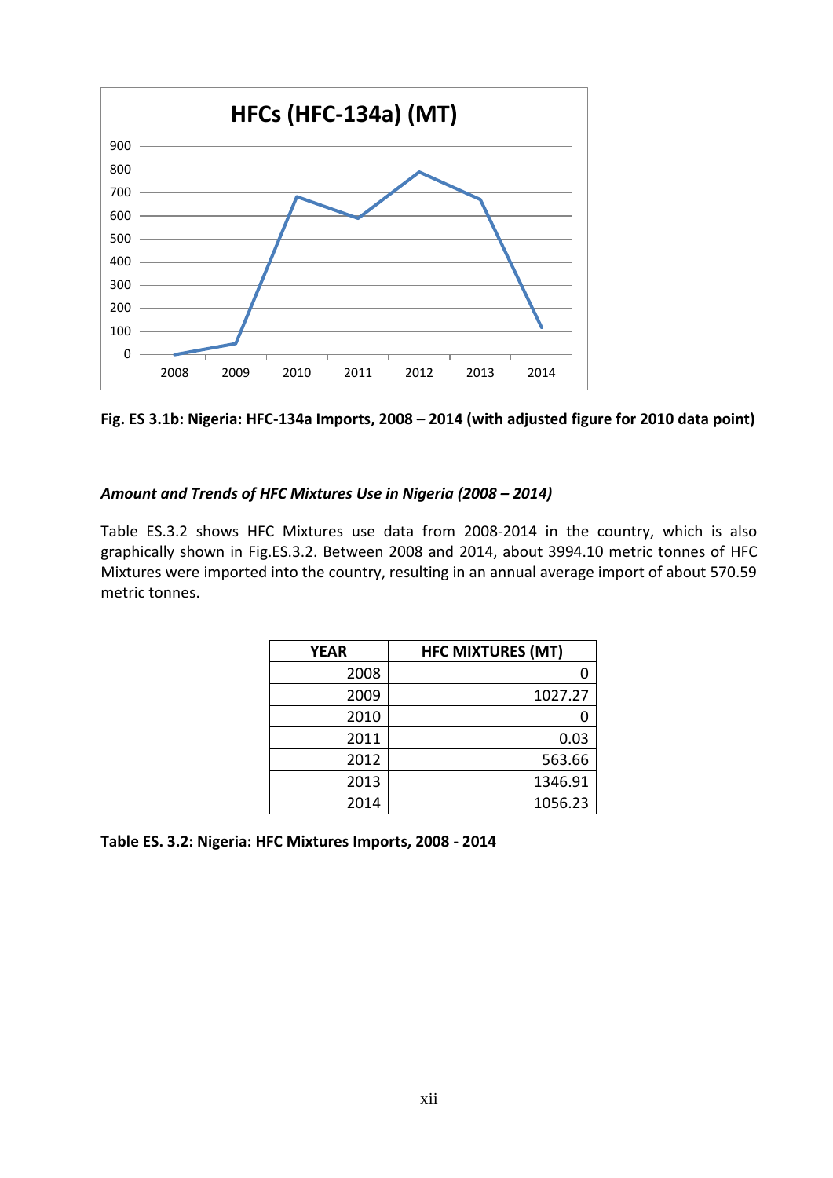**Fig. ES 3.1b: Nigeria: HFC-134a Imports, 2008 – 2014 (with adjusted figure for 2010 data point)**

***Amount and Trends of HFC Mixtures Use in Nigeria (2008 – 2014)***

Table ES.3.2 shows HFC Mixtures use data from 2008-2014 in the country, which is also graphically shown in Fig.ES.3.2. Between 2008 and 2014, about 3994.10 metric tonnes of HFC Mixtures were imported into the country, resulting in an annual average import of about 570.59 metric tonnes.

| YEAR | HFC MIXTURES (MT) |
|---:|---:|
| 2008 | 0 |
| 2009 | 1027.27 |
| 2010 | 0 |
| 2011 | 0.03 |
| 2012 | 563.66 |
| 2013 | 1346.91 |
| 2014 | 1056.23 |

**Table ES. 3.2: Nigeria: HFC Mixtures Imports, 2008 - 2014**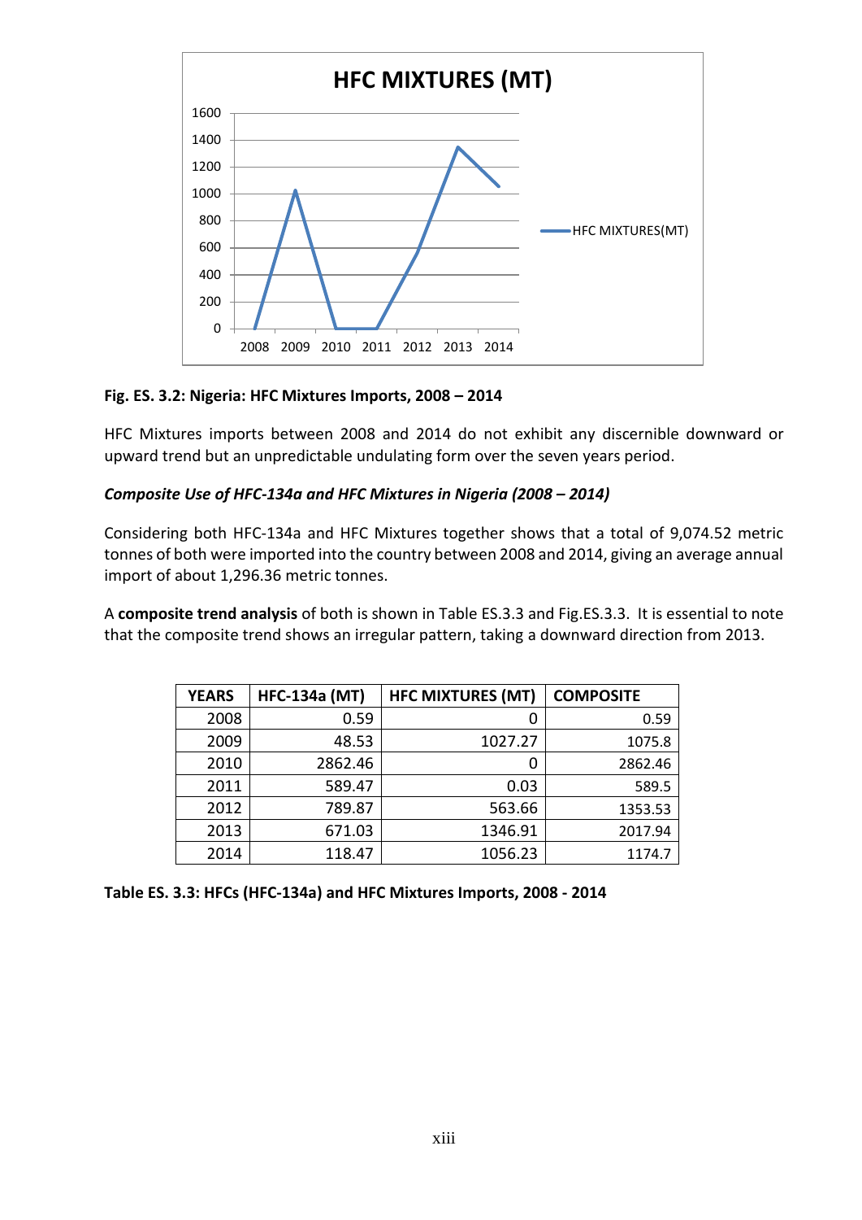**Fig. ES. 3.2: Nigeria: HFC Mixtures Imports, 2008 – 2014**

HFC Mixtures imports between 2008 and 2014 do not exhibit any discernible downward or upward trend but an unpredictable undulating form over the seven years period.

***Composite Use of HFC-134a and HFC Mixtures in Nigeria (2008 – 2014)***

Considering both HFC-134a and HFC Mixtures together shows that a total of 9,074.52 metric tonnes of both were imported into the country between 2008 and 2014, giving an average annual import of about 1,296.36 metric tonnes.

A **composite trend analysis** of both is shown in Table ES.3.3 and Fig.ES.3.3. It is essential to note that the composite trend shows an irregular pattern, taking a downward direction from 2013.

| YEARS | HFC-134a (MT) | HFC MIXTURES (MT) | COMPOSITE |
|---|---|---|---|
| 2008 | 0.59 | 0 | 0.59 |
| 2009 | 48.53 | 1027.27 | 1075.8 |
| 2010 | 2862.46 | 0 | 2862.46 |
| 2011 | 589.47 | 0.03 | 589.5 |
| 2012 | 789.87 | 563.66 | 1353.53 |
| 2013 | 671.03 | 1346.91 | 2017.94 |
| 2014 | 118.47 | 1056.23 | 1174.7 |

**Table ES. 3.3: HFCs (HFC-134a) and HFC Mixtures Imports, 2008 - 2014**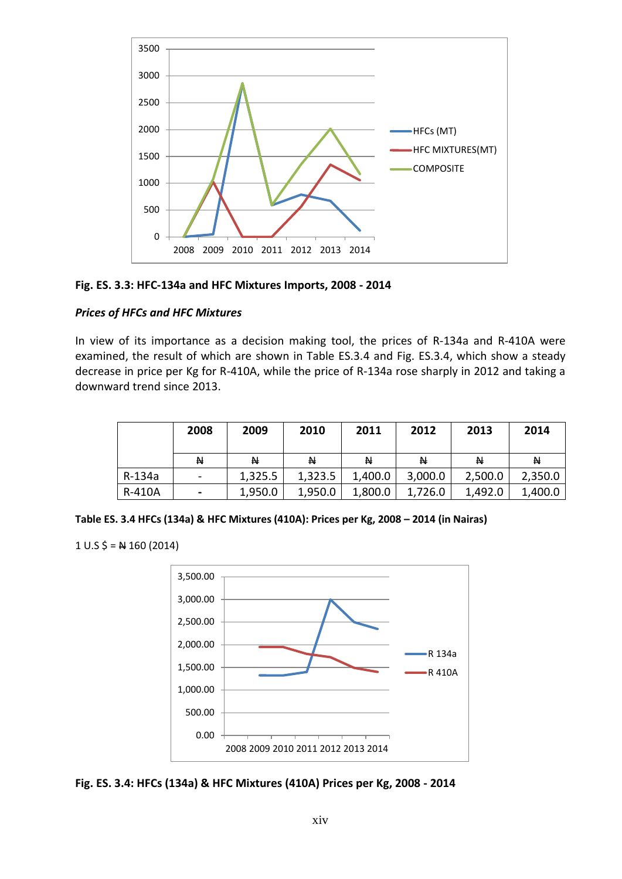**Fig. ES. 3.3: HFC-134a and HFC Mixtures Imports, 2008 - 2014**

***Prices of HFCs and HFC Mixtures***

In view of its importance as a decision making tool, the prices of R-134a and R-410A were examined, the result of which are shown in Table ES.3.4 and Fig. ES.3.4, which show a steady decrease in price per Kg for R-410A, while the price of R-134a rose sharply in 2012 and taking a downward trend since 2013.

| | 2008 | 2009 | 2010 | 2011 | 2012 | 2013 | 2014 |
|---|---|---|---|---|---|---|---|
| | ₦ | ₦ | ₦ | ₦ | ₦ | ₦ | ₦ |
| R-134a | - | 1,325.5 | 1,323.5 | 1,400.0 | 3,000.0 | 2,500.0 | 2,350.0 |
| R-410A | - | 1,950.0 | 1,950.0 | 1,800.0 | 1,726.0 | 1,492.0 | 1,400.0 |

**Table ES. 3.4 HFCs (134a) & HFC Mixtures (410A): Prices per Kg, 2008 – 2014 (in Nairas)**

1 U.S $ = ₦ 160 (2014)

**Fig. ES. 3.4: HFCs (134a) & HFC Mixtures (410A) Prices per Kg, 2008 - 2014**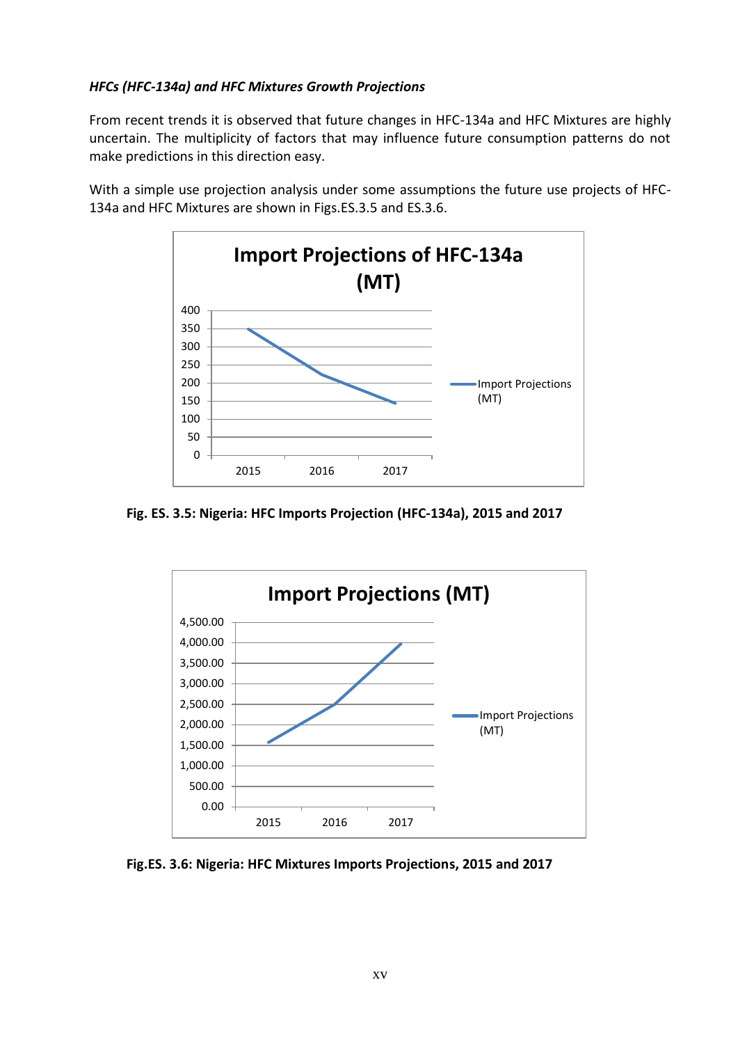*HFCs (HFC-134a) and HFC Mixtures Growth Projections*

From recent trends it is observed that future changes in HFC-134a and HFC Mixtures are highly uncertain. The multiplicity of factors that may influence future consumption patterns do not make predictions in this direction easy.

With a simple use projection analysis under some assumptions the future use projects of HFC-134a and HFC Mixtures are shown in Figs.ES.3.5 and ES.3.6.

**Fig. ES. 3.5: Nigeria: HFC Imports Projection (HFC-134a), 2015 and 2017**

**Fig.ES. 3.6: Nigeria: HFC Mixtures Imports Projections, 2015 and 2017**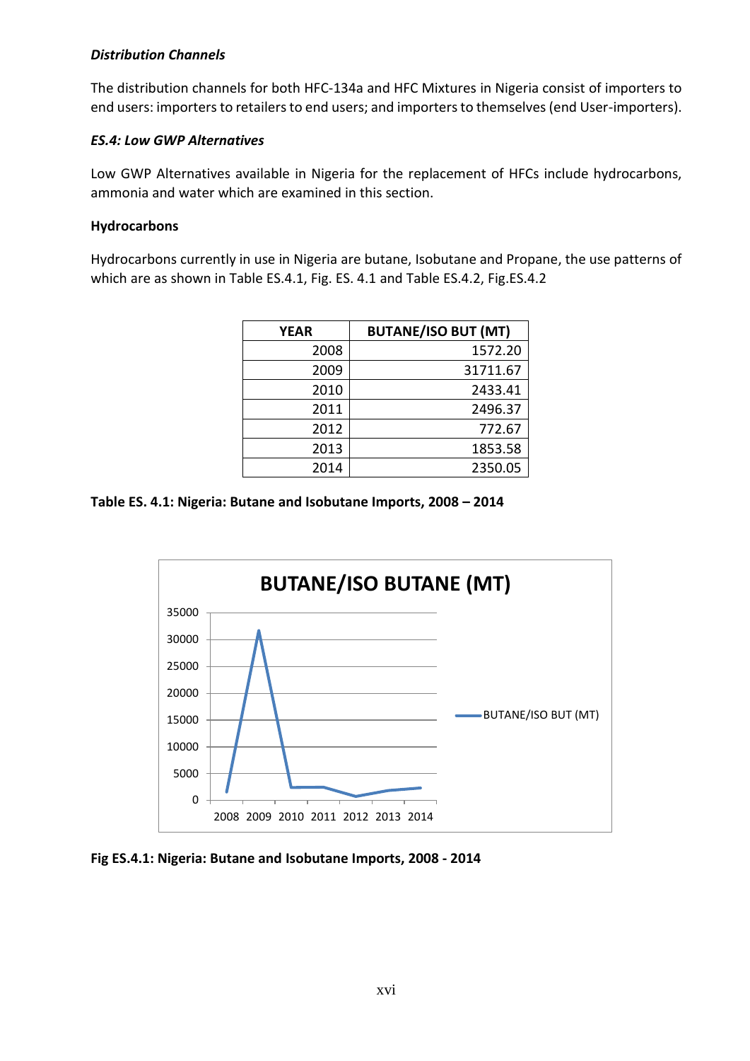***Distribution Channels***

The distribution channels for both HFC-134a and HFC Mixtures in Nigeria consist of importers to end users: importers to retailers to end users; and importers to themselves (end User-importers).

***ES.4: Low GWP Alternatives***

Low GWP Alternatives available in Nigeria for the replacement of HFCs include hydrocarbons, ammonia and water which are examined in this section.

**Hydrocarbons**

Hydrocarbons currently in use in Nigeria are butane, Isobutane and Propane, the use patterns of which are as shown in Table ES.4.1, Fig. ES. 4.1 and Table ES.4.2, Fig.ES.4.2

| YEAR | BUTANE/ISO BUT (MT) |
|---|---|
| 2008 | 1572.20 |
| 2009 | 31711.67 |
| 2010 | 2433.41 |
| 2011 | 2496.37 |
| 2012 | 772.67 |
| 2013 | 1853.58 |
| 2014 | 2350.05 |

**Table ES. 4.1: Nigeria: Butane and Isobutane Imports, 2008 – 2014**

**Fig ES.4.1: Nigeria: Butane and Isobutane Imports, 2008 - 2014**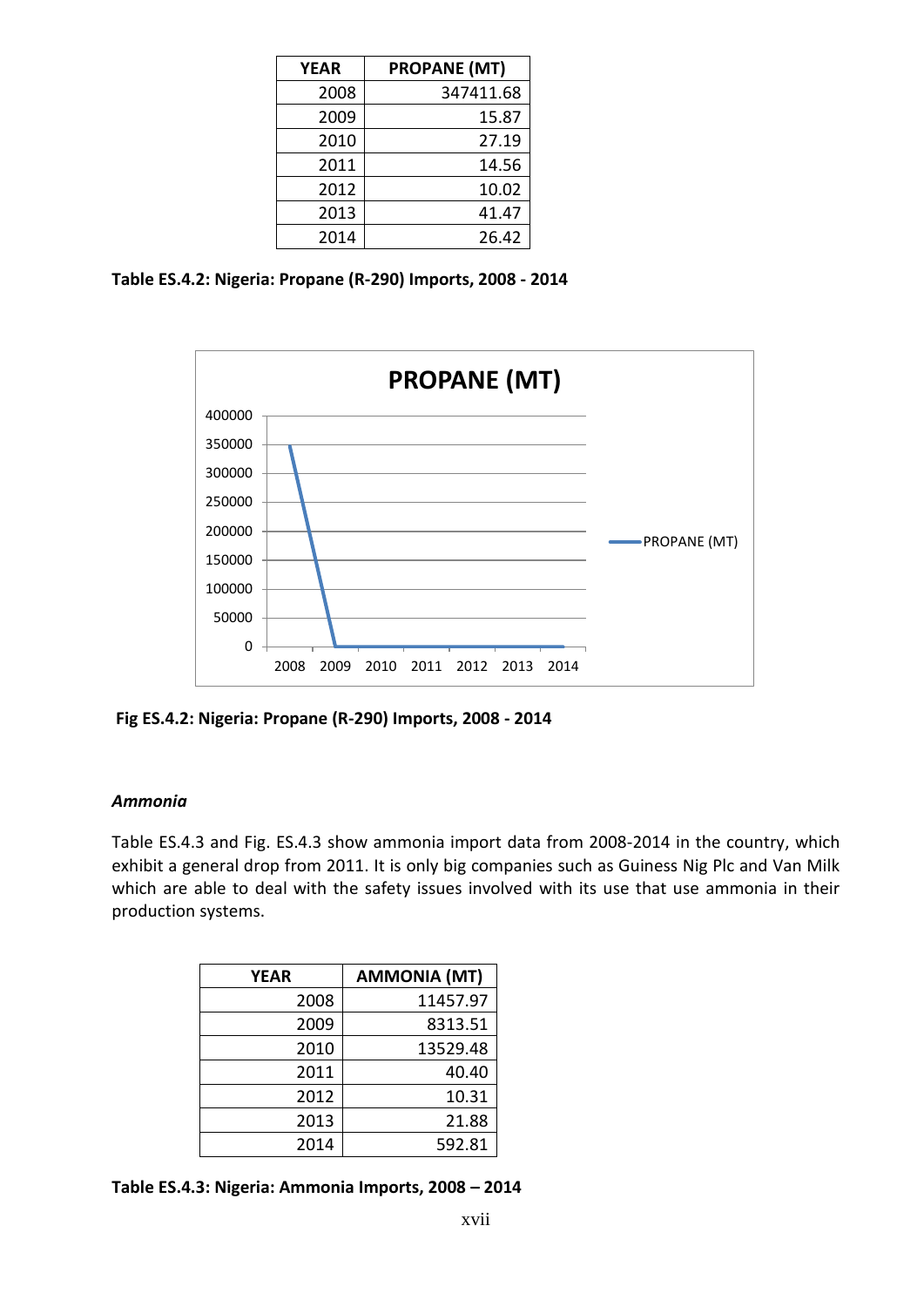| YEAR | PROPANE (MT) |
|---|---|
| 2008 | 347411.68 |
| 2009 | 15.87 |
| 2010 | 27.19 |
| 2011 | 14.56 |
| 2012 | 10.02 |
| 2013 | 41.47 |
| 2014 | 26.42 |

**Table ES.4.2: Nigeria: Propane (R-290) Imports, 2008 - 2014**

**Fig ES.4.2: Nigeria: Propane (R-290) Imports, 2008 - 2014**

***Ammonia***

Table ES.4.3 and Fig. ES.4.3 show ammonia import data from 2008-2014 in the country, which exhibit a general drop from 2011. It is only big companies such as Guiness Nig Plc and Van Milk which are able to deal with the safety issues involved with its use that use ammonia in their production systems.

| YEAR | AMMONIA (MT) |
|---|---|
| 2008 | 11457.97 |
| 2009 | 8313.51 |
| 2010 | 13529.48 |
| 2011 | 40.40 |
| 2012 | 10.31 |
| 2013 | 21.88 |
| 2014 | 592.81 |

**Table ES.4.3: Nigeria: Ammonia Imports, 2008 – 2014**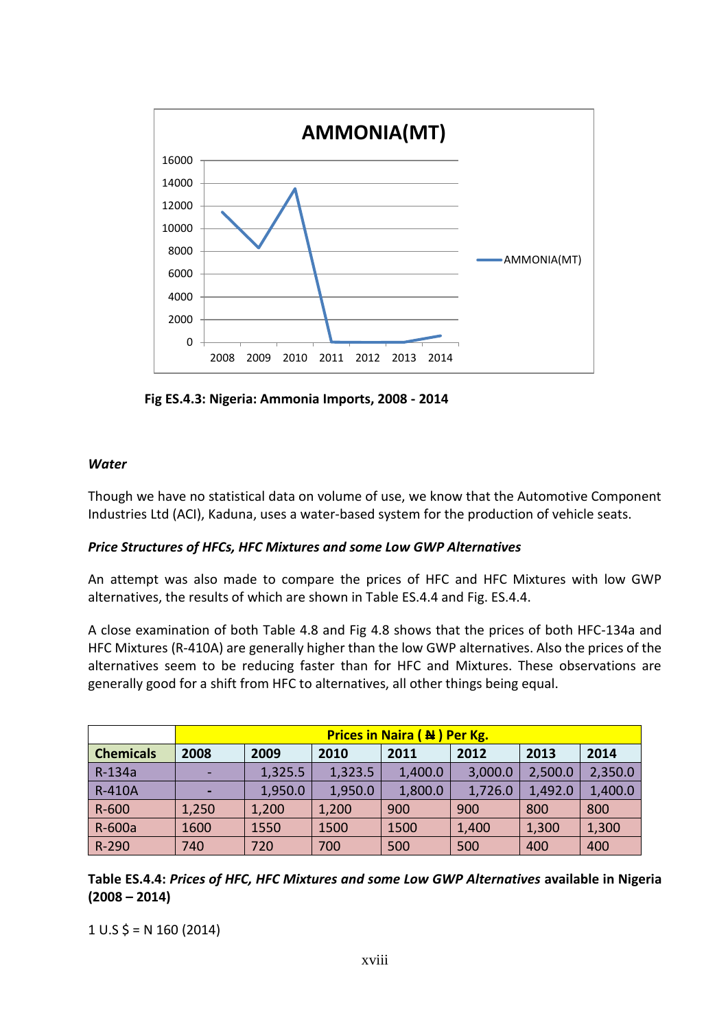Fig ES.4.3: Nigeria: Ammonia Imports, 2008 - 2014

***Water***

Though we have no statistical data on volume of use, we know that the Automotive Component Industries Ltd (ACI), Kaduna, uses a water-based system for the production of vehicle seats.

***Price Structures of HFCs, HFC Mixtures and some Low GWP Alternatives***

An attempt was also made to compare the prices of HFC and HFC Mixtures with low GWP alternatives, the results of which are shown in Table ES.4.4 and Fig. ES.4.4.

A close examination of both Table 4.8 and Fig 4.8 shows that the prices of both HFC-134a and HFC Mixtures (R-410A) are generally higher than the low GWP alternatives. Also the prices of the alternatives seem to be reducing faster than for HFC and Mixtures. These observations are generally good for a shift from HFC to alternatives, all other things being equal.

| | Prices in Naira ( ₦ ) Per Kg. | | | | | | |
|---|---|---|---|---|---|---|---|
| **Chemicals** | **2008** | **2009** | **2010** | **2011** | **2012** | **2013** | **2014** |
| R-134a | - | 1,325.5 | 1,323.5 | 1,400.0 | 3,000.0 | 2,500.0 | 2,350.0 |
| R-410A | - | 1,950.0 | 1,950.0 | 1,800.0 | 1,726.0 | 1,492.0 | 1,400.0 |
| R-600 | 1,250 | 1,200 | 1,200 | 900 | 900 | 800 | 800 |
| R-600a | 1600 | 1550 | 1500 | 1500 | 1,400 | 1,300 | 1,300 |
| R-290 | 740 | 720 | 700 | 500 | 500 | 400 | 400 |

**Table ES.4.4:** ***Prices of HFC, HFC Mixtures and some Low GWP Alternatives*** **available in Nigeria (2008 – 2014)**

1 U.S $ = N 160 (2014)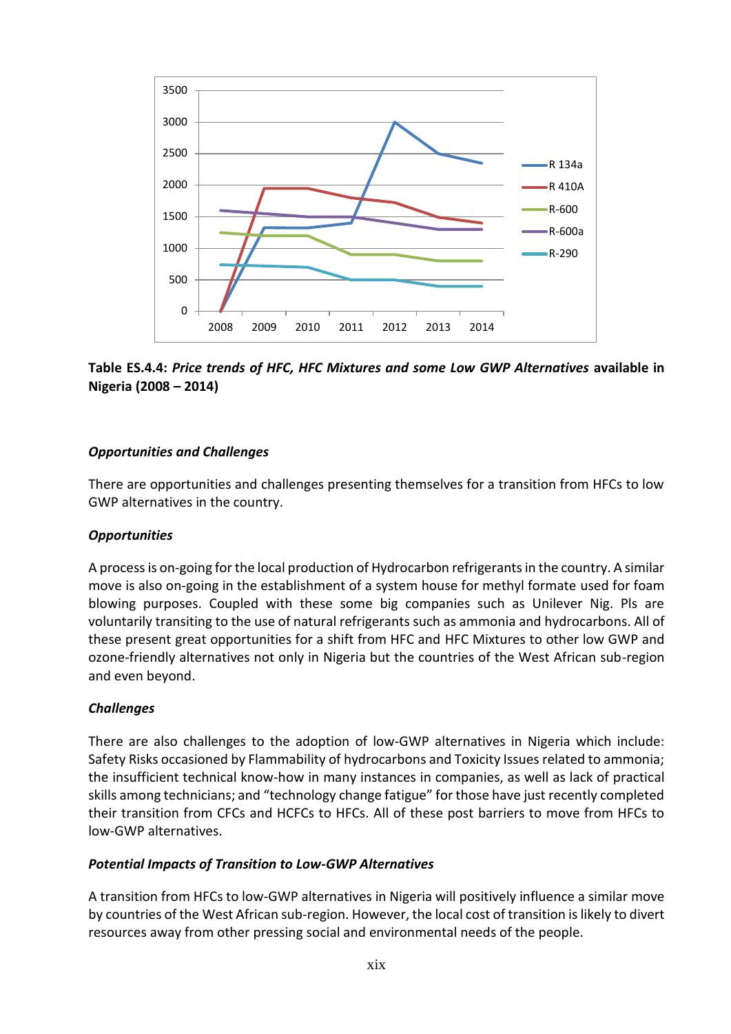**Table ES.4.4: *Price trends of HFC, HFC Mixtures and some Low GWP Alternatives* available in Nigeria (2008 – 2014)**

***Opportunities and Challenges***

There are opportunities and challenges presenting themselves for a transition from HFCs to low GWP alternatives in the country.

***Opportunities***

A process is on-going for the local production of Hydrocarbon refrigerants in the country. A similar move is also on-going in the establishment of a system house for methyl formate used for foam blowing purposes. Coupled with these some big companies such as Unilever Nig. Pls are voluntarily transiting to the use of natural refrigerants such as ammonia and hydrocarbons. All of these present great opportunities for a shift from HFC and HFC Mixtures to other low GWP and ozone-friendly alternatives not only in Nigeria but the countries of the West African sub-region and even beyond.

***Challenges***

There are also challenges to the adoption of low-GWP alternatives in Nigeria which include: Safety Risks occasioned by Flammability of hydrocarbons and Toxicity Issues related to ammonia; the insufficient technical know-how in many instances in companies, as well as lack of practical skills among technicians; and "technology change fatigue" for those have just recently completed their transition from CFCs and HCFCs to HFCs. All of these post barriers to move from HFCs to low-GWP alternatives.

***Potential Impacts of Transition to Low-GWP Alternatives***

A transition from HFCs to low-GWP alternatives in Nigeria will positively influence a similar move by countries of the West African sub-region. However, the local cost of transition is likely to divert resources away from other pressing social and environmental needs of the people.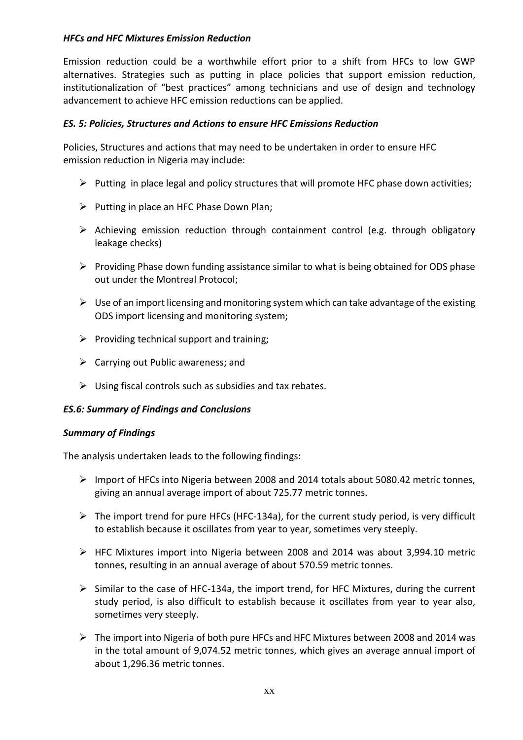***HFCs and HFC Mixtures Emission Reduction***

Emission reduction could be a worthwhile effort prior to a shift from HFCs to low GWP alternatives. Strategies such as putting in place policies that support emission reduction, institutionalization of "best practices" among technicians and use of design and technology advancement to achieve HFC emission reductions can be applied.

***ES. 5: Policies, Structures and Actions to ensure HFC Emissions Reduction***

Policies, Structures and actions that may need to be undertaken in order to ensure HFC emission reduction in Nigeria may include:

- Putting in place legal and policy structures that will promote HFC phase down activities;
- Putting in place an HFC Phase Down Plan;
- Achieving emission reduction through containment control (e.g. through obligatory leakage checks)
- Providing Phase down funding assistance similar to what is being obtained for ODS phase out under the Montreal Protocol;
- Use of an import licensing and monitoring system which can take advantage of the existing ODS import licensing and monitoring system;
- Providing technical support and training;
- Carrying out Public awareness; and
- Using fiscal controls such as subsidies and tax rebates.

***ES.6: Summary of Findings and Conclusions***

***Summary of Findings***

The analysis undertaken leads to the following findings:

- Import of HFCs into Nigeria between 2008 and 2014 totals about 5080.42 metric tonnes, giving an annual average import of about 725.77 metric tonnes.
- The import trend for pure HFCs (HFC-134a), for the current study period, is very difficult to establish because it oscillates from year to year, sometimes very steeply.
- HFC Mixtures import into Nigeria between 2008 and 2014 was about 3,994.10 metric tonnes, resulting in an annual average of about 570.59 metric tonnes.
- Similar to the case of HFC-134a, the import trend, for HFC Mixtures, during the current study period, is also difficult to establish because it oscillates from year to year also, sometimes very steeply.
- The import into Nigeria of both pure HFCs and HFC Mixtures between 2008 and 2014 was in the total amount of 9,074.52 metric tonnes, which gives an average annual import of about 1,296.36 metric tonnes.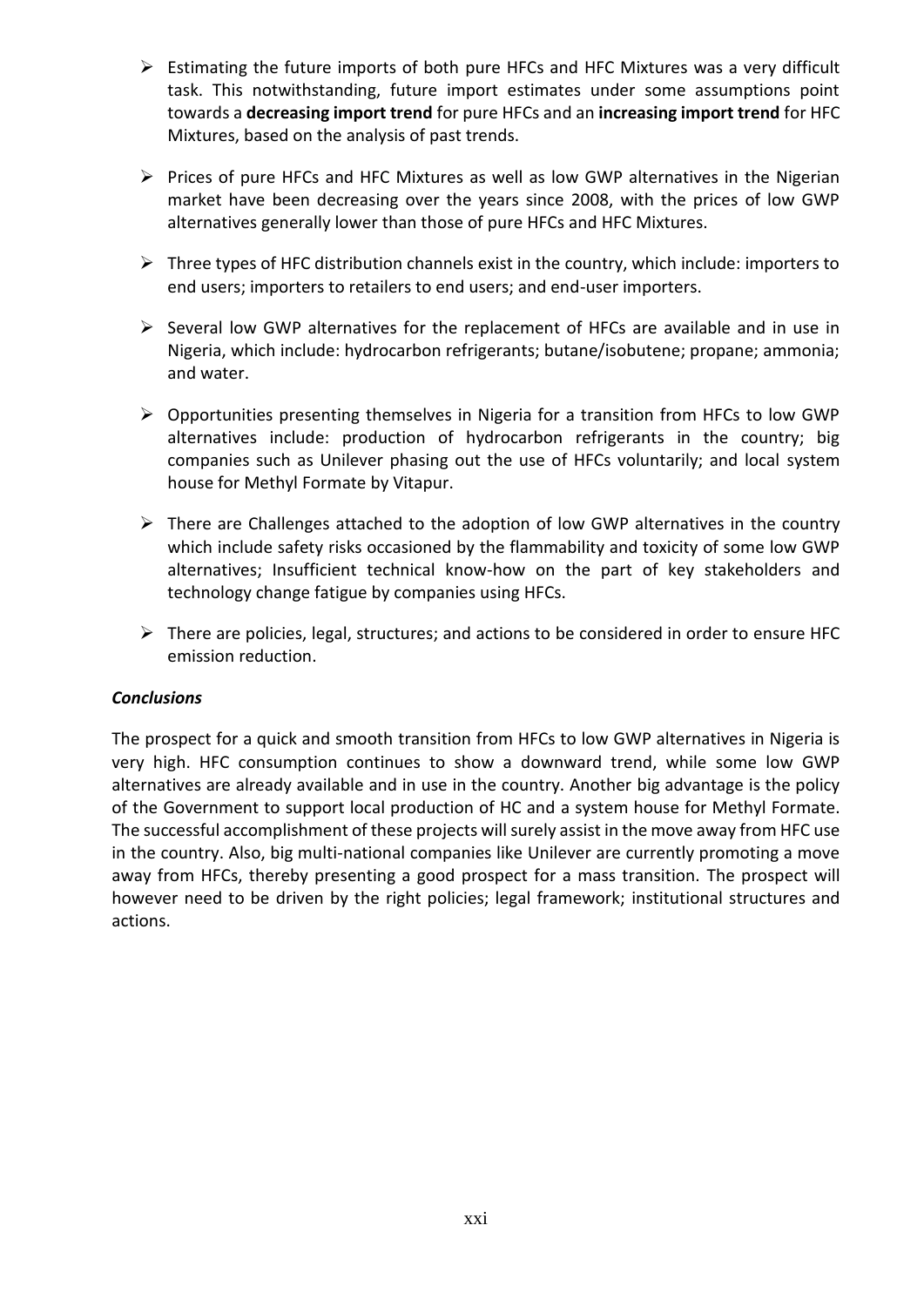- Estimating the future imports of both pure HFCs and HFC Mixtures was a very difficult task. This notwithstanding, future import estimates under some assumptions point towards a **decreasing import trend** for pure HFCs and an **increasing import trend** for HFC Mixtures, based on the analysis of past trends.

- Prices of pure HFCs and HFC Mixtures as well as low GWP alternatives in the Nigerian market have been decreasing over the years since 2008, with the prices of low GWP alternatives generally lower than those of pure HFCs and HFC Mixtures.

- Three types of HFC distribution channels exist in the country, which include: importers to end users; importers to retailers to end users; and end-user importers.

- Several low GWP alternatives for the replacement of HFCs are available and in use in Nigeria, which include: hydrocarbon refrigerants; butane/isobutene; propane; ammonia; and water.

- Opportunities presenting themselves in Nigeria for a transition from HFCs to low GWP alternatives include: production of hydrocarbon refrigerants in the country; big companies such as Unilever phasing out the use of HFCs voluntarily; and local system house for Methyl Formate by Vitapur.

- There are Challenges attached to the adoption of low GWP alternatives in the country which include safety risks occasioned by the flammability and toxicity of some low GWP alternatives; Insufficient technical know-how on the part of key stakeholders and technology change fatigue by companies using HFCs.

- There are policies, legal, structures; and actions to be considered in order to ensure HFC emission reduction.

***Conclusions***

The prospect for a quick and smooth transition from HFCs to low GWP alternatives in Nigeria is very high. HFC consumption continues to show a downward trend, while some low GWP alternatives are already available and in use in the country. Another big advantage is the policy of the Government to support local production of HC and a system house for Methyl Formate. The successful accomplishment of these projects will surely assist in the move away from HFC use in the country. Also, big multi-national companies like Unilever are currently promoting a move away from HFCs, thereby presenting a good prospect for a mass transition. The prospect will however need to be driven by the right policies; legal framework; institutional structures and actions.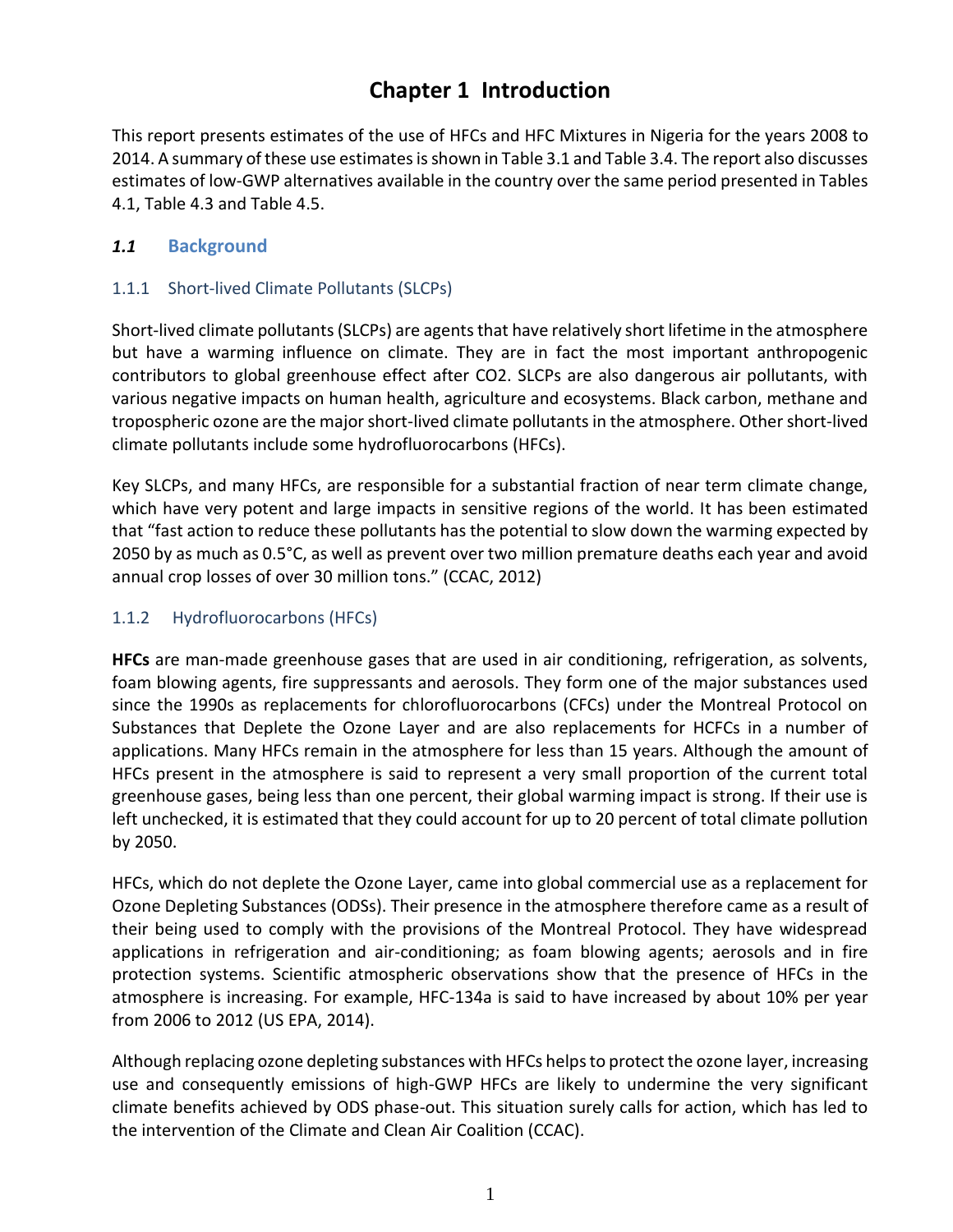# Chapter 1 Introduction

This report presents estimates of the use of HFCs and HFC Mixtures in Nigeria for the years 2008 to 2014. A summary of these use estimates is shown in Table 3.1 and Table 3.4. The report also discusses estimates of low-GWP alternatives available in the country over the same period presented in Tables 4.1, Table 4.3 and Table 4.5.

## *1.1* Background

### 1.1.1 Short-lived Climate Pollutants (SLCPs)

Short-lived climate pollutants (SLCPs) are agents that have relatively short lifetime in the atmosphere but have a warming influence on climate. They are in fact the most important anthropogenic contributors to global greenhouse effect after CO2. SLCPs are also dangerous air pollutants, with various negative impacts on human health, agriculture and ecosystems. Black carbon, methane and tropospheric ozone are the major short-lived climate pollutants in the atmosphere. Other short-lived climate pollutants include some hydrofluorocarbons (HFCs).

Key SLCPs, and many HFCs, are responsible for a substantial fraction of near term climate change, which have very potent and large impacts in sensitive regions of the world. It has been estimated that "fast action to reduce these pollutants has the potential to slow down the warming expected by 2050 by as much as 0.5°C, as well as prevent over two million premature deaths each year and avoid annual crop losses of over 30 million tons." (CCAC, 2012)

### 1.1.2 Hydrofluorocarbons (HFCs)

**HFCs** are man-made greenhouse gases that are used in air conditioning, refrigeration, as solvents, foam blowing agents, fire suppressants and aerosols. They form one of the major substances used since the 1990s as replacements for chlorofluorocarbons (CFCs) under the Montreal Protocol on Substances that Deplete the Ozone Layer and are also replacements for HCFCs in a number of applications. Many HFCs remain in the atmosphere for less than 15 years. Although the amount of HFCs present in the atmosphere is said to represent a very small proportion of the current total greenhouse gases, being less than one percent, their global warming impact is strong. If their use is left unchecked, it is estimated that they could account for up to 20 percent of total climate pollution by 2050.

HFCs, which do not deplete the Ozone Layer, came into global commercial use as a replacement for Ozone Depleting Substances (ODSs). Their presence in the atmosphere therefore came as a result of their being used to comply with the provisions of the Montreal Protocol. They have widespread applications in refrigeration and air-conditioning; as foam blowing agents; aerosols and in fire protection systems. Scientific atmospheric observations show that the presence of HFCs in the atmosphere is increasing. For example, HFC-134a is said to have increased by about 10% per year from 2006 to 2012 (US EPA, 2014).

Although replacing ozone depleting substances with HFCs helps to protect the ozone layer, increasing use and consequently emissions of high-GWP HFCs are likely to undermine the very significant climate benefits achieved by ODS phase-out. This situation surely calls for action, which has led to the intervention of the Climate and Clean Air Coalition (CCAC).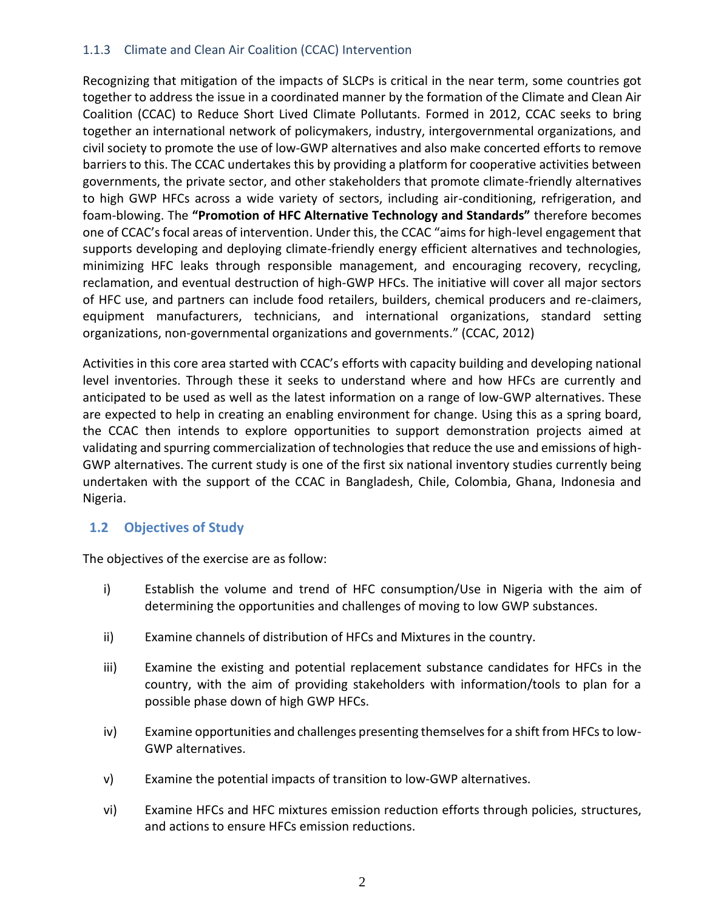### 1.1.3 Climate and Clean Air Coalition (CCAC) Intervention

Recognizing that mitigation of the impacts of SLCPs is critical in the near term, some countries got together to address the issue in a coordinated manner by the formation of the Climate and Clean Air Coalition (CCAC) to Reduce Short Lived Climate Pollutants. Formed in 2012, CCAC seeks to bring together an international network of policymakers, industry, intergovernmental organizations, and civil society to promote the use of low-GWP alternatives and also make concerted efforts to remove barriers to this. The CCAC undertakes this by providing a platform for cooperative activities between governments, the private sector, and other stakeholders that promote climate-friendly alternatives to high GWP HFCs across a wide variety of sectors, including air-conditioning, refrigeration, and foam-blowing. The **"Promotion of HFC Alternative Technology and Standards"** therefore becomes one of CCAC's focal areas of intervention. Under this, the CCAC "aims for high-level engagement that supports developing and deploying climate-friendly energy efficient alternatives and technologies, minimizing HFC leaks through responsible management, and encouraging recovery, recycling, reclamation, and eventual destruction of high-GWP HFCs. The initiative will cover all major sectors of HFC use, and partners can include food retailers, builders, chemical producers and re-claimers, equipment manufacturers, technicians, and international organizations, standard setting organizations, non-governmental organizations and governments." (CCAC, 2012)

Activities in this core area started with CCAC's efforts with capacity building and developing national level inventories. Through these it seeks to understand where and how HFCs are currently and anticipated to be used as well as the latest information on a range of low-GWP alternatives. These are expected to help in creating an enabling environment for change. Using this as a spring board, the CCAC then intends to explore opportunities to support demonstration projects aimed at validating and spurring commercialization of technologies that reduce the use and emissions of high-GWP alternatives. The current study is one of the first six national inventory studies currently being undertaken with the support of the CCAC in Bangladesh, Chile, Colombia, Ghana, Indonesia and Nigeria.

## 1.2 Objectives of Study

The objectives of the exercise are as follow:

i) Establish the volume and trend of HFC consumption/Use in Nigeria with the aim of determining the opportunities and challenges of moving to low GWP substances.

ii) Examine channels of distribution of HFCs and Mixtures in the country.

iii) Examine the existing and potential replacement substance candidates for HFCs in the country, with the aim of providing stakeholders with information/tools to plan for a possible phase down of high GWP HFCs.

iv) Examine opportunities and challenges presenting themselves for a shift from HFCs to low-GWP alternatives.

v) Examine the potential impacts of transition to low-GWP alternatives.

vi) Examine HFCs and HFC mixtures emission reduction efforts through policies, structures, and actions to ensure HFCs emission reductions.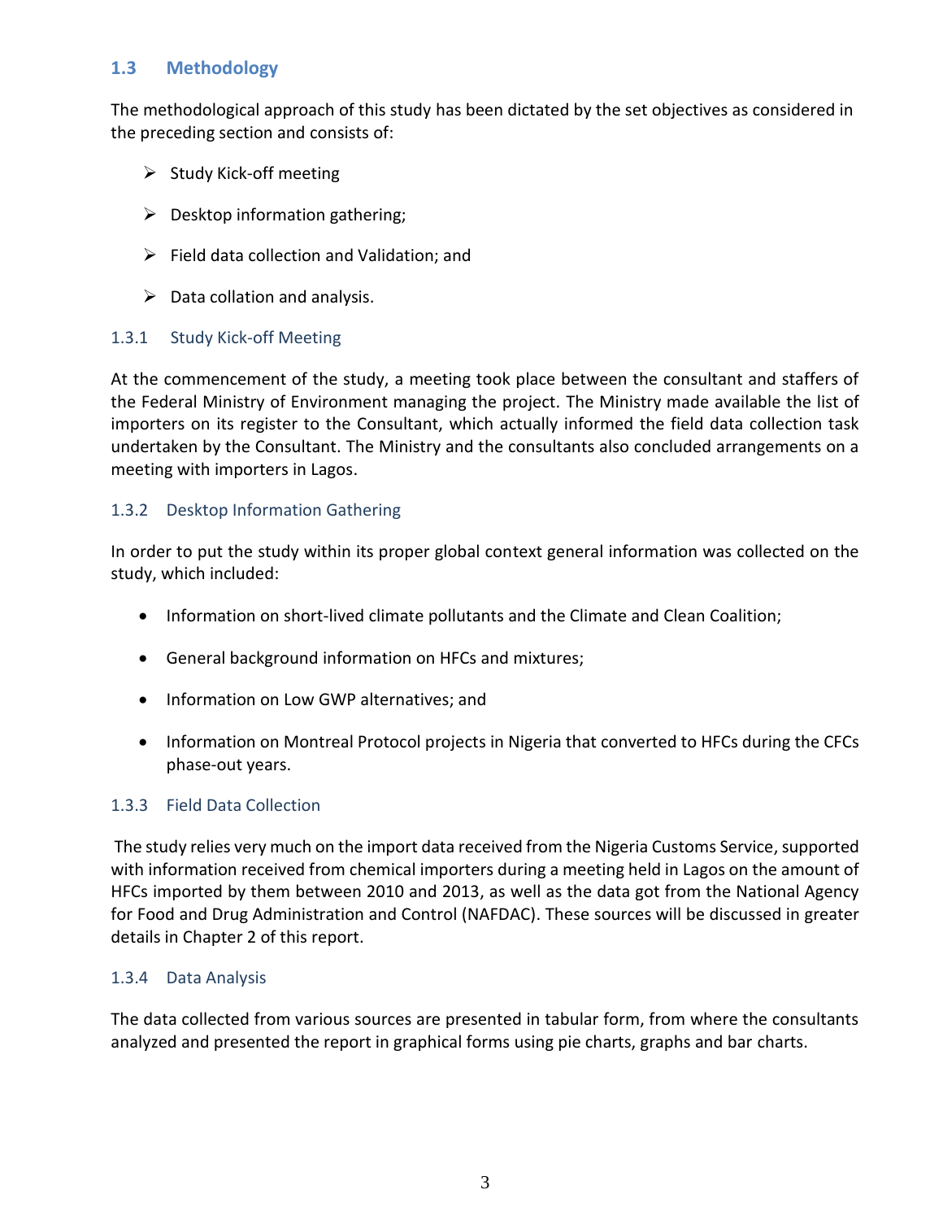## 1.3 Methodology

The methodological approach of this study has been dictated by the set objectives as considered in the preceding section and consists of:

- Study Kick-off meeting
- Desktop information gathering;
- Field data collection and Validation; and
- Data collation and analysis.

### 1.3.1 Study Kick-off Meeting

At the commencement of the study, a meeting took place between the consultant and staffers of the Federal Ministry of Environment managing the project. The Ministry made available the list of importers on its register to the Consultant, which actually informed the field data collection task undertaken by the Consultant. The Ministry and the consultants also concluded arrangements on a meeting with importers in Lagos.

### 1.3.2 Desktop Information Gathering

In order to put the study within its proper global context general information was collected on the study, which included:

- Information on short-lived climate pollutants and the Climate and Clean Coalition;
- General background information on HFCs and mixtures;
- Information on Low GWP alternatives; and
- Information on Montreal Protocol projects in Nigeria that converted to HFCs during the CFCs phase-out years.

### 1.3.3 Field Data Collection

The study relies very much on the import data received from the Nigeria Customs Service, supported with information received from chemical importers during a meeting held in Lagos on the amount of HFCs imported by them between 2010 and 2013, as well as the data got from the National Agency for Food and Drug Administration and Control (NAFDAC). These sources will be discussed in greater details in Chapter 2 of this report.

### 1.3.4 Data Analysis

The data collected from various sources are presented in tabular form, from where the consultants analyzed and presented the report in graphical forms using pie charts, graphs and bar charts.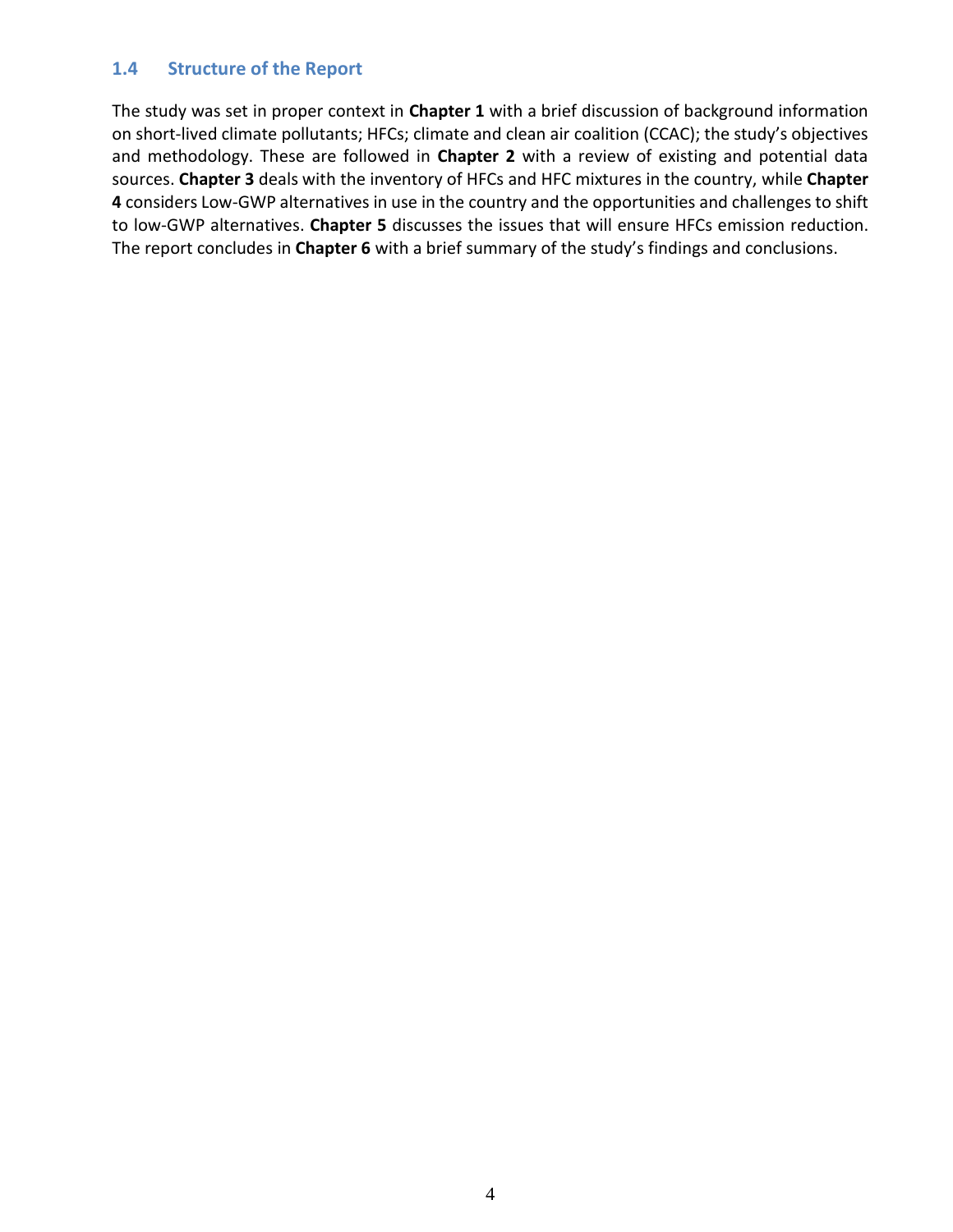### 1.4 Structure of the Report

The study was set in proper context in **Chapter 1** with a brief discussion of background information on short-lived climate pollutants; HFCs; climate and clean air coalition (CCAC); the study's objectives and methodology. These are followed in **Chapter 2** with a review of existing and potential data sources. **Chapter 3** deals with the inventory of HFCs and HFC mixtures in the country, while **Chapter 4** considers Low-GWP alternatives in use in the country and the opportunities and challenges to shift to low-GWP alternatives. **Chapter 5** discusses the issues that will ensure HFCs emission reduction. The report concludes in **Chapter 6** with a brief summary of the study's findings and conclusions.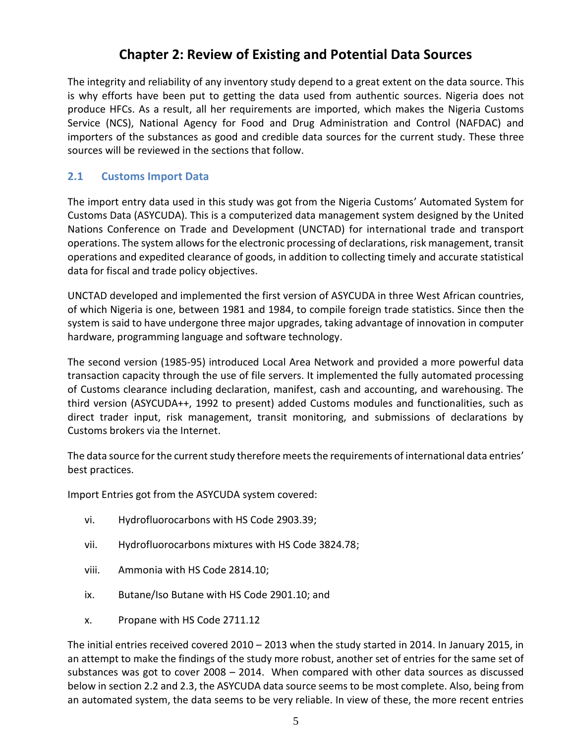# Chapter 2: Review of Existing and Potential Data Sources

The integrity and reliability of any inventory study depend to a great extent on the data source. This is why efforts have been put to getting the data used from authentic sources. Nigeria does not produce HFCs. As a result, all her requirements are imported, which makes the Nigeria Customs Service (NCS), National Agency for Food and Drug Administration and Control (NAFDAC) and importers of the substances as good and credible data sources for the current study. These three sources will be reviewed in the sections that follow.

## 2.1 Customs Import Data

The import entry data used in this study was got from the Nigeria Customs' Automated System for Customs Data (ASYCUDA). This is a computerized data management system designed by the United Nations Conference on Trade and Development (UNCTAD) for international trade and transport operations. The system allows for the electronic processing of declarations, risk management, transit operations and expedited clearance of goods, in addition to collecting timely and accurate statistical data for fiscal and trade policy objectives.

UNCTAD developed and implemented the first version of ASYCUDA in three West African countries, of which Nigeria is one, between 1981 and 1984, to compile foreign trade statistics. Since then the system is said to have undergone three major upgrades, taking advantage of innovation in computer hardware, programming language and software technology.

The second version (1985-95) introduced Local Area Network and provided a more powerful data transaction capacity through the use of file servers. It implemented the fully automated processing of Customs clearance including declaration, manifest, cash and accounting, and warehousing. The third version (ASYCUDA++, 1992 to present) added Customs modules and functionalities, such as direct trader input, risk management, transit monitoring, and submissions of declarations by Customs brokers via the Internet.

The data source for the current study therefore meets the requirements of international data entries' best practices.

Import Entries got from the ASYCUDA system covered:

vi. Hydrofluorocarbons with HS Code 2903.39;

vii. Hydrofluorocarbons mixtures with HS Code 3824.78;

viii. Ammonia with HS Code 2814.10;

ix. Butane/Iso Butane with HS Code 2901.10; and

x. Propane with HS Code 2711.12

The initial entries received covered 2010 – 2013 when the study started in 2014. In January 2015, in an attempt to make the findings of the study more robust, another set of entries for the same set of substances was got to cover 2008 – 2014. When compared with other data sources as discussed below in section 2.2 and 2.3, the ASYCUDA data source seems to be most complete. Also, being from an automated system, the data seems to be very reliable. In view of these, the more recent entries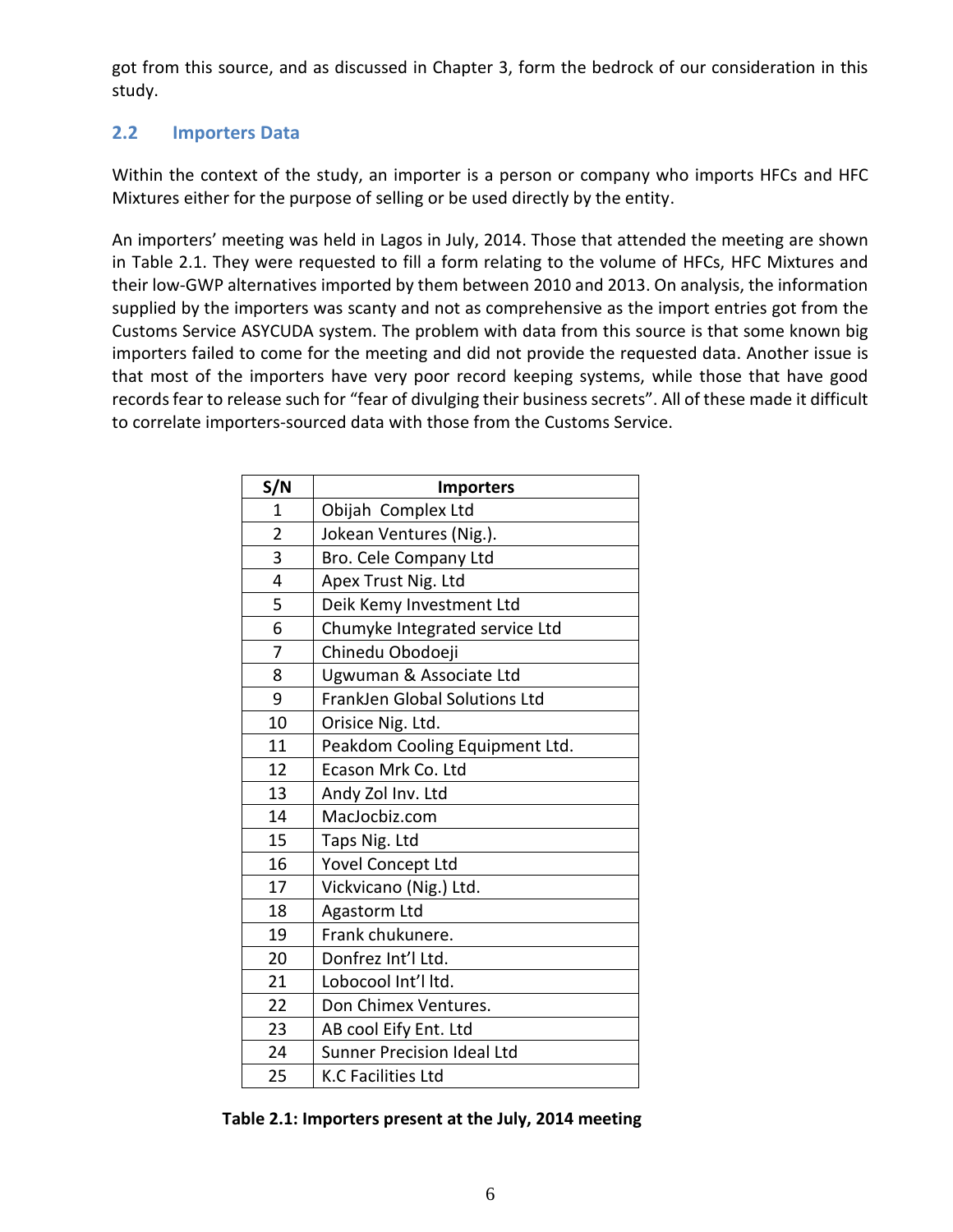got from this source, and as discussed in Chapter 3, form the bedrock of our consideration in this study.

## 2.2 Importers Data

Within the context of the study, an importer is a person or company who imports HFCs and HFC Mixtures either for the purpose of selling or be used directly by the entity.

An importers' meeting was held in Lagos in July, 2014. Those that attended the meeting are shown in Table 2.1. They were requested to fill a form relating to the volume of HFCs, HFC Mixtures and their low-GWP alternatives imported by them between 2010 and 2013. On analysis, the information supplied by the importers was scanty and not as comprehensive as the import entries got from the Customs Service ASYCUDA system. The problem with data from this source is that some known big importers failed to come for the meeting and did not provide the requested data. Another issue is that most of the importers have very poor record keeping systems, while those that have good records fear to release such for "fear of divulging their business secrets". All of these made it difficult to correlate importers-sourced data with those from the Customs Service.

| S/N | Importers |
|---|---|
| 1 | Obijah Complex Ltd |
| 2 | Jokean Ventures (Nig.). |
| 3 | Bro. Cele Company Ltd |
| 4 | Apex Trust Nig. Ltd |
| 5 | Deik Kemy Investment Ltd |
| 6 | Chumyke Integrated service Ltd |
| 7 | Chinedu Obodoeji |
| 8 | Ugwuman & Associate Ltd |
| 9 | FrankJen Global Solutions Ltd |
| 10 | Orisice Nig. Ltd. |
| 11 | Peakdom Cooling Equipment Ltd. |
| 12 | Ecason Mrk Co. Ltd |
| 13 | Andy Zol Inv. Ltd |
| 14 | MacJocbiz.com |
| 15 | Taps Nig. Ltd |
| 16 | Yovel Concept Ltd |
| 17 | Vickvicano (Nig.) Ltd. |
| 18 | Agastorm Ltd |
| 19 | Frank chukunere. |
| 20 | Donfrez Int'l Ltd. |
| 21 | Lobocool Int'l ltd. |
| 22 | Don Chimex Ventures. |
| 23 | AB cool Eify Ent. Ltd |
| 24 | Sunner Precision Ideal Ltd |
| 25 | K.C Facilities Ltd |

**Table 2.1: Importers present at the July, 2014 meeting**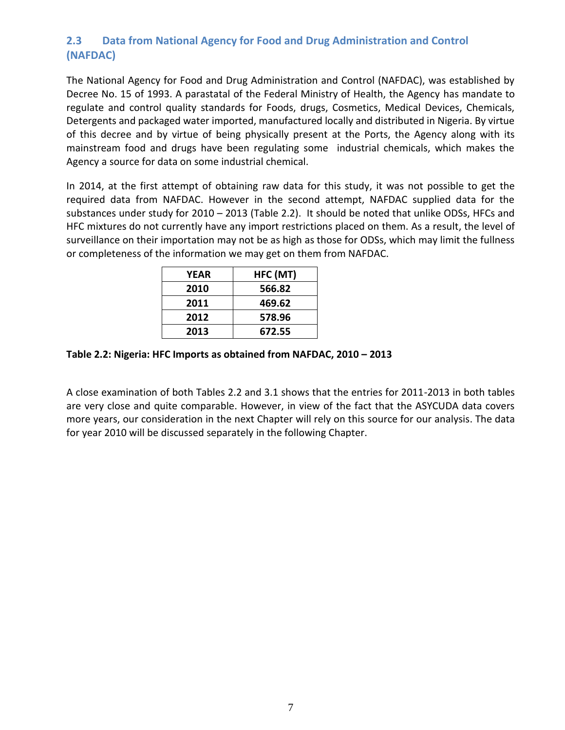## 2.3 Data from National Agency for Food and Drug Administration and Control (NAFDAC)

The National Agency for Food and Drug Administration and Control (NAFDAC), was established by Decree No. 15 of 1993. A parastatal of the Federal Ministry of Health, the Agency has mandate to regulate and control quality standards for Foods, drugs, Cosmetics, Medical Devices, Chemicals, Detergents and packaged water imported, manufactured locally and distributed in Nigeria. By virtue of this decree and by virtue of being physically present at the Ports, the Agency along with its mainstream food and drugs have been regulating some industrial chemicals, which makes the Agency a source for data on some industrial chemical.

In 2014, at the first attempt of obtaining raw data for this study, it was not possible to get the required data from NAFDAC. However in the second attempt, NAFDAC supplied data for the substances under study for 2010 – 2013 (Table 2.2). It should be noted that unlike ODSs, HFCs and HFC mixtures do not currently have any import restrictions placed on them. As a result, the level of surveillance on their importation may not be as high as those for ODSs, which may limit the fullness or completeness of the information we may get on them from NAFDAC.

| YEAR | HFC (MT) |
|---|---|
| 2010 | 566.82 |
| 2011 | 469.62 |
| 2012 | 578.96 |
| 2013 | 672.55 |

**Table 2.2: Nigeria: HFC Imports as obtained from NAFDAC, 2010 – 2013**

A close examination of both Tables 2.2 and 3.1 shows that the entries for 2011-2013 in both tables are very close and quite comparable. However, in view of the fact that the ASYCUDA data covers more years, our consideration in the next Chapter will rely on this source for our analysis. The data for year 2010 will be discussed separately in the following Chapter.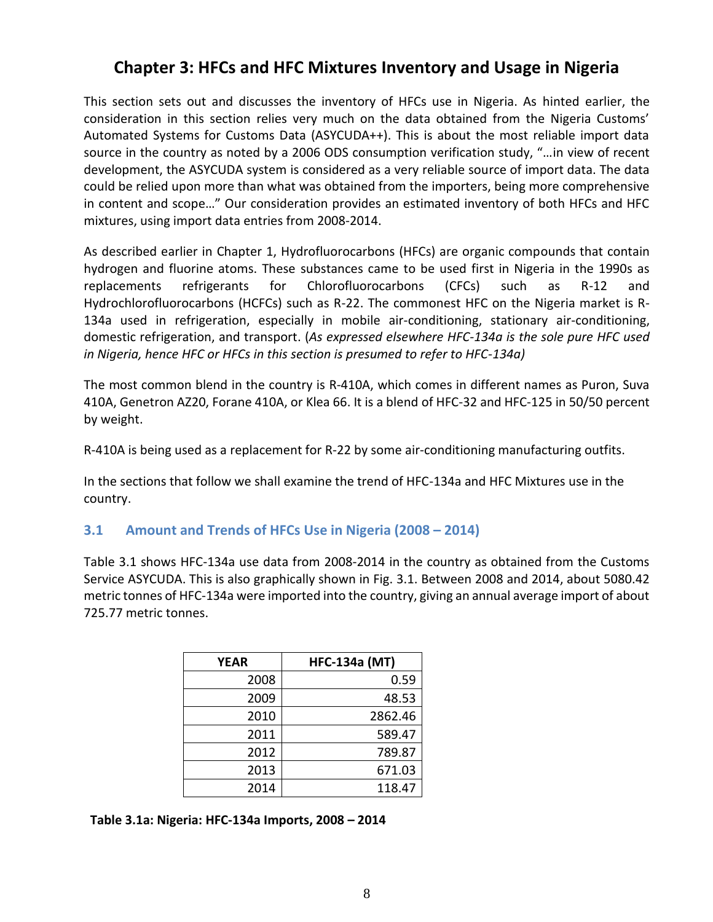# Chapter 3: HFCs and HFC Mixtures Inventory and Usage in Nigeria

This section sets out and discusses the inventory of HFCs use in Nigeria. As hinted earlier, the consideration in this section relies very much on the data obtained from the Nigeria Customs' Automated Systems for Customs Data (ASYCUDA++). This is about the most reliable import data source in the country as noted by a 2006 ODS consumption verification study, "…in view of recent development, the ASYCUDA system is considered as a very reliable source of import data. The data could be relied upon more than what was obtained from the importers, being more comprehensive in content and scope…" Our consideration provides an estimated inventory of both HFCs and HFC mixtures, using import data entries from 2008-2014.

As described earlier in Chapter 1, Hydrofluorocarbons (HFCs) are organic compounds that contain hydrogen and fluorine atoms. These substances came to be used first in Nigeria in the 1990s as replacements refrigerants for Chlorofluorocarbons (CFCs) such as R-12 and Hydrochlorofluorocarbons (HCFCs) such as R-22. The commonest HFC on the Nigeria market is R-134a used in refrigeration, especially in mobile air-conditioning, stationary air-conditioning, domestic refrigeration, and transport. (*As expressed elsewhere HFC-134a is the sole pure HFC used in Nigeria, hence HFC or HFCs in this section is presumed to refer to HFC-134a)*

The most common blend in the country is R-410A, which comes in different names as Puron, Suva 410A, Genetron AZ20, Forane 410A, or Klea 66. It is a blend of HFC-32 and HFC-125 in 50/50 percent by weight.

R-410A is being used as a replacement for R-22 by some air-conditioning manufacturing outfits.

In the sections that follow we shall examine the trend of HFC-134a and HFC Mixtures use in the country.

## 3.1 Amount and Trends of HFCs Use in Nigeria (2008 – 2014)

Table 3.1 shows HFC-134a use data from 2008-2014 in the country as obtained from the Customs Service ASYCUDA. This is also graphically shown in Fig. 3.1. Between 2008 and 2014, about 5080.42 metric tonnes of HFC-134a were imported into the country, giving an annual average import of about 725.77 metric tonnes.

| YEAR | HFC-134a (MT) |
|---:|---:|
| 2008 | 0.59 |
| 2009 | 48.53 |
| 2010 | 2862.46 |
| 2011 | 589.47 |
| 2012 | 789.87 |
| 2013 | 671.03 |
| 2014 | 118.47 |

**Table 3.1a: Nigeria: HFC-134a Imports, 2008 – 2014**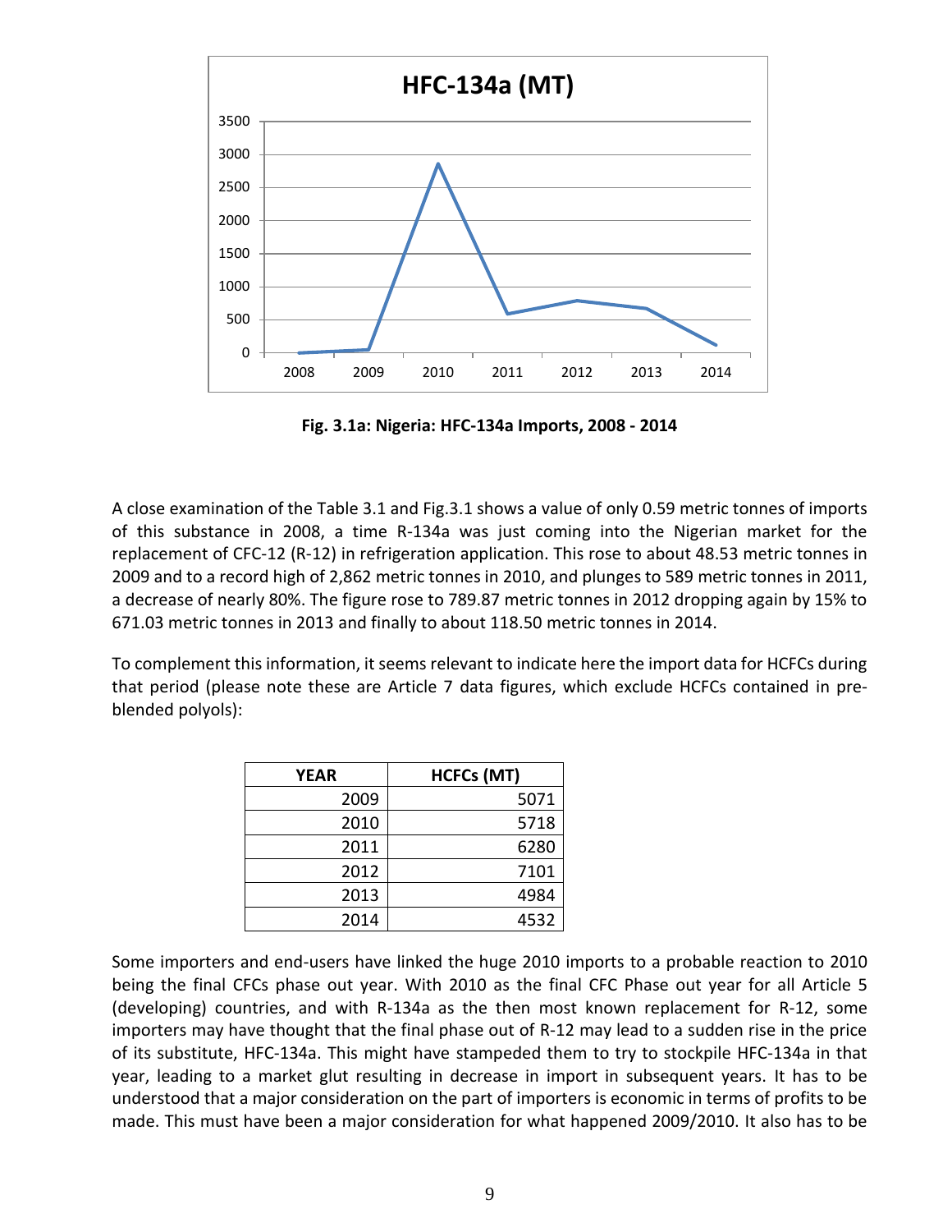**Fig. 3.1a: Nigeria: HFC-134a Imports, 2008 - 2014**

A close examination of the Table 3.1 and Fig.3.1 shows a value of only 0.59 metric tonnes of imports of this substance in 2008, a time R-134a was just coming into the Nigerian market for the replacement of CFC-12 (R-12) in refrigeration application. This rose to about 48.53 metric tonnes in 2009 and to a record high of 2,862 metric tonnes in 2010, and plunges to 589 metric tonnes in 2011, a decrease of nearly 80%. The figure rose to 789.87 metric tonnes in 2012 dropping again by 15% to 671.03 metric tonnes in 2013 and finally to about 118.50 metric tonnes in 2014.

To complement this information, it seems relevant to indicate here the import data for HCFCs during that period (please note these are Article 7 data figures, which exclude HCFCs contained in pre-blended polyols):

| YEAR | HCFCs (MT) |
|---|---|
| 2009 | 5071 |
| 2010 | 5718 |
| 2011 | 6280 |
| 2012 | 7101 |
| 2013 | 4984 |
| 2014 | 4532 |

Some importers and end-users have linked the huge 2010 imports to a probable reaction to 2010 being the final CFCs phase out year. With 2010 as the final CFC Phase out year for all Article 5 (developing) countries, and with R-134a as the then most known replacement for R-12, some importers may have thought that the final phase out of R-12 may lead to a sudden rise in the price of its substitute, HFC-134a. This might have stampeded them to try to stockpile HFC-134a in that year, leading to a market glut resulting in decrease in import in subsequent years. It has to be understood that a major consideration on the part of importers is economic in terms of profits to be made. This must have been a major consideration for what happened 2009/2010. It also has to be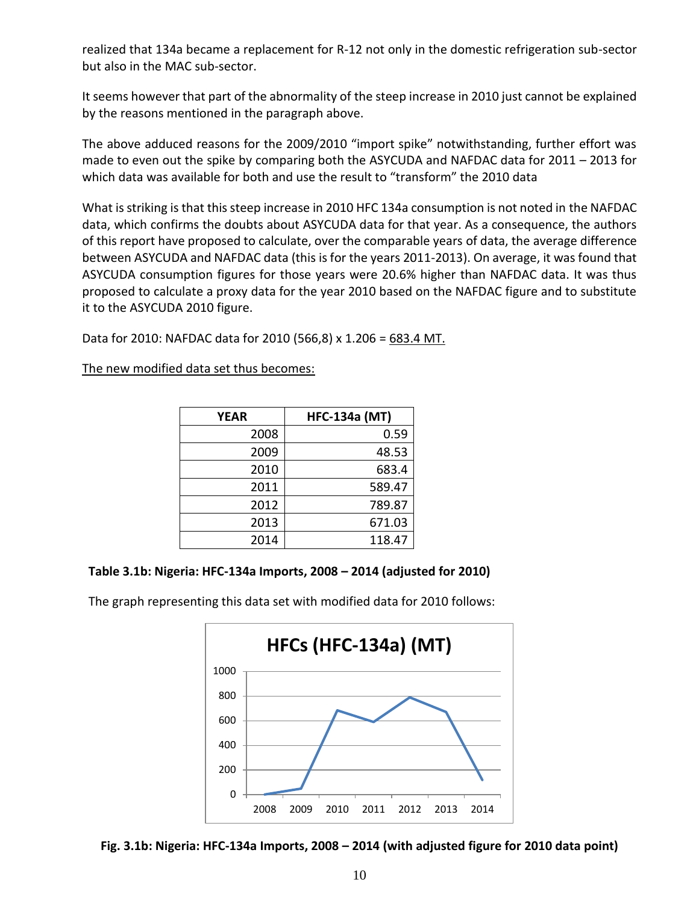realized that 134a became a replacement for R-12 not only in the domestic refrigeration sub-sector but also in the MAC sub-sector.

It seems however that part of the abnormality of the steep increase in 2010 just cannot be explained by the reasons mentioned in the paragraph above.

The above adduced reasons for the 2009/2010 "import spike" notwithstanding, further effort was made to even out the spike by comparing both the ASYCUDA and NAFDAC data for 2011 – 2013 for which data was available for both and use the result to "transform" the 2010 data

What is striking is that this steep increase in 2010 HFC 134a consumption is not noted in the NAFDAC data, which confirms the doubts about ASYCUDA data for that year. As a consequence, the authors of this report have proposed to calculate, over the comparable years of data, the average difference between ASYCUDA and NAFDAC data (this is for the years 2011-2013). On average, it was found that ASYCUDA consumption figures for those years were 20.6% higher than NAFDAC data. It was thus proposed to calculate a proxy data for the year 2010 based on the NAFDAC figure and to substitute it to the ASYCUDA 2010 figure.

Data for 2010: NAFDAC data for 2010 (566,8) x 1.206 = <u>683.4 MT.</u>

<u>The new modified data set thus becomes:</u>

| YEAR | HFC-134a (MT) |
|---|---|
| 2008 | 0.59 |
| 2009 | 48.53 |
| 2010 | 683.4 |
| 2011 | 589.47 |
| 2012 | 789.87 |
| 2013 | 671.03 |
| 2014 | 118.47 |

**Table 3.1b: Nigeria: HFC-134a Imports, 2008 – 2014 (adjusted for 2010)**

The graph representing this data set with modified data for 2010 follows:

**Fig. 3.1b: Nigeria: HFC-134a Imports, 2008 – 2014 (with adjusted figure for 2010 data point)**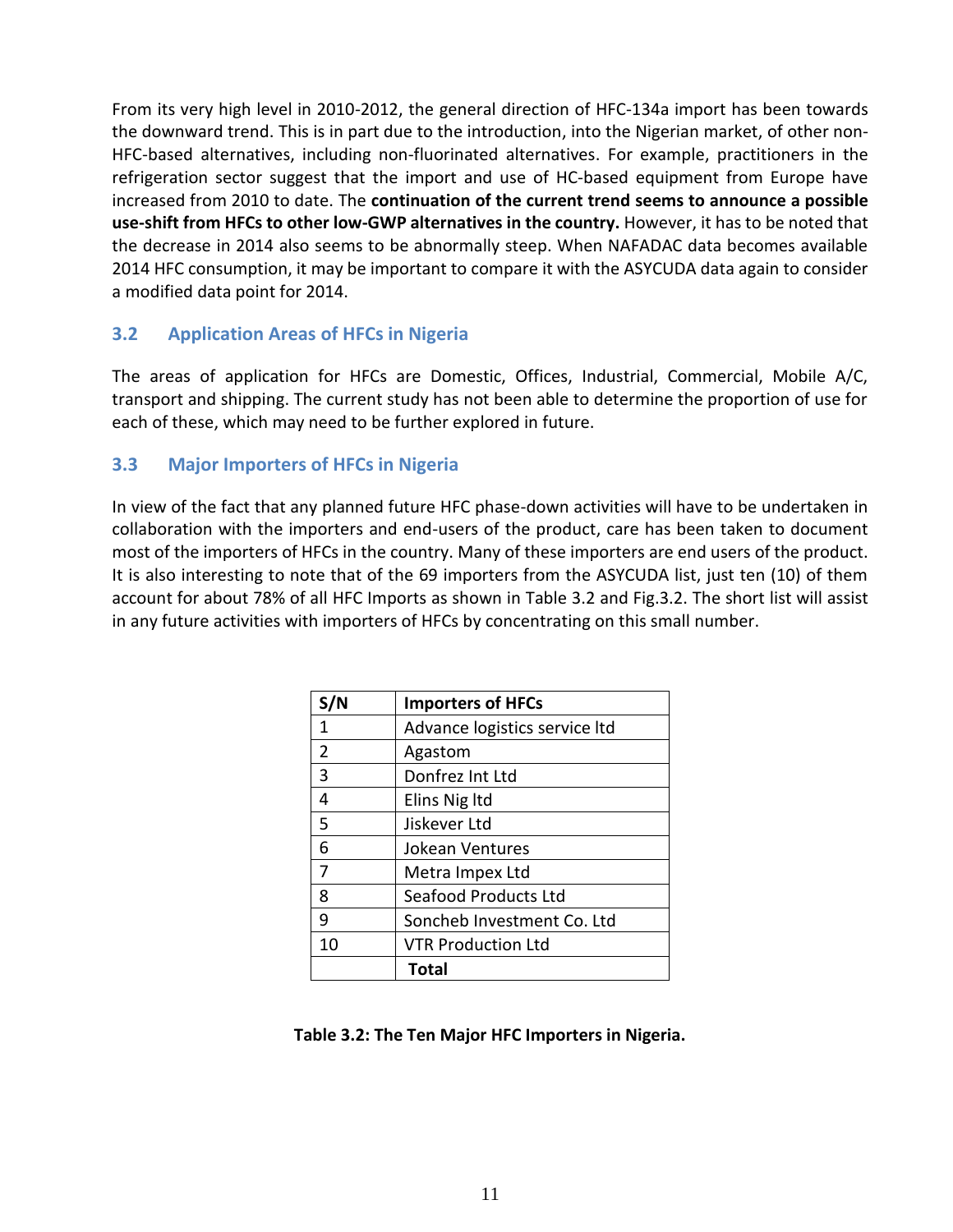From its very high level in 2010-2012, the general direction of HFC-134a import has been towards the downward trend. This is in part due to the introduction, into the Nigerian market, of other non-HFC-based alternatives, including non-fluorinated alternatives. For example, practitioners in the refrigeration sector suggest that the import and use of HC-based equipment from Europe have increased from 2010 to date. The **continuation of the current trend seems to announce a possible use-shift from HFCs to other low-GWP alternatives in the country.** However, it has to be noted that the decrease in 2014 also seems to be abnormally steep. When NAFADAC data becomes available 2014 HFC consumption, it may be important to compare it with the ASYCUDA data again to consider a modified data point for 2014.

## 3.2 Application Areas of HFCs in Nigeria

The areas of application for HFCs are Domestic, Offices, Industrial, Commercial, Mobile A/C, transport and shipping. The current study has not been able to determine the proportion of use for each of these, which may need to be further explored in future.

## 3.3 Major Importers of HFCs in Nigeria

In view of the fact that any planned future HFC phase-down activities will have to be undertaken in collaboration with the importers and end-users of the product, care has been taken to document most of the importers of HFCs in the country. Many of these importers are end users of the product. It is also interesting to note that of the 69 importers from the ASYCUDA list, just ten (10) of them account for about 78% of all HFC Imports as shown in Table 3.2 and Fig.3.2. The short list will assist in any future activities with importers of HFCs by concentrating on this small number.

| S/N | Importers of HFCs |
|---|---|
| 1 | Advance logistics service ltd |
| 2 | Agastom |
| 3 | Donfrez Int Ltd |
| 4 | Elins Nig ltd |
| 5 | Jiskever Ltd |
| 6 | Jokean Ventures |
| 7 | Metra Impex Ltd |
| 8 | Seafood Products Ltd |
| 9 | Soncheb Investment Co. Ltd |
| 10 | VTR Production Ltd |
| | **Total** |

**Table 3.2: The Ten Major HFC Importers in Nigeria.**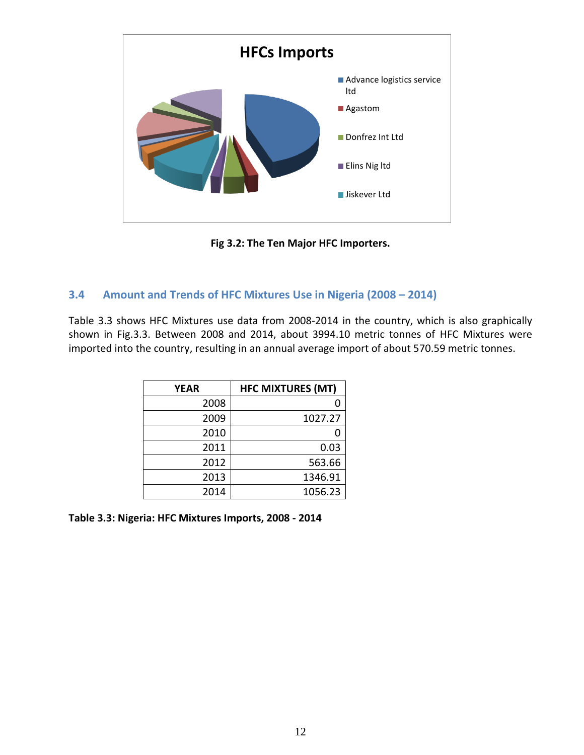HFCs Imports

- Advance logistics service ltd
- Agastom
- Donfrez Int Ltd
- Elins Nig ltd
- Jiskever Ltd

**Fig 3.2: The Ten Major HFC Importers.**

## 3.4 Amount and Trends of HFC Mixtures Use in Nigeria (2008 – 2014)

Table 3.3 shows HFC Mixtures use data from 2008-2014 in the country, which is also graphically shown in Fig.3.3. Between 2008 and 2014, about 3994.10 metric tonnes of HFC Mixtures were imported into the country, resulting in an annual average import of about 570.59 metric tonnes.

| YEAR | HFC MIXTURES (MT) |
|---|---|
| 2008 | 0 |
| 2009 | 1027.27 |
| 2010 | 0 |
| 2011 | 0.03 |
| 2012 | 563.66 |
| 2013 | 1346.91 |
| 2014 | 1056.23 |

**Table 3.3: Nigeria: HFC Mixtures Imports, 2008 - 2014**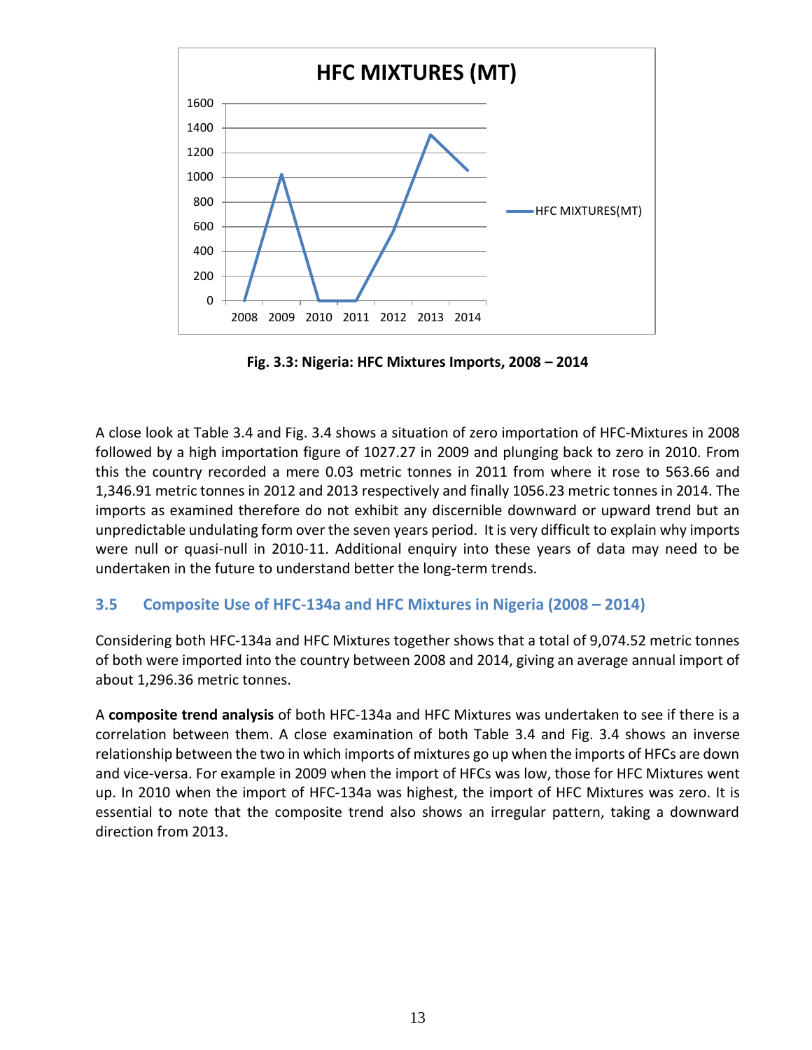Fig. 3.3: Nigeria: HFC Mixtures Imports, 2008 – 2014

A close look at Table 3.4 and Fig. 3.4 shows a situation of zero importation of HFC-Mixtures in 2008 followed by a high importation figure of 1027.27 in 2009 and plunging back to zero in 2010. From this the country recorded a mere 0.03 metric tonnes in 2011 from where it rose to 563.66 and 1,346.91 metric tonnes in 2012 and 2013 respectively and finally 1056.23 metric tonnes in 2014. The imports as examined therefore do not exhibit any discernible downward or upward trend but an unpredictable undulating form over the seven years period. It is very difficult to explain why imports were null or quasi-null in 2010-11. Additional enquiry into these years of data may need to be undertaken in the future to understand better the long-term trends.

### 3.5 Composite Use of HFC-134a and HFC Mixtures in Nigeria (2008 – 2014)

Considering both HFC-134a and HFC Mixtures together shows that a total of 9,074.52 metric tonnes of both were imported into the country between 2008 and 2014, giving an average annual import of about 1,296.36 metric tonnes.

A **composite trend analysis** of both HFC-134a and HFC Mixtures was undertaken to see if there is a correlation between them. A close examination of both Table 3.4 and Fig. 3.4 shows an inverse relationship between the two in which imports of mixtures go up when the imports of HFCs are down and vice-versa. For example in 2009 when the import of HFCs was low, those for HFC Mixtures went up. In 2010 when the import of HFC-134a was highest, the import of HFC Mixtures was zero. It is essential to note that the composite trend also shows an irregular pattern, taking a downward direction from 2013.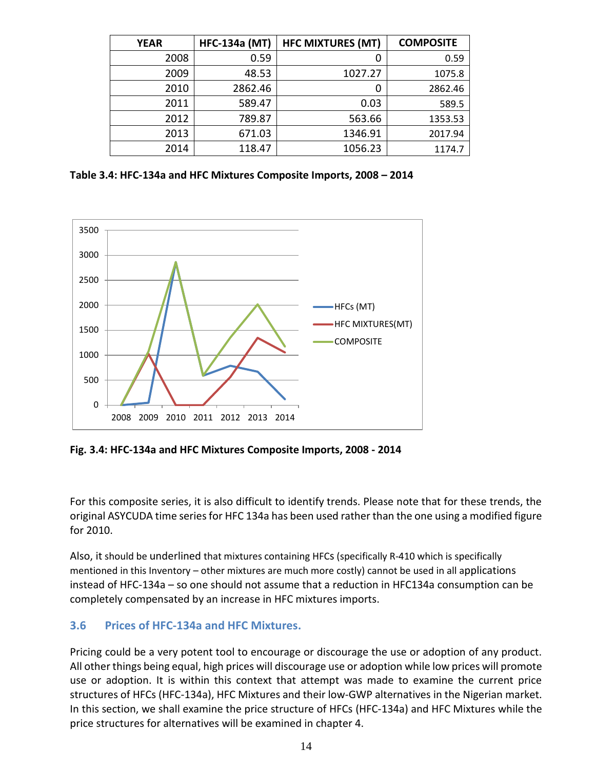| YEAR | HFC-134a (MT) | HFC MIXTURES (MT) | COMPOSITE |
|---|---|---|---|
| 2008 | 0.59 | 0 | 0.59 |
| 2009 | 48.53 | 1027.27 | 1075.8 |
| 2010 | 2862.46 | 0 | 2862.46 |
| 2011 | 589.47 | 0.03 | 589.5 |
| 2012 | 789.87 | 563.66 | 1353.53 |
| 2013 | 671.03 | 1346.91 | 2017.94 |
| 2014 | 118.47 | 1056.23 | 1174.7 |

**Table 3.4: HFC-134a and HFC Mixtures Composite Imports, 2008 – 2014**

**Fig. 3.4: HFC-134a and HFC Mixtures Composite Imports, 2008 - 2014**

For this composite series, it is also difficult to identify trends. Please note that for these trends, the original ASYCUDA time series for HFC 134a has been used rather than the one using a modified figure for 2010.

Also, it should be underlined that mixtures containing HFCs (specifically R-410 which is specifically mentioned in this Inventory – other mixtures are much more costly) cannot be used in all applications instead of HFC-134a – so one should not assume that a reduction in HFC134a consumption can be completely compensated by an increase in HFC mixtures imports.

### 3.6 Prices of HFC-134a and HFC Mixtures.

Pricing could be a very potent tool to encourage or discourage the use or adoption of any product. All other things being equal, high prices will discourage use or adoption while low prices will promote use or adoption. It is within this context that attempt was made to examine the current price structures of HFCs (HFC-134a), HFC Mixtures and their low-GWP alternatives in the Nigerian market. In this section, we shall examine the price structure of HFCs (HFC-134a) and HFC Mixtures while the price structures for alternatives will be examined in chapter 4.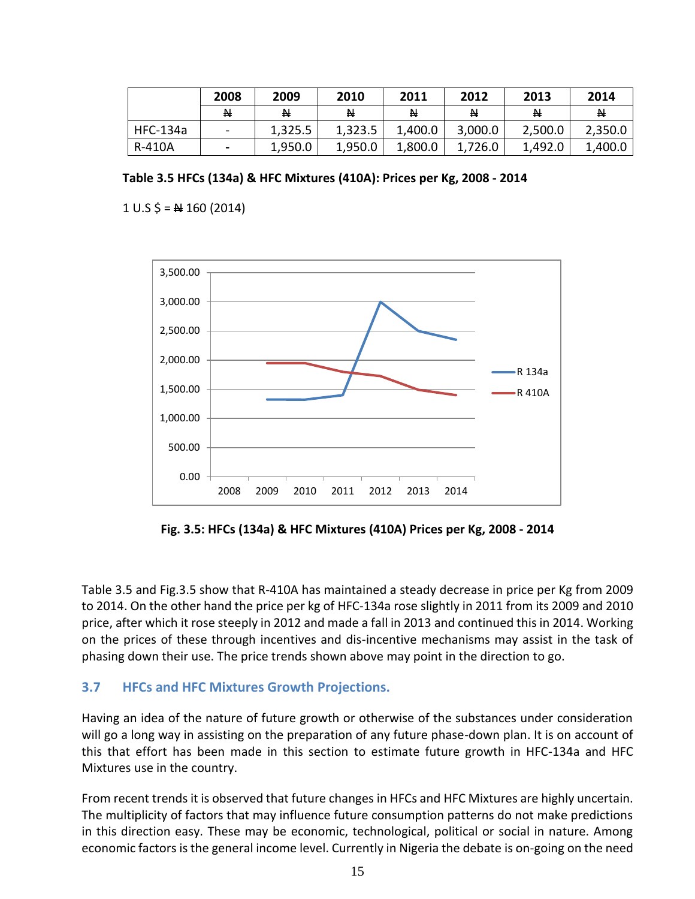| | 2008 | 2009 | 2010 | 2011 | 2012 | 2013 | 2014 |
|---|---|---|---|---|---|---|---|
| | ₦ | ₦ | ₦ | ₦ | ₦ | ₦ | ₦ |
| HFC-134a | - | 1,325.5 | 1,323.5 | 1,400.0 | 3,000.0 | 2,500.0 | 2,350.0 |
| R-410A | - | 1,950.0 | 1,950.0 | 1,800.0 | 1,726.0 | 1,492.0 | 1,400.0 |

**Table 3.5 HFCs (134a) & HFC Mixtures (410A): Prices per Kg, 2008 - 2014**

1 U.S $ = ₦ 160 (2014)

**Fig. 3.5: HFCs (134a) & HFC Mixtures (410A) Prices per Kg, 2008 - 2014**

Table 3.5 and Fig.3.5 show that R-410A has maintained a steady decrease in price per Kg from 2009 to 2014. On the other hand the price per kg of HFC-134a rose slightly in 2011 from its 2009 and 2010 price, after which it rose steeply in 2012 and made a fall in 2013 and continued this in 2014. Working on the prices of these through incentives and dis-incentive mechanisms may assist in the task of phasing down their use. The price trends shown above may point in the direction to go.

### 3.7 HFCs and HFC Mixtures Growth Projections.

Having an idea of the nature of future growth or otherwise of the substances under consideration will go a long way in assisting on the preparation of any future phase-down plan. It is on account of this that effort has been made in this section to estimate future growth in HFC-134a and HFC Mixtures use in the country.

From recent trends it is observed that future changes in HFCs and HFC Mixtures are highly uncertain. The multiplicity of factors that may influence future consumption patterns do not make predictions in this direction easy. These may be economic, technological, political or social in nature. Among economic factors is the general income level. Currently in Nigeria the debate is on-going on the need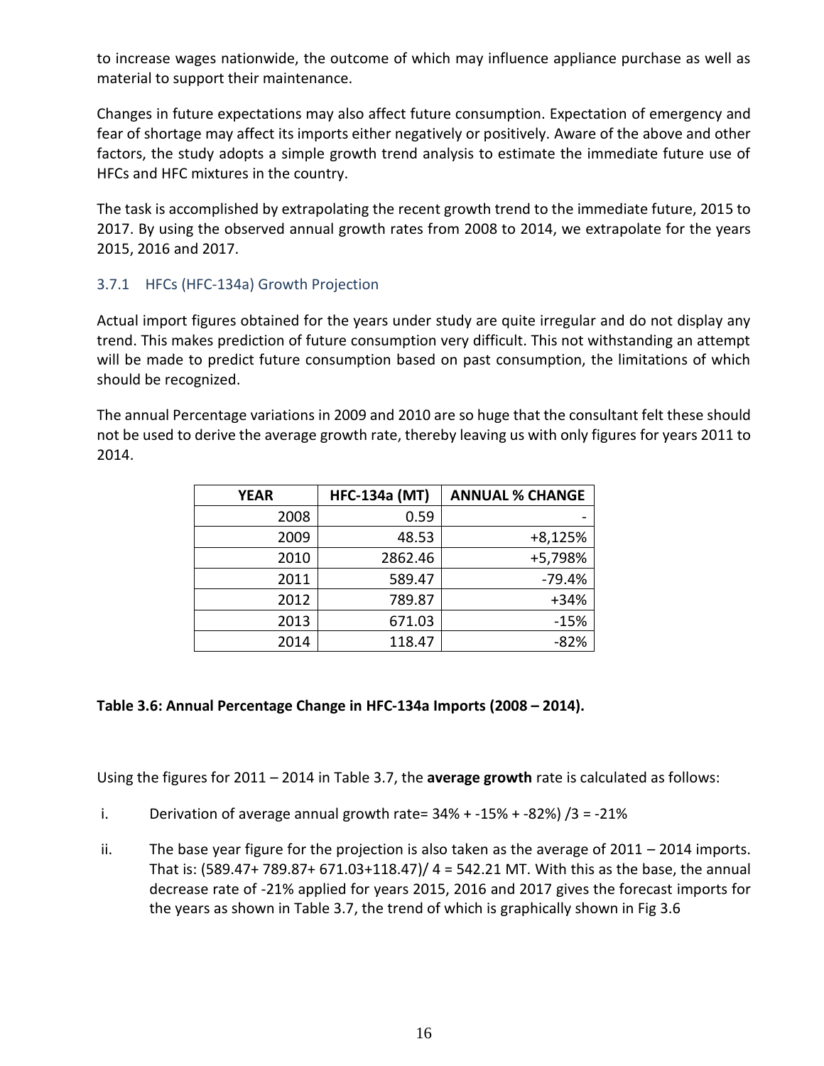to increase wages nationwide, the outcome of which may influence appliance purchase as well as material to support their maintenance.

Changes in future expectations may also affect future consumption. Expectation of emergency and fear of shortage may affect its imports either negatively or positively. Aware of the above and other factors, the study adopts a simple growth trend analysis to estimate the immediate future use of HFCs and HFC mixtures in the country.

The task is accomplished by extrapolating the recent growth trend to the immediate future, 2015 to 2017. By using the observed annual growth rates from 2008 to 2014, we extrapolate for the years 2015, 2016 and 2017.

### 3.7.1 HFCs (HFC-134a) Growth Projection

Actual import figures obtained for the years under study are quite irregular and do not display any trend. This makes prediction of future consumption very difficult. This not withstanding an attempt will be made to predict future consumption based on past consumption, the limitations of which should be recognized.

The annual Percentage variations in 2009 and 2010 are so huge that the consultant felt these should not be used to derive the average growth rate, thereby leaving us with only figures for years 2011 to 2014.

| YEAR | HFC-134a (MT) | ANNUAL % CHANGE |
|---|---|---|
| 2008 | 0.59 | - |
| 2009 | 48.53 | +8,125% |
| 2010 | 2862.46 | +5,798% |
| 2011 | 589.47 | -79.4% |
| 2012 | 789.87 | +34% |
| 2013 | 671.03 | -15% |
| 2014 | 118.47 | -82% |

**Table 3.6: Annual Percentage Change in HFC-134a Imports (2008 – 2014).**

Using the figures for 2011 – 2014 in Table 3.7, the **average growth** rate is calculated as follows:

i. Derivation of average annual growth rate= 34% + -15% + -82%) /3 = -21%

ii. The base year figure for the projection is also taken as the average of 2011 – 2014 imports. That is: (589.47+ 789.87+ 671.03+118.47)/ 4 = 542.21 MT. With this as the base, the annual decrease rate of -21% applied for years 2015, 2016 and 2017 gives the forecast imports for the years as shown in Table 3.7, the trend of which is graphically shown in Fig 3.6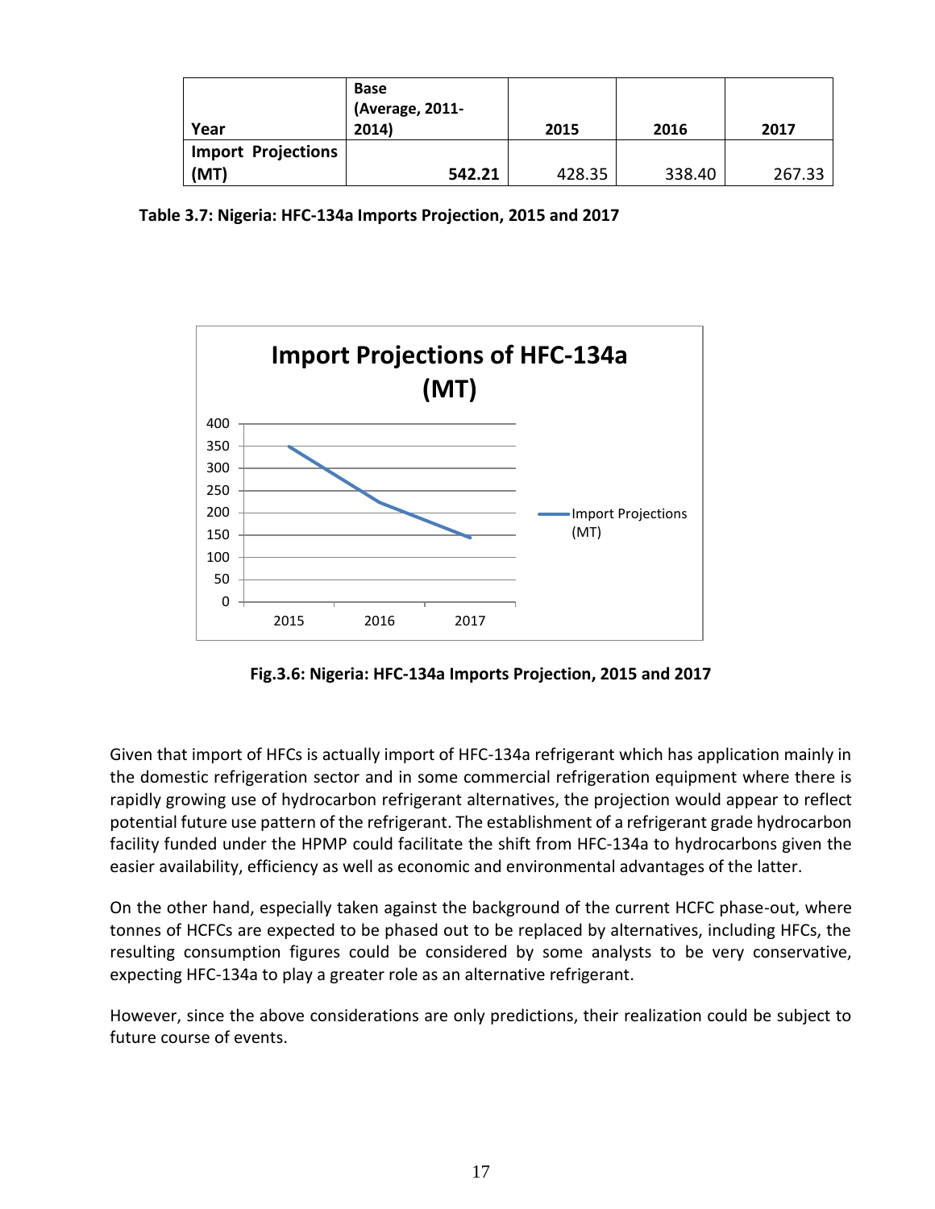| Year | Base (Average, 2011-2014) | 2015 | 2016 | 2017 |
|---|---|---|---|---|
| **Import Projections (MT)** | **542.21** | 428.35 | 338.40 | 267.33 |

**Table 3.7: Nigeria: HFC-134a Imports Projection, 2015 and 2017**

**Fig.3.6: Nigeria: HFC-134a Imports Projection, 2015 and 2017**

Given that import of HFCs is actually import of HFC-134a refrigerant which has application mainly in the domestic refrigeration sector and in some commercial refrigeration equipment where there is rapidly growing use of hydrocarbon refrigerant alternatives, the projection would appear to reflect potential future use pattern of the refrigerant. The establishment of a refrigerant grade hydrocarbon facility funded under the HPMP could facilitate the shift from HFC-134a to hydrocarbons given the easier availability, efficiency as well as economic and environmental advantages of the latter.

On the other hand, especially taken against the background of the current HCFC phase-out, where tonnes of HCFCs are expected to be phased out to be replaced by alternatives, including HFCs, the resulting consumption figures could be considered by some analysts to be very conservative, expecting HFC-134a to play a greater role as an alternative refrigerant.

However, since the above considerations are only predictions, their realization could be subject to future course of events.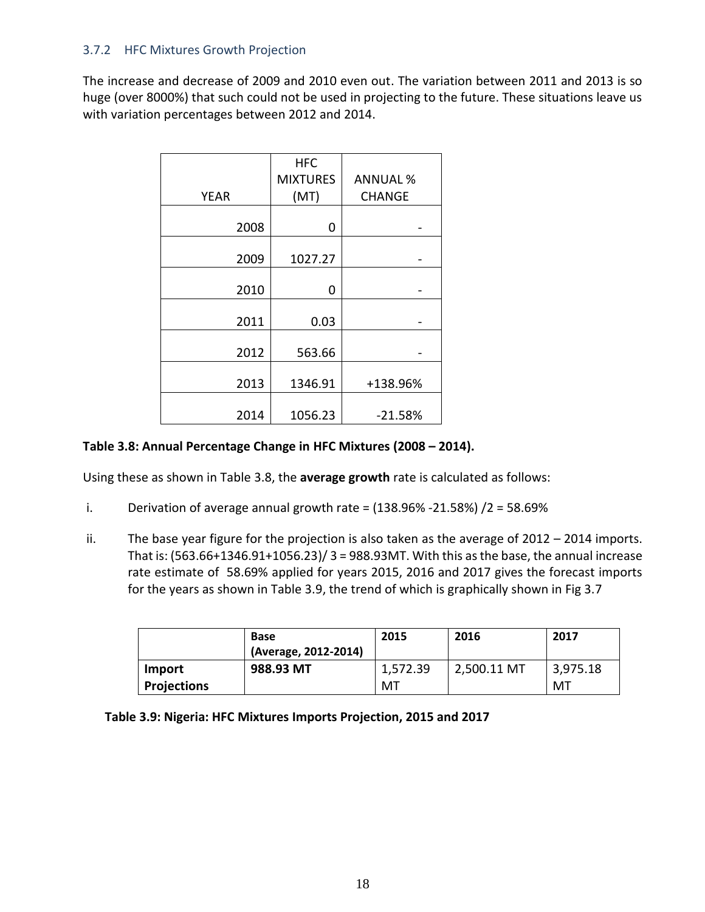### 3.7.2 HFC Mixtures Growth Projection

The increase and decrease of 2009 and 2010 even out. The variation between 2011 and 2013 is so huge (over 8000%) that such could not be used in projecting to the future. These situations leave us with variation percentages between 2012 and 2014.

| YEAR | HFC MIXTURES (MT) | ANNUAL % CHANGE |
|---|---|---|
| 2008 | 0 | - |
| 2009 | 1027.27 | - |
| 2010 | 0 | - |
| 2011 | 0.03 | - |
| 2012 | 563.66 | - |
| 2013 | 1346.91 | +138.96% |
| 2014 | 1056.23 | -21.58% |

**Table 3.8: Annual Percentage Change in HFC Mixtures (2008 – 2014).**

Using these as shown in Table 3.8, the **average growth** rate is calculated as follows:

i. Derivation of average annual growth rate = (138.96% -21.58%) /2 = 58.69%

ii. The base year figure for the projection is also taken as the average of 2012 – 2014 imports. That is: (563.66+1346.91+1056.23)/ 3 = 988.93MT. With this as the base, the annual increase rate estimate of 58.69% applied for years 2015, 2016 and 2017 gives the forecast imports for the years as shown in Table 3.9, the trend of which is graphically shown in Fig 3.7

| | **Base (Average, 2012-2014)** | **2015** | **2016** | **2017** |
|---|---|---|---|---|
| **Import Projections** | **988.93 MT** | 1,572.39 MT | 2,500.11 MT | 3,975.18 MT |

**Table 3.9: Nigeria: HFC Mixtures Imports Projection, 2015 and 2017**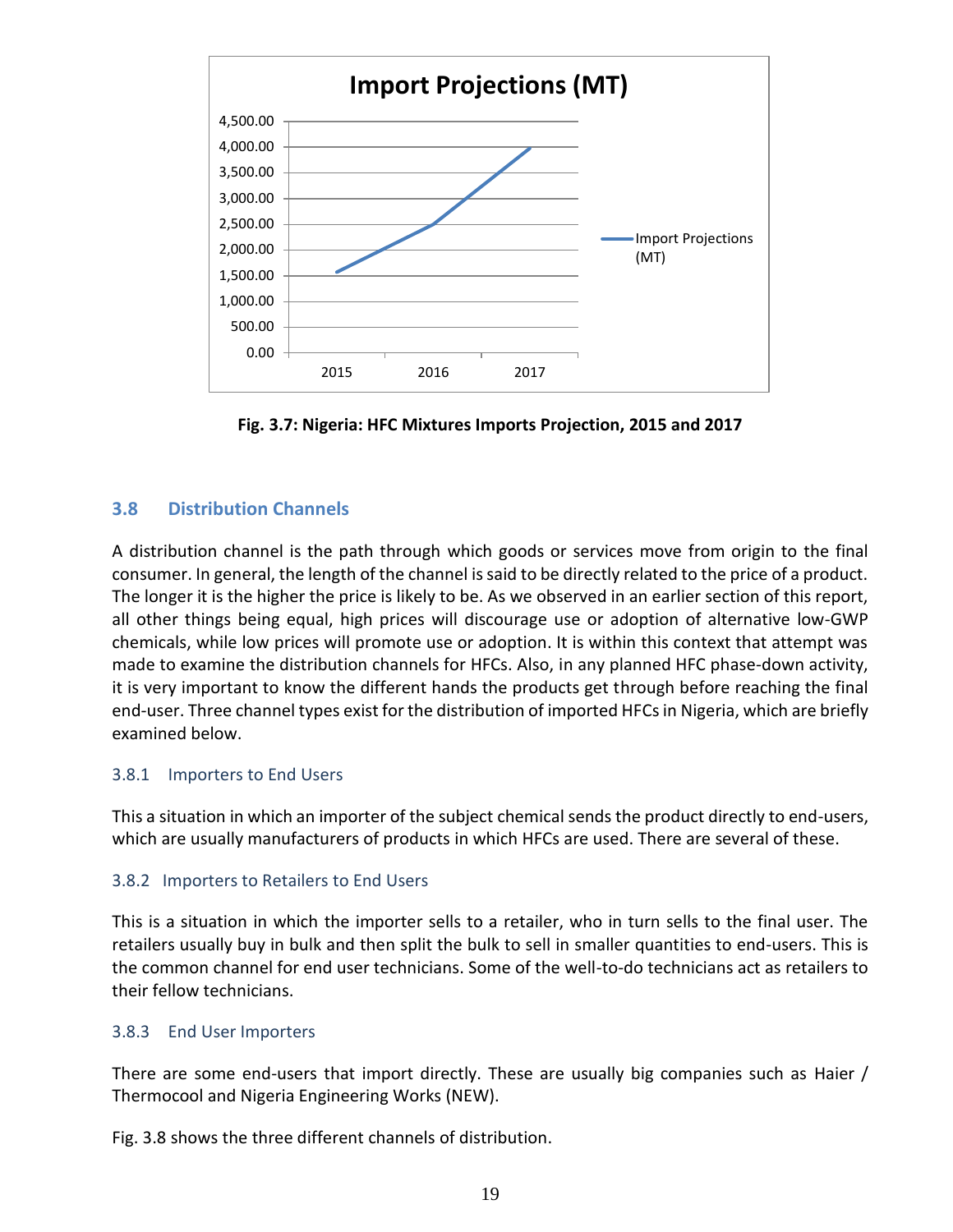**Fig. 3.7: Nigeria: HFC Mixtures Imports Projection, 2015 and 2017**

## 3.8 Distribution Channels

A distribution channel is the path through which goods or services move from origin to the final consumer. In general, the length of the channel is said to be directly related to the price of a product. The longer it is the higher the price is likely to be. As we observed in an earlier section of this report, all other things being equal, high prices will discourage use or adoption of alternative low-GWP chemicals, while low prices will promote use or adoption. It is within this context that attempt was made to examine the distribution channels for HFCs. Also, in any planned HFC phase-down activity, it is very important to know the different hands the products get through before reaching the final end-user. Three channel types exist for the distribution of imported HFCs in Nigeria, which are briefly examined below.

### 3.8.1 Importers to End Users

This a situation in which an importer of the subject chemical sends the product directly to end-users, which are usually manufacturers of products in which HFCs are used. There are several of these.

### 3.8.2 Importers to Retailers to End Users

This is a situation in which the importer sells to a retailer, who in turn sells to the final user. The retailers usually buy in bulk and then split the bulk to sell in smaller quantities to end-users. This is the common channel for end user technicians. Some of the well-to-do technicians act as retailers to their fellow technicians.

### 3.8.3 End User Importers

There are some end-users that import directly. These are usually big companies such as Haier / Thermocool and Nigeria Engineering Works (NEW).

Fig. 3.8 shows the three different channels of distribution.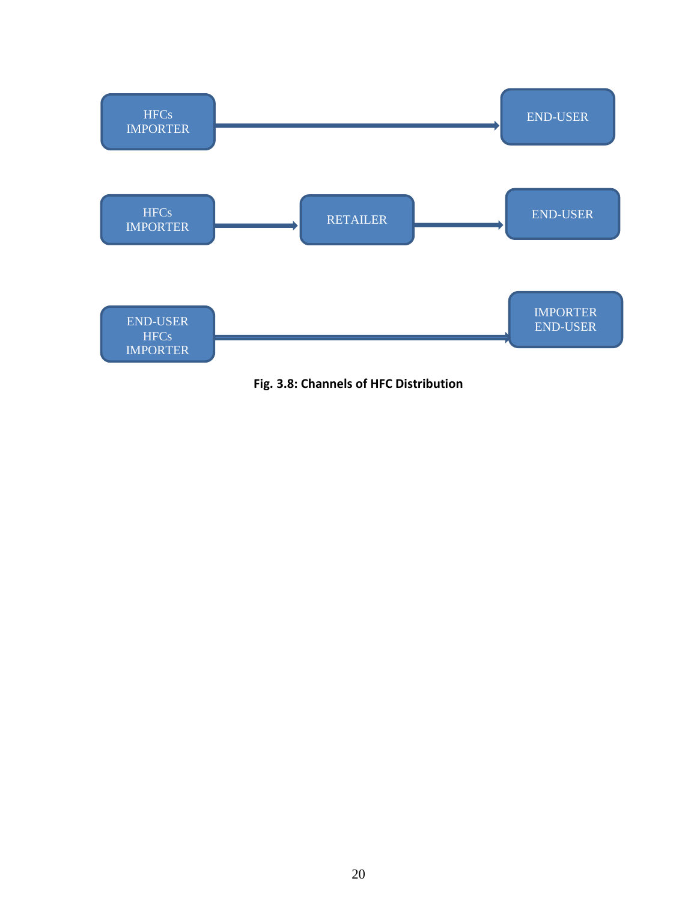HFCs IMPORTER → END-USER

HFCs IMPORTER → RETAILER → END-USER

END-USER HFCs IMPORTER → IMPORTER END-USER

**Fig. 3.8: Channels of HFC Distribution**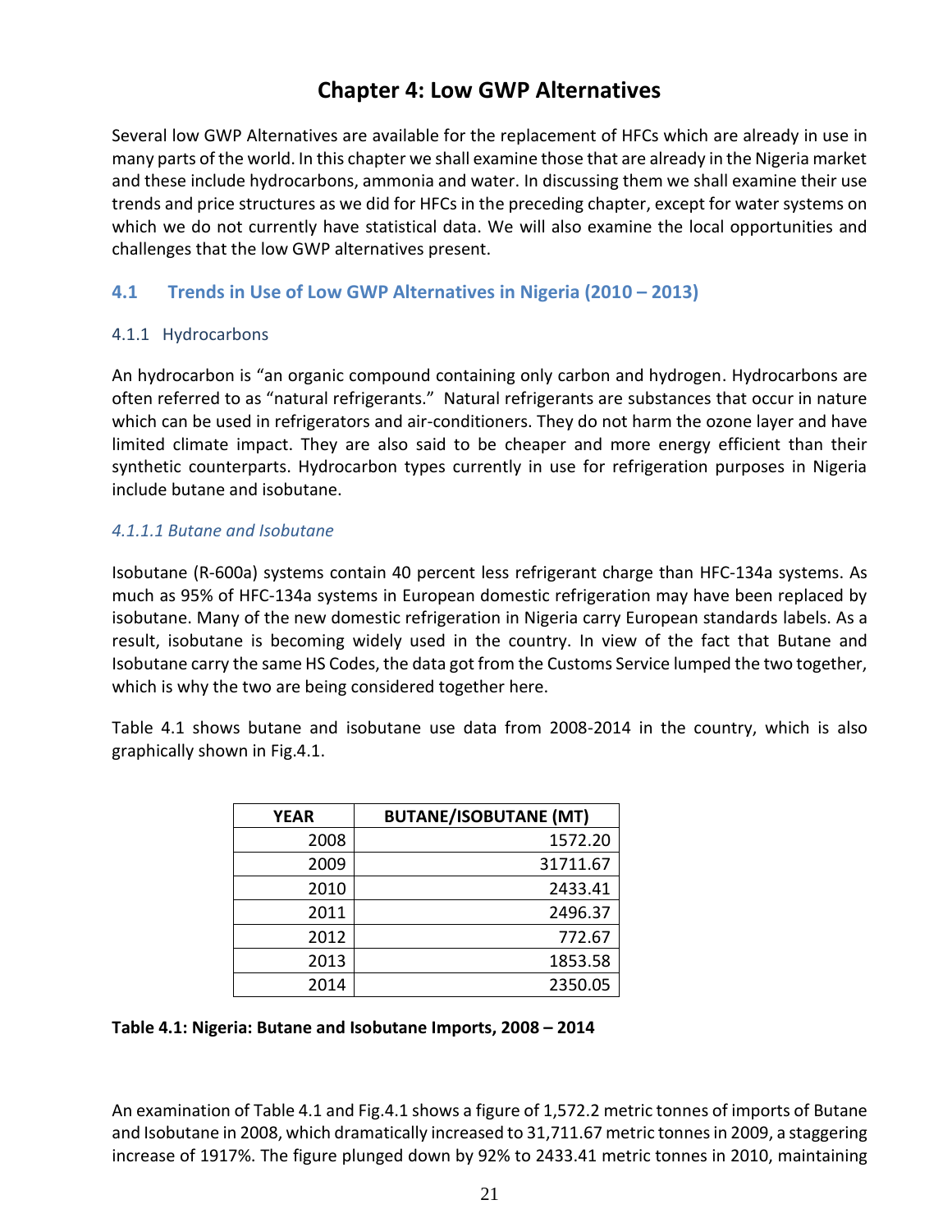# Chapter 4: Low GWP Alternatives

Several low GWP Alternatives are available for the replacement of HFCs which are already in use in many parts of the world. In this chapter we shall examine those that are already in the Nigeria market and these include hydrocarbons, ammonia and water. In discussing them we shall examine their use trends and price structures as we did for HFCs in the preceding chapter, except for water systems on which we do not currently have statistical data. We will also examine the local opportunities and challenges that the low GWP alternatives present.

## 4.1 Trends in Use of Low GWP Alternatives in Nigeria (2010 – 2013)

### 4.1.1 Hydrocarbons

An hydrocarbon is "an organic compound containing only carbon and hydrogen. Hydrocarbons are often referred to as "natural refrigerants." Natural refrigerants are substances that occur in nature which can be used in refrigerators and air-conditioners. They do not harm the ozone layer and have limited climate impact. They are also said to be cheaper and more energy efficient than their synthetic counterparts. Hydrocarbon types currently in use for refrigeration purposes in Nigeria include butane and isobutane.

#### *4.1.1.1 Butane and Isobutane*

Isobutane (R-600a) systems contain 40 percent less refrigerant charge than HFC-134a systems. As much as 95% of HFC-134a systems in European domestic refrigeration may have been replaced by isobutane. Many of the new domestic refrigeration in Nigeria carry European standards labels. As a result, isobutane is becoming widely used in the country. In view of the fact that Butane and Isobutane carry the same HS Codes, the data got from the Customs Service lumped the two together, which is why the two are being considered together here.

Table 4.1 shows butane and isobutane use data from 2008-2014 in the country, which is also graphically shown in Fig.4.1.

| YEAR | BUTANE/ISOBUTANE (MT) |
|---:|---:|
| 2008 | 1572.20 |
| 2009 | 31711.67 |
| 2010 | 2433.41 |
| 2011 | 2496.37 |
| 2012 | 772.67 |
| 2013 | 1853.58 |
| 2014 | 2350.05 |

**Table 4.1: Nigeria: Butane and Isobutane Imports, 2008 – 2014**

An examination of Table 4.1 and Fig.4.1 shows a figure of 1,572.2 metric tonnes of imports of Butane and Isobutane in 2008, which dramatically increased to 31,711.67 metric tonnes in 2009, a staggering increase of 1917%. The figure plunged down by 92% to 2433.41 metric tonnes in 2010, maintaining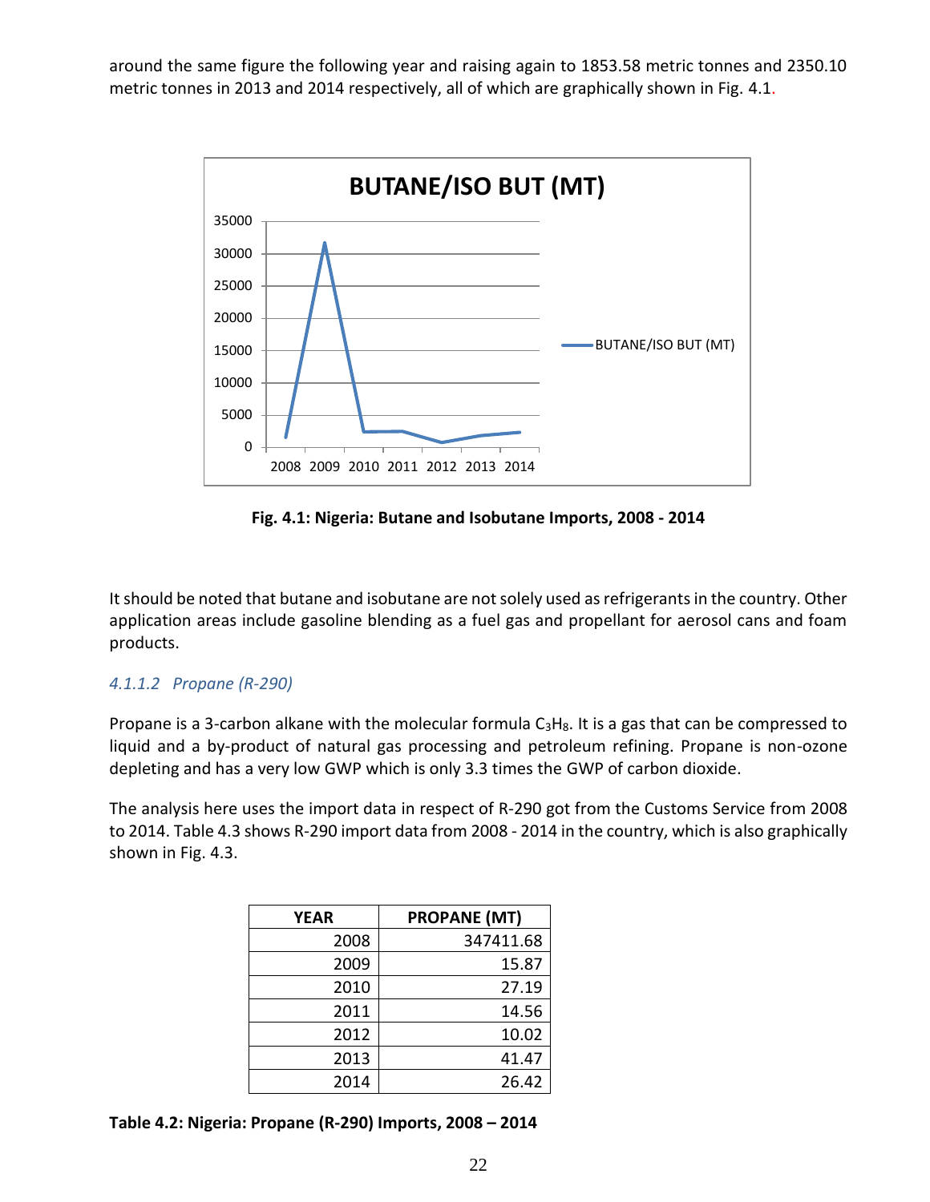around the same figure the following year and raising again to 1853.58 metric tonnes and 2350.10 metric tonnes in 2013 and 2014 respectively, all of which are graphically shown in Fig. 4.1.

**Fig. 4.1: Nigeria: Butane and Isobutane Imports, 2008 - 2014**

It should be noted that butane and isobutane are not solely used as refrigerants in the country. Other application areas include gasoline blending as a fuel gas and propellant for aerosol cans and foam products.

#### *4.1.1.2 Propane (R-290)*

Propane is a 3-carbon alkane with the molecular formula $C_3H_8$. It is a gas that can be compressed to liquid and a by-product of natural gas processing and petroleum refining. Propane is non-ozone depleting and has a very low GWP which is only 3.3 times the GWP of carbon dioxide.

The analysis here uses the import data in respect of R-290 got from the Customs Service from 2008 to 2014. Table 4.3 shows R-290 import data from 2008 - 2014 in the country, which is also graphically shown in Fig. 4.3.

| YEAR | PROPANE (MT) |
|---|---|
| 2008 | 347411.68 |
| 2009 | 15.87 |
| 2010 | 27.19 |
| 2011 | 14.56 |
| 2012 | 10.02 |
| 2013 | 41.47 |
| 2014 | 26.42 |

**Table 4.2: Nigeria: Propane (R-290) Imports, 2008 – 2014**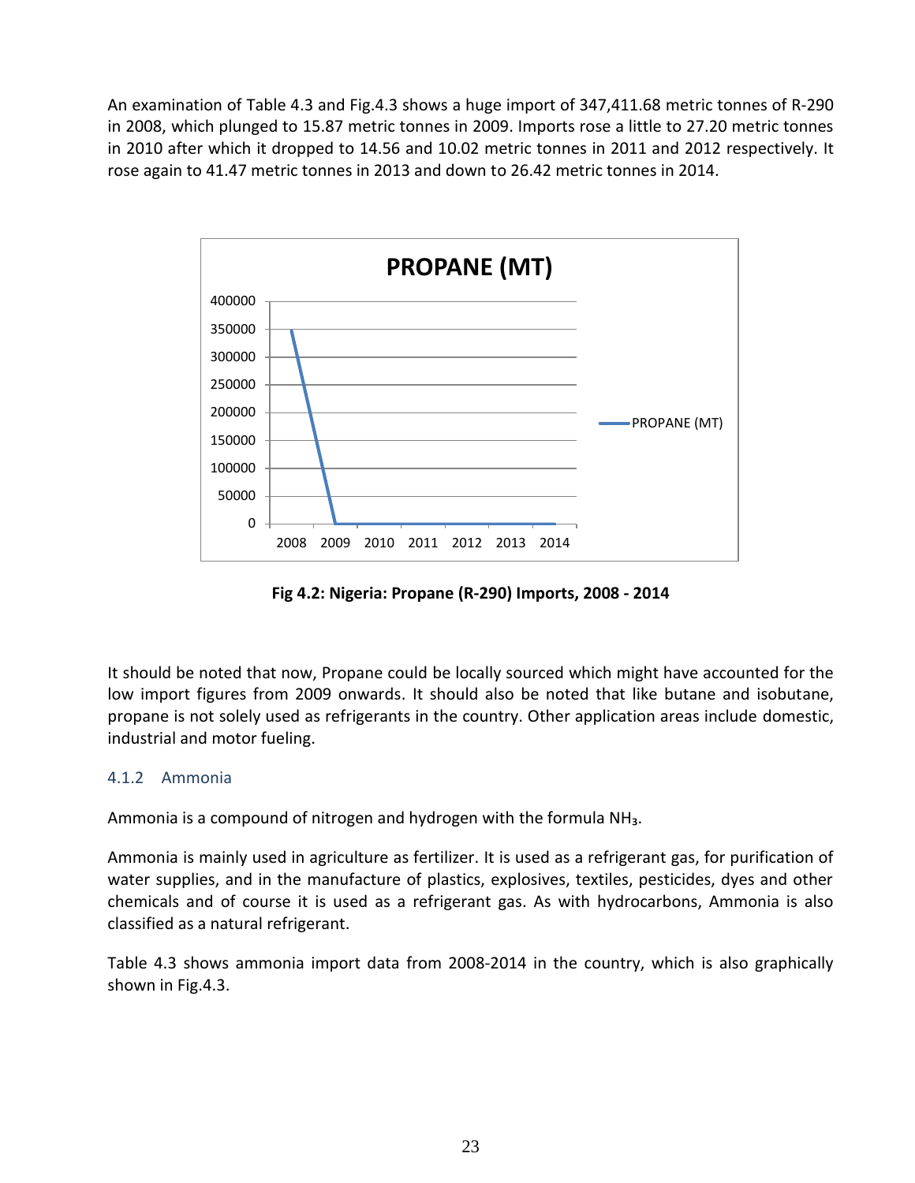An examination of Table 4.3 and Fig.4.3 shows a huge import of 347,411.68 metric tonnes of R-290 in 2008, which plunged to 15.87 metric tonnes in 2009. Imports rose a little to 27.20 metric tonnes in 2010 after which it dropped to 14.56 and 10.02 metric tonnes in 2011 and 2012 respectively. It rose again to 41.47 metric tonnes in 2013 and down to 26.42 metric tonnes in 2014.

**Fig 4.2: Nigeria: Propane (R-290) Imports, 2008 - 2014**

It should be noted that now, Propane could be locally sourced which might have accounted for the low import figures from 2009 onwards. It should also be noted that like butane and isobutane, propane is not solely used as refrigerants in the country. Other application areas include domestic, industrial and motor fueling.

### 4.1.2 Ammonia

Ammonia is a compound of nitrogen and hydrogen with the formula $NH_3$.

Ammonia is mainly used in agriculture as fertilizer. It is used as a refrigerant gas, for purification of water supplies, and in the manufacture of plastics, explosives, textiles, pesticides, dyes and other chemicals and of course it is used as a refrigerant gas. As with hydrocarbons, Ammonia is also classified as a natural refrigerant.

Table 4.3 shows ammonia import data from 2008-2014 in the country, which is also graphically shown in Fig.4.3.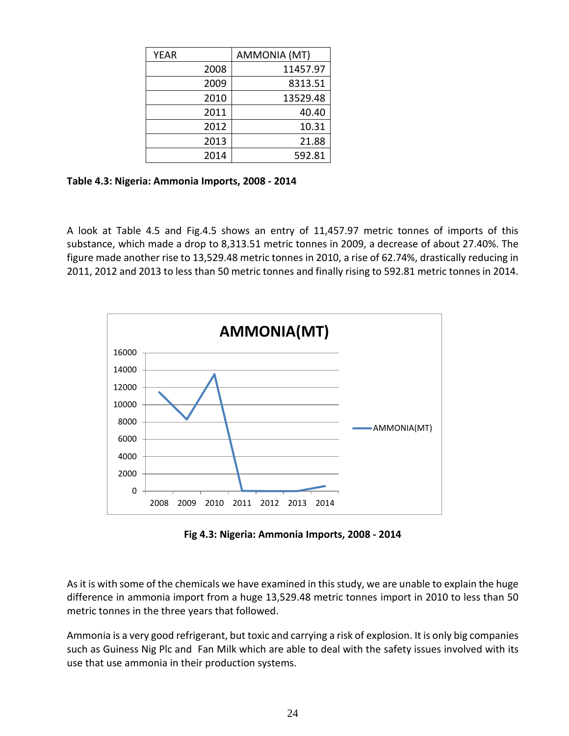| YEAR | AMMONIA (MT) |
|---|---|
| 2008 | 11457.97 |
| 2009 | 8313.51 |
| 2010 | 13529.48 |
| 2011 | 40.40 |
| 2012 | 10.31 |
| 2013 | 21.88 |
| 2014 | 592.81 |

**Table 4.3: Nigeria: Ammonia Imports, 2008 - 2014**

A look at Table 4.5 and Fig.4.5 shows an entry of 11,457.97 metric tonnes of imports of this substance, which made a drop to 8,313.51 metric tonnes in 2009, a decrease of about 27.40%. The figure made another rise to 13,529.48 metric tonnes in 2010, a rise of 62.74%, drastically reducing in 2011, 2012 and 2013 to less than 50 metric tonnes and finally rising to 592.81 metric tonnes in 2014.

**Fig 4.3: Nigeria: Ammonia Imports, 2008 - 2014**

As it is with some of the chemicals we have examined in this study, we are unable to explain the huge difference in ammonia import from a huge 13,529.48 metric tonnes import in 2010 to less than 50 metric tonnes in the three years that followed.

Ammonia is a very good refrigerant, but toxic and carrying a risk of explosion. It is only big companies such as Guiness Nig Plc and Fan Milk which are able to deal with the safety issues involved with its use that use ammonia in their production systems.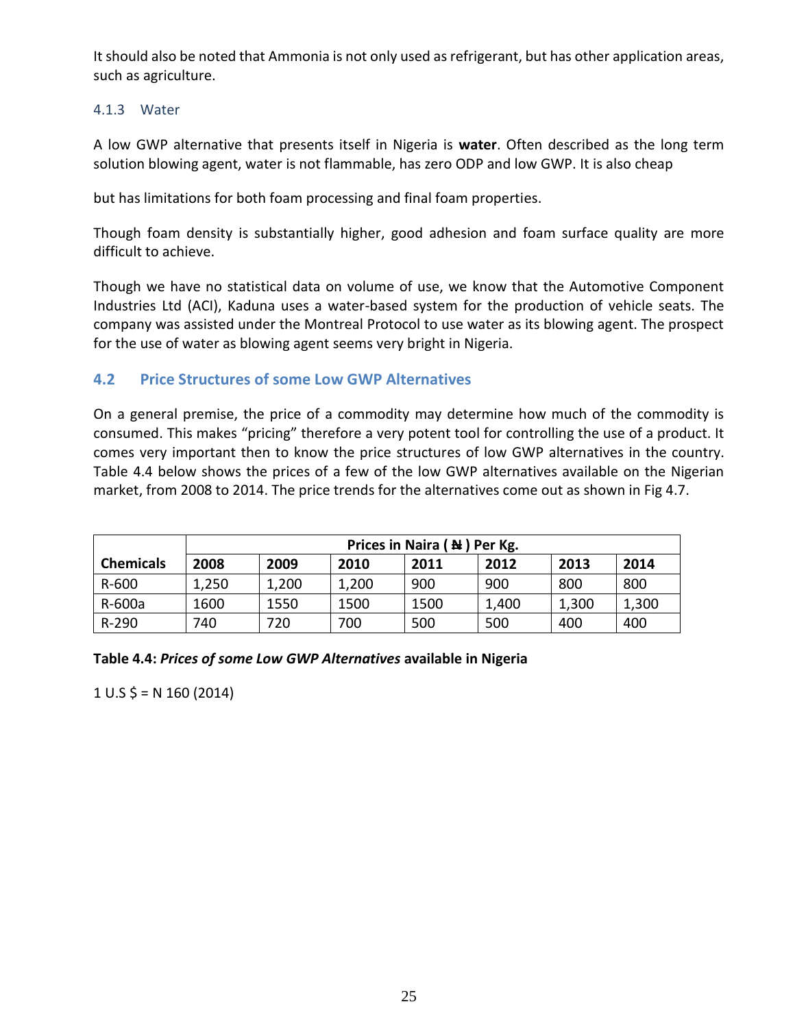It should also be noted that Ammonia is not only used as refrigerant, but has other application areas, such as agriculture.

### 4.1.3 Water

A low GWP alternative that presents itself in Nigeria is **water**. Often described as the long term solution blowing agent, water is not flammable, has zero ODP and low GWP. It is also cheap

but has limitations for both foam processing and final foam properties.

Though foam density is substantially higher, good adhesion and foam surface quality are more difficult to achieve.

Though we have no statistical data on volume of use, we know that the Automotive Component Industries Ltd (ACI), Kaduna uses a water-based system for the production of vehicle seats. The company was assisted under the Montreal Protocol to use water as its blowing agent. The prospect for the use of water as blowing agent seems very bright in Nigeria.

## 4.2 Price Structures of some Low GWP Alternatives

On a general premise, the price of a commodity may determine how much of the commodity is consumed. This makes "pricing" therefore a very potent tool for controlling the use of a product. It comes very important then to know the price structures of low GWP alternatives in the country. Table 4.4 below shows the prices of a few of the low GWP alternatives available on the Nigerian market, from 2008 to 2014. The price trends for the alternatives come out as shown in Fig 4.7.

| | **Prices in Naira ( ₦ ) Per Kg.** | | | | | | |
|---|---|---|---|---|---|---|---|
| **Chemicals** | **2008** | **2009** | **2010** | **2011** | **2012** | **2013** | **2014** |
| R-600 | 1,250 | 1,200 | 1,200 | 900 | 900 | 800 | 800 |
| R-600a | 1600 | 1550 | 1500 | 1500 | 1,400 | 1,300 | 1,300 |
| R-290 | 740 | 720 | 700 | 500 | 500 | 400 | 400 |

**Table 4.4:** ***Prices of some Low GWP Alternatives*** **available in Nigeria**

1 U.S $ = N 160 (2014)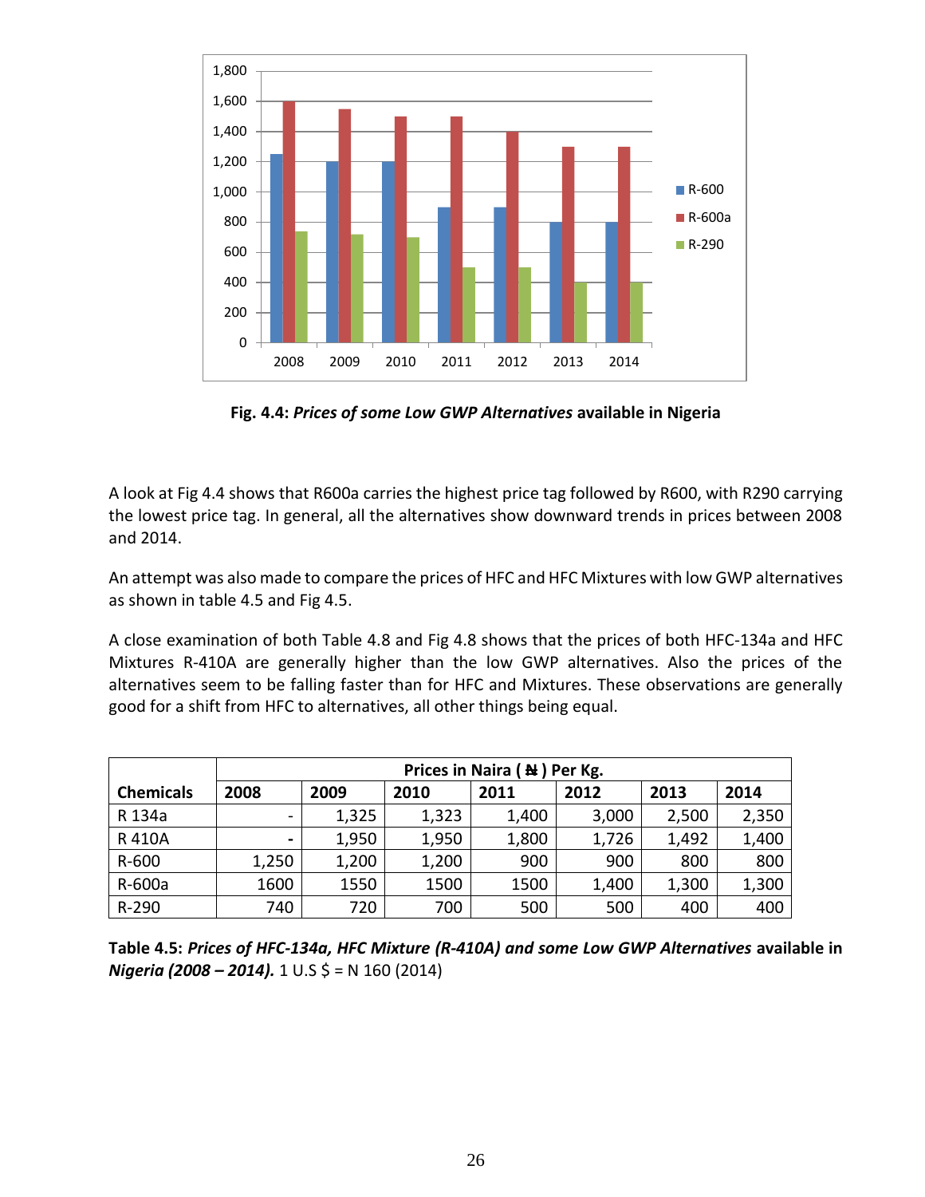**Fig. 4.4:** ***Prices of some Low GWP Alternatives*** **available in Nigeria**

A look at Fig 4.4 shows that R600a carries the highest price tag followed by R600, with R290 carrying the lowest price tag. In general, all the alternatives show downward trends in prices between 2008 and 2014.

An attempt was also made to compare the prices of HFC and HFC Mixtures with low GWP alternatives as shown in table 4.5 and Fig 4.5.

A close examination of both Table 4.8 and Fig 4.8 shows that the prices of both HFC-134a and HFC Mixtures R-410A are generally higher than the low GWP alternatives. Also the prices of the alternatives seem to be falling faster than for HFC and Mixtures. These observations are generally good for a shift from HFC to alternatives, all other things being equal.

| | Prices in Naira ( ₦ ) Per Kg. | | | | | | |
|---|---|---|---|---|---|---|---|
| **Chemicals** | **2008** | **2009** | **2010** | **2011** | **2012** | **2013** | **2014** |
| R 134a | - | 1,325 | 1,323 | 1,400 | 3,000 | 2,500 | 2,350 |
| R 410A | - | 1,950 | 1,950 | 1,800 | 1,726 | 1,492 | 1,400 |
| R-600 | 1,250 | 1,200 | 1,200 | 900 | 900 | 800 | 800 |
| R-600a | 1600 | 1550 | 1500 | 1500 | 1,400 | 1,300 | 1,300 |
| R-290 | 740 | 720 | 700 | 500 | 500 | 400 | 400 |

**Table 4.5:** ***Prices of HFC-134a, HFC Mixture (R-410A) and some Low GWP Alternatives*** **available in** ***Nigeria (2008 – 2014).*** 1 U.S $ = N 160 (2014)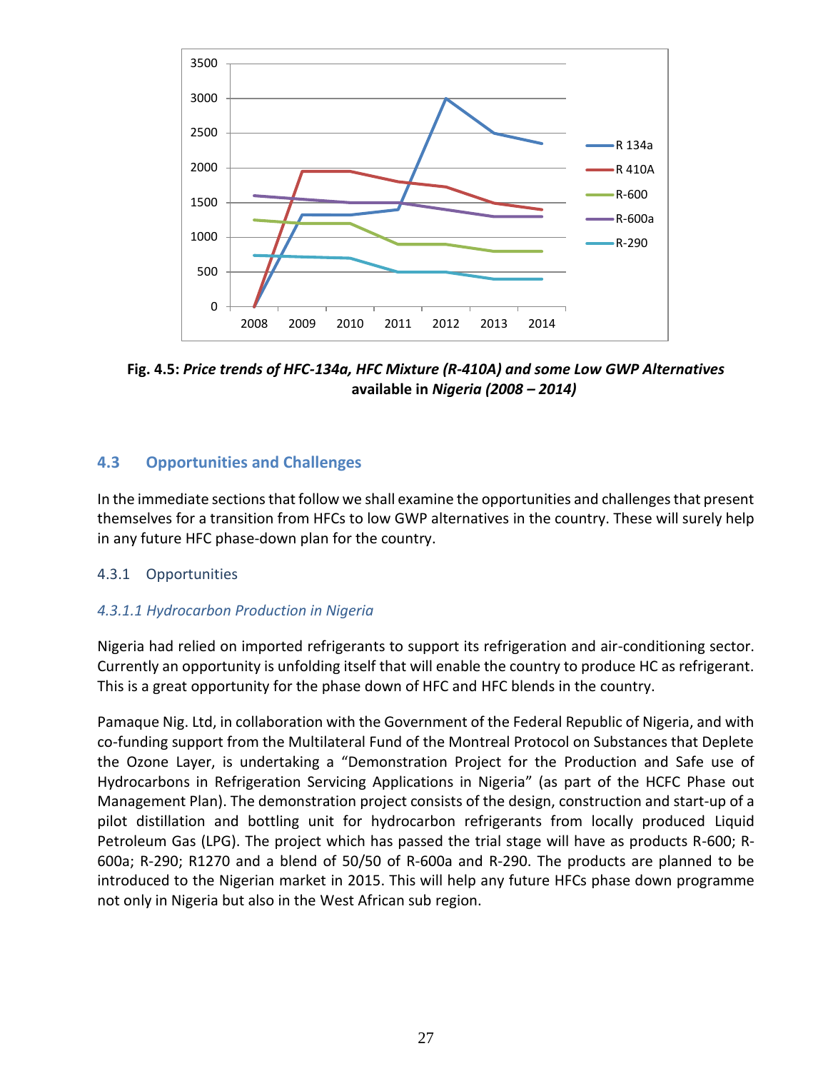**Fig. 4.5:** ***Price trends of HFC-134a, HFC Mixture (R-410A) and some Low GWP Alternatives*** **available in** ***Nigeria (2008 – 2014)***

## 4.3 Opportunities and Challenges

In the immediate sections that follow we shall examine the opportunities and challenges that present themselves for a transition from HFCs to low GWP alternatives in the country. These will surely help in any future HFC phase-down plan for the country.

### 4.3.1 Opportunities

#### *4.3.1.1 Hydrocarbon Production in Nigeria*

Nigeria had relied on imported refrigerants to support its refrigeration and air-conditioning sector. Currently an opportunity is unfolding itself that will enable the country to produce HC as refrigerant. This is a great opportunity for the phase down of HFC and HFC blends in the country.

Pamaque Nig. Ltd, in collaboration with the Government of the Federal Republic of Nigeria, and with co-funding support from the Multilateral Fund of the Montreal Protocol on Substances that Deplete the Ozone Layer, is undertaking a "Demonstration Project for the Production and Safe use of Hydrocarbons in Refrigeration Servicing Applications in Nigeria" (as part of the HCFC Phase out Management Plan). The demonstration project consists of the design, construction and start-up of a pilot distillation and bottling unit for hydrocarbon refrigerants from locally produced Liquid Petroleum Gas (LPG). The project which has passed the trial stage will have as products R-600; R-600a; R-290; R1270 and a blend of 50/50 of R-600a and R-290. The products are planned to be introduced to the Nigerian market in 2015. This will help any future HFCs phase down programme not only in Nigeria but also in the West African sub region.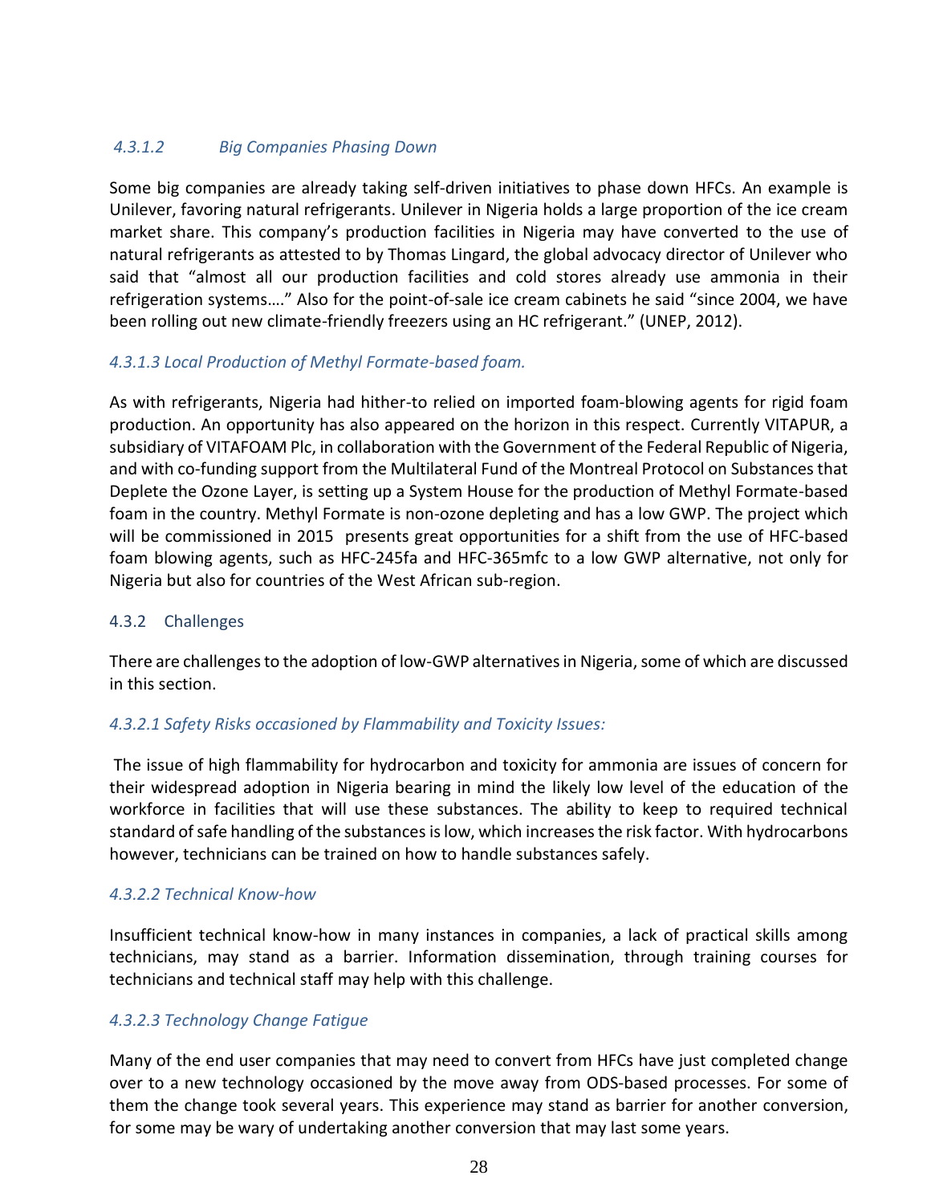#### *4.3.1.2 Big Companies Phasing Down*

Some big companies are already taking self-driven initiatives to phase down HFCs. An example is Unilever, favoring natural refrigerants. Unilever in Nigeria holds a large proportion of the ice cream market share. This company's production facilities in Nigeria may have converted to the use of natural refrigerants as attested to by Thomas Lingard, the global advocacy director of Unilever who said that "almost all our production facilities and cold stores already use ammonia in their refrigeration systems…." Also for the point-of-sale ice cream cabinets he said "since 2004, we have been rolling out new climate-friendly freezers using an HC refrigerant." (UNEP, 2012).

#### *4.3.1.3 Local Production of Methyl Formate-based foam.*

As with refrigerants, Nigeria had hither-to relied on imported foam-blowing agents for rigid foam production. An opportunity has also appeared on the horizon in this respect. Currently VITAPUR, a subsidiary of VITAFOAM Plc, in collaboration with the Government of the Federal Republic of Nigeria, and with co-funding support from the Multilateral Fund of the Montreal Protocol on Substances that Deplete the Ozone Layer, is setting up a System House for the production of Methyl Formate-based foam in the country. Methyl Formate is non-ozone depleting and has a low GWP. The project which will be commissioned in 2015 presents great opportunities for a shift from the use of HFC-based foam blowing agents, such as HFC-245fa and HFC-365mfc to a low GWP alternative, not only for Nigeria but also for countries of the West African sub-region.

### 4.3.2 Challenges

There are challenges to the adoption of low-GWP alternatives in Nigeria, some of which are discussed in this section.

#### *4.3.2.1 Safety Risks occasioned by Flammability and Toxicity Issues:*

The issue of high flammability for hydrocarbon and toxicity for ammonia are issues of concern for their widespread adoption in Nigeria bearing in mind the likely low level of the education of the workforce in facilities that will use these substances. The ability to keep to required technical standard of safe handling of the substances is low, which increases the risk factor. With hydrocarbons however, technicians can be trained on how to handle substances safely.

#### *4.3.2.2 Technical Know-how*

Insufficient technical know-how in many instances in companies, a lack of practical skills among technicians, may stand as a barrier. Information dissemination, through training courses for technicians and technical staff may help with this challenge.

#### *4.3.2.3 Technology Change Fatigue*

Many of the end user companies that may need to convert from HFCs have just completed change over to a new technology occasioned by the move away from ODS-based processes. For some of them the change took several years. This experience may stand as barrier for another conversion, for some may be wary of undertaking another conversion that may last some years.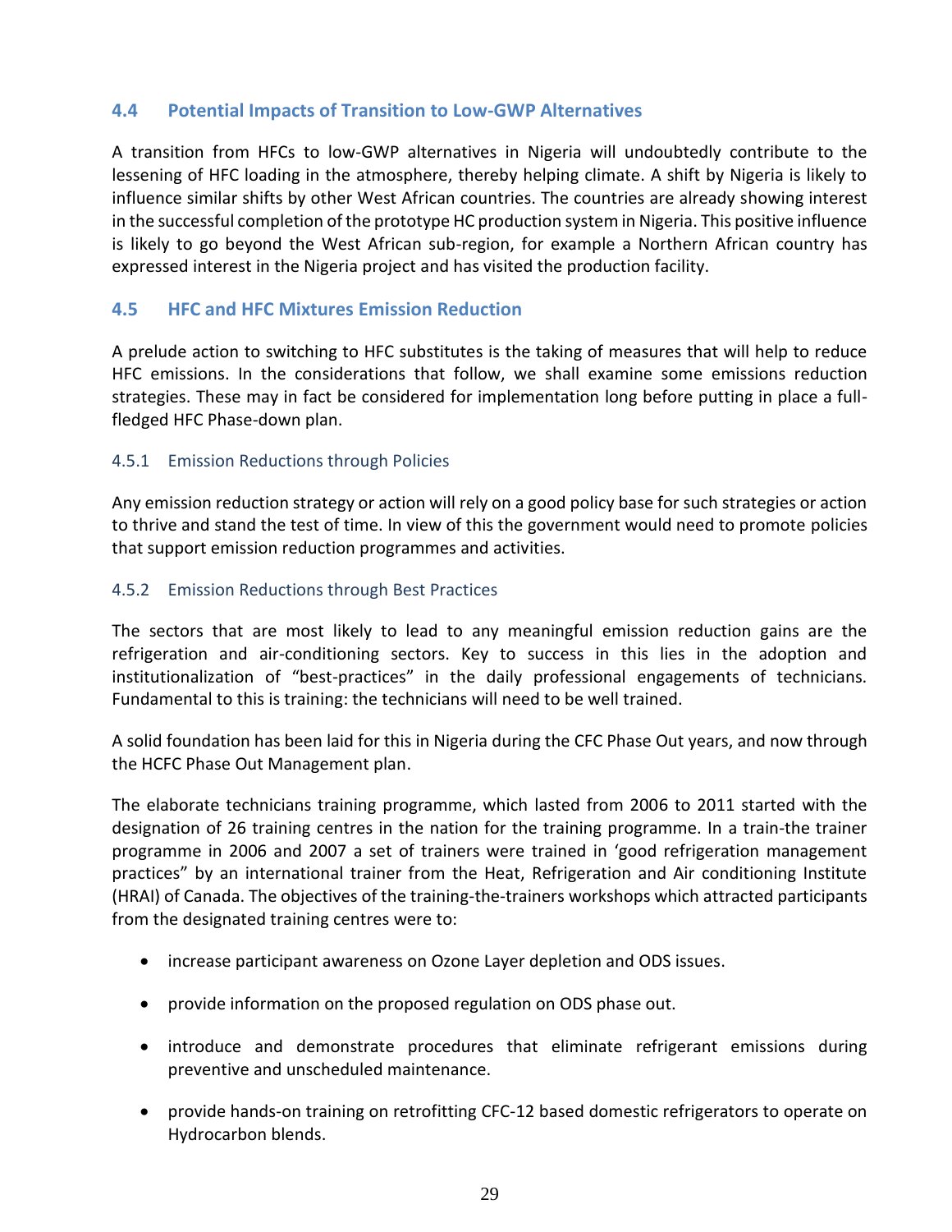## 4.4 Potential Impacts of Transition to Low-GWP Alternatives

A transition from HFCs to low-GWP alternatives in Nigeria will undoubtedly contribute to the lessening of HFC loading in the atmosphere, thereby helping climate. A shift by Nigeria is likely to influence similar shifts by other West African countries. The countries are already showing interest in the successful completion of the prototype HC production system in Nigeria. This positive influence is likely to go beyond the West African sub-region, for example a Northern African country has expressed interest in the Nigeria project and has visited the production facility.

## 4.5 HFC and HFC Mixtures Emission Reduction

A prelude action to switching to HFC substitutes is the taking of measures that will help to reduce HFC emissions. In the considerations that follow, we shall examine some emissions reduction strategies. These may in fact be considered for implementation long before putting in place a full-fledged HFC Phase-down plan.

### 4.5.1 Emission Reductions through Policies

Any emission reduction strategy or action will rely on a good policy base for such strategies or action to thrive and stand the test of time. In view of this the government would need to promote policies that support emission reduction programmes and activities.

### 4.5.2 Emission Reductions through Best Practices

The sectors that are most likely to lead to any meaningful emission reduction gains are the refrigeration and air-conditioning sectors. Key to success in this lies in the adoption and institutionalization of "best-practices" in the daily professional engagements of technicians. Fundamental to this is training: the technicians will need to be well trained.

A solid foundation has been laid for this in Nigeria during the CFC Phase Out years, and now through the HCFC Phase Out Management plan.

The elaborate technicians training programme, which lasted from 2006 to 2011 started with the designation of 26 training centres in the nation for the training programme. In a train-the trainer programme in 2006 and 2007 a set of trainers were trained in 'good refrigeration management practices" by an international trainer from the Heat, Refrigeration and Air conditioning Institute (HRAI) of Canada. The objectives of the training-the-trainers workshops which attracted participants from the designated training centres were to:

- increase participant awareness on Ozone Layer depletion and ODS issues.
- provide information on the proposed regulation on ODS phase out.
- introduce and demonstrate procedures that eliminate refrigerant emissions during preventive and unscheduled maintenance.
- provide hands-on training on retrofitting CFC-12 based domestic refrigerators to operate on Hydrocarbon blends.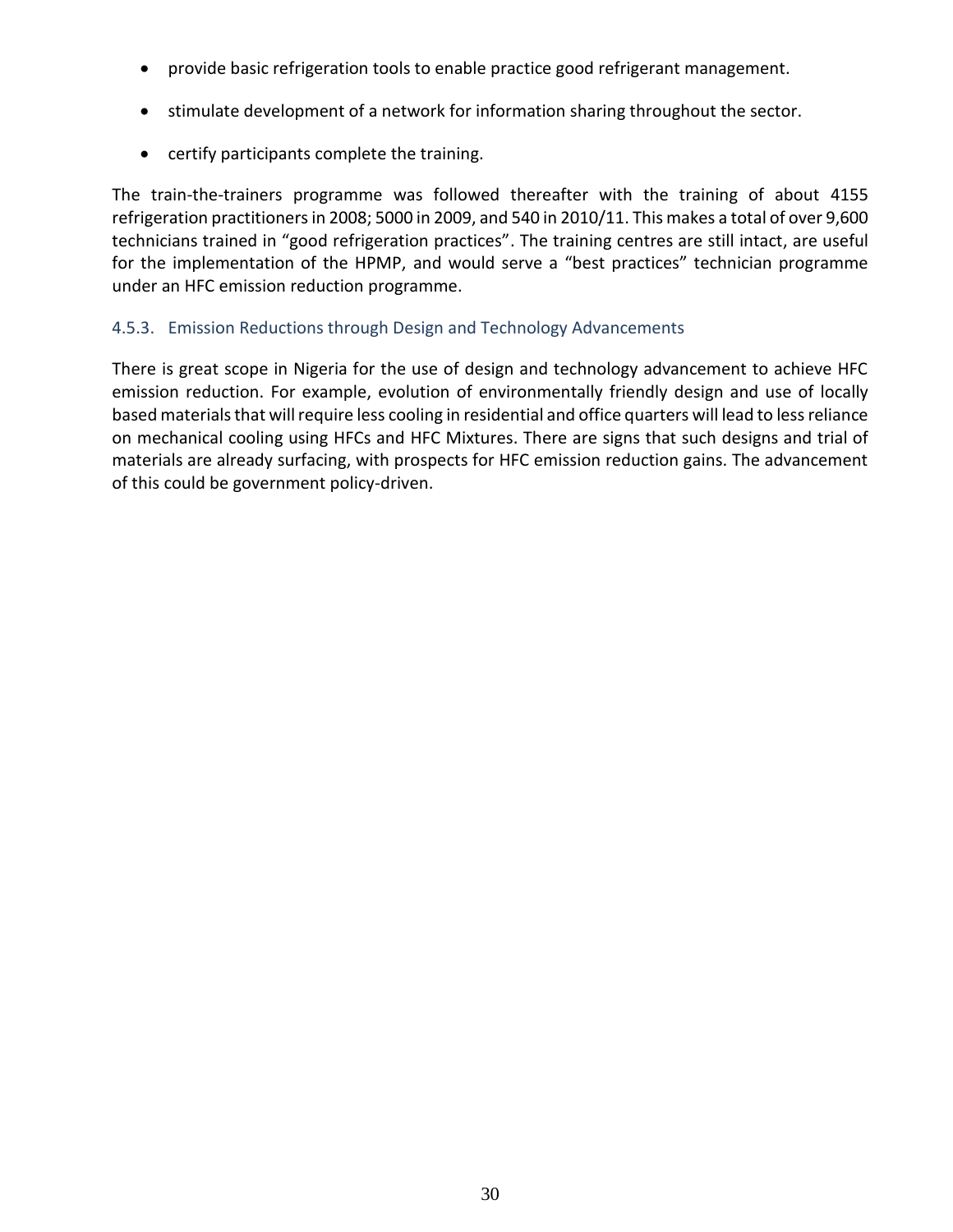- provide basic refrigeration tools to enable practice good refrigerant management.
- stimulate development of a network for information sharing throughout the sector.
- certify participants complete the training.

The train-the-trainers programme was followed thereafter with the training of about 4155 refrigeration practitioners in 2008; 5000 in 2009, and 540 in 2010/11. This makes a total of over 9,600 technicians trained in "good refrigeration practices". The training centres are still intact, are useful for the implementation of the HPMP, and would serve a "best practices" technician programme under an HFC emission reduction programme.

### 4.5.3. Emission Reductions through Design and Technology Advancements

There is great scope in Nigeria for the use of design and technology advancement to achieve HFC emission reduction. For example, evolution of environmentally friendly design and use of locally based materials that will require less cooling in residential and office quarters will lead to less reliance on mechanical cooling using HFCs and HFC Mixtures. There are signs that such designs and trial of materials are already surfacing, with prospects for HFC emission reduction gains. The advancement of this could be government policy-driven.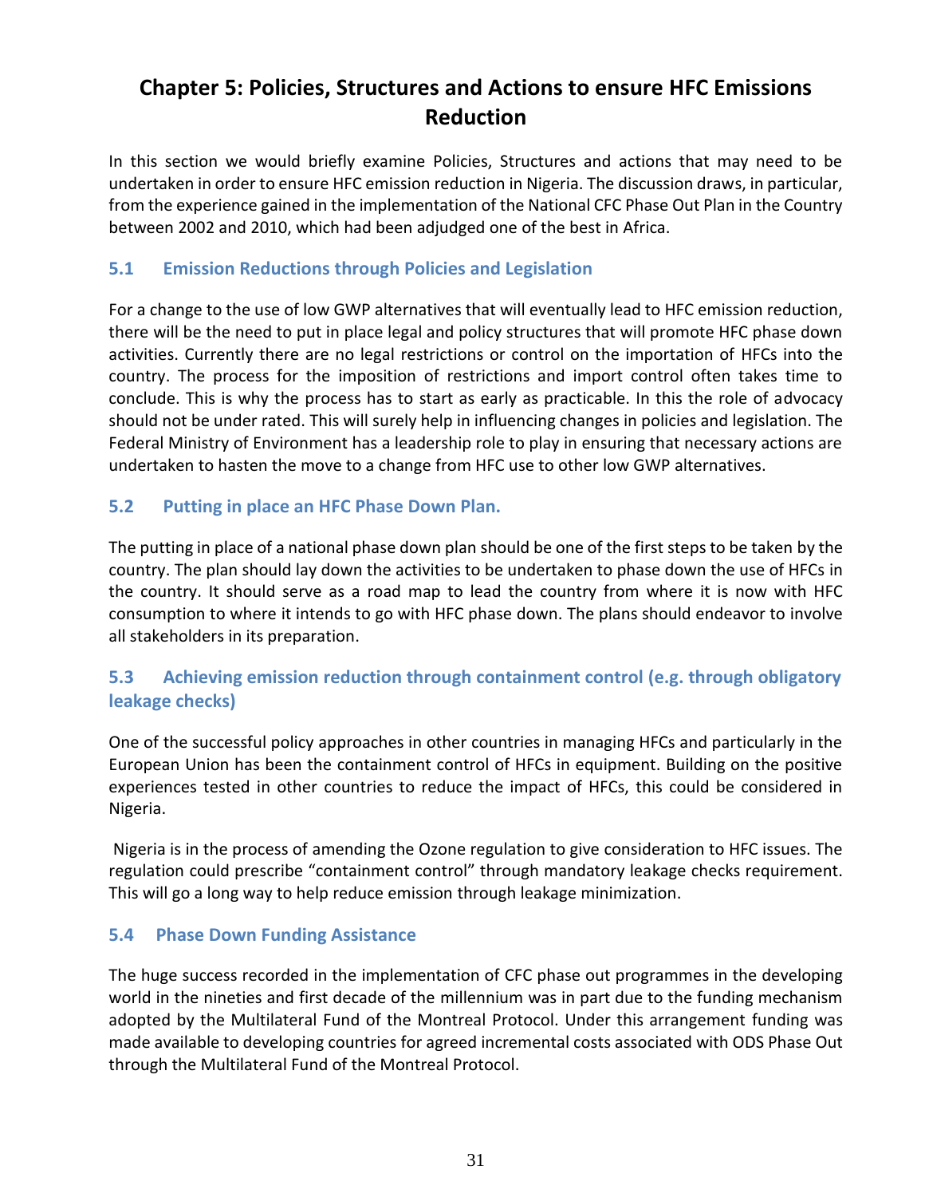# Chapter 5: Policies, Structures and Actions to ensure HFC Emissions Reduction

In this section we would briefly examine Policies, Structures and actions that may need to be undertaken in order to ensure HFC emission reduction in Nigeria. The discussion draws, in particular, from the experience gained in the implementation of the National CFC Phase Out Plan in the Country between 2002 and 2010, which had been adjudged one of the best in Africa.

## 5.1 Emission Reductions through Policies and Legislation

For a change to the use of low GWP alternatives that will eventually lead to HFC emission reduction, there will be the need to put in place legal and policy structures that will promote HFC phase down activities. Currently there are no legal restrictions or control on the importation of HFCs into the country. The process for the imposition of restrictions and import control often takes time to conclude. This is why the process has to start as early as practicable. In this the role of advocacy should not be under rated. This will surely help in influencing changes in policies and legislation. The Federal Ministry of Environment has a leadership role to play in ensuring that necessary actions are undertaken to hasten the move to a change from HFC use to other low GWP alternatives.

## 5.2 Putting in place an HFC Phase Down Plan.

The putting in place of a national phase down plan should be one of the first steps to be taken by the country. The plan should lay down the activities to be undertaken to phase down the use of HFCs in the country. It should serve as a road map to lead the country from where it is now with HFC consumption to where it intends to go with HFC phase down. The plans should endeavor to involve all stakeholders in its preparation.

## 5.3 Achieving emission reduction through containment control (e.g. through obligatory leakage checks)

One of the successful policy approaches in other countries in managing HFCs and particularly in the European Union has been the containment control of HFCs in equipment. Building on the positive experiences tested in other countries to reduce the impact of HFCs, this could be considered in Nigeria.

Nigeria is in the process of amending the Ozone regulation to give consideration to HFC issues. The regulation could prescribe "containment control" through mandatory leakage checks requirement. This will go a long way to help reduce emission through leakage minimization.

## 5.4 Phase Down Funding Assistance

The huge success recorded in the implementation of CFC phase out programmes in the developing world in the nineties and first decade of the millennium was in part due to the funding mechanism adopted by the Multilateral Fund of the Montreal Protocol. Under this arrangement funding was made available to developing countries for agreed incremental costs associated with ODS Phase Out through the Multilateral Fund of the Montreal Protocol.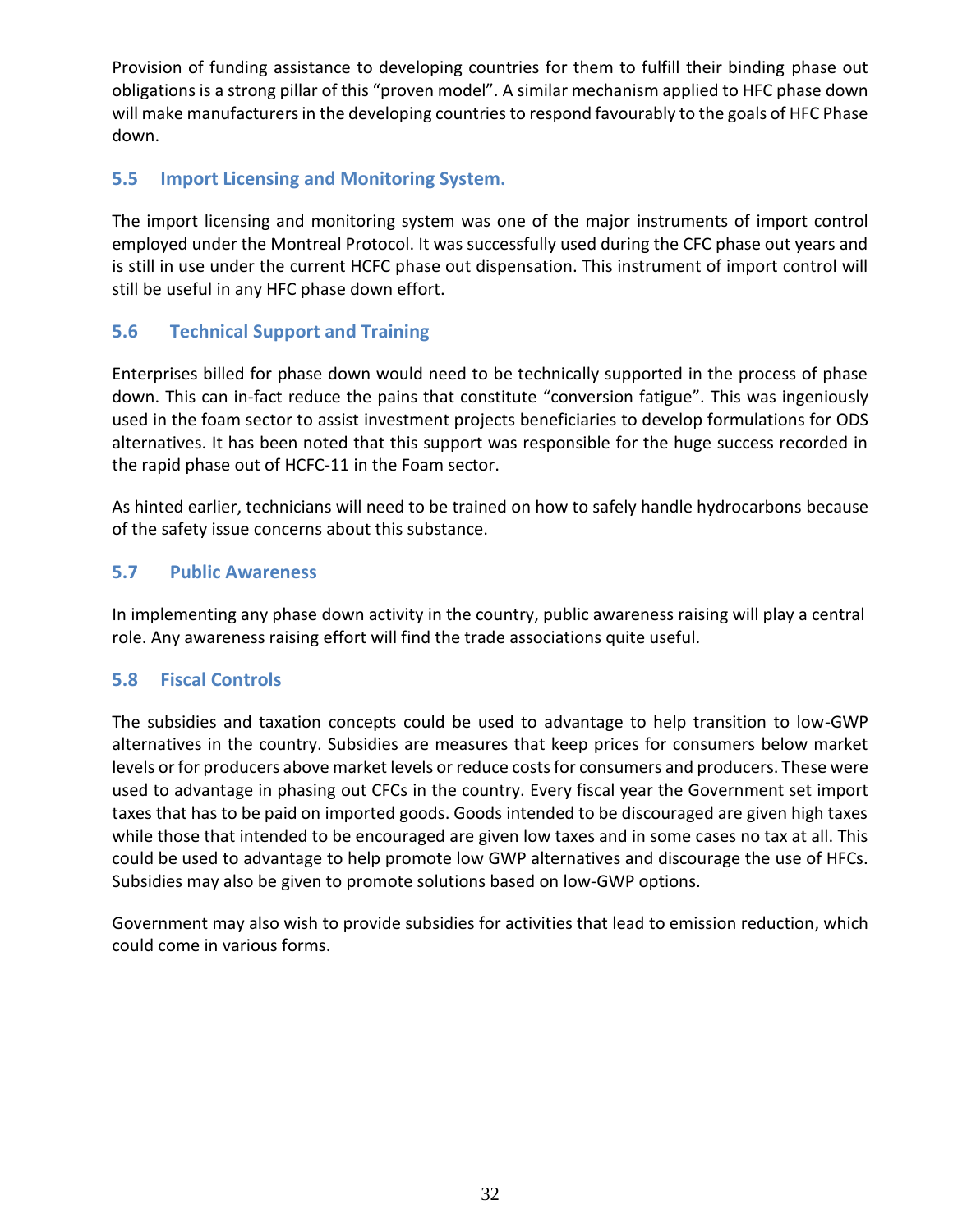Provision of funding assistance to developing countries for them to fulfill their binding phase out obligations is a strong pillar of this “proven model”. A similar mechanism applied to HFC phase down will make manufacturers in the developing countries to respond favourably to the goals of HFC Phase down.

### 5.5 Import Licensing and Monitoring System.

The import licensing and monitoring system was one of the major instruments of import control employed under the Montreal Protocol. It was successfully used during the CFC phase out years and is still in use under the current HCFC phase out dispensation. This instrument of import control will still be useful in any HFC phase down effort.

### 5.6 Technical Support and Training

Enterprises billed for phase down would need to be technically supported in the process of phase down. This can in-fact reduce the pains that constitute “conversion fatigue”. This was ingeniously used in the foam sector to assist investment projects beneficiaries to develop formulations for ODS alternatives. It has been noted that this support was responsible for the huge success recorded in the rapid phase out of HCFC-11 in the Foam sector.

As hinted earlier, technicians will need to be trained on how to safely handle hydrocarbons because of the safety issue concerns about this substance.

### 5.7 Public Awareness

In implementing any phase down activity in the country, public awareness raising will play a central role. Any awareness raising effort will find the trade associations quite useful.

### 5.8 Fiscal Controls

The subsidies and taxation concepts could be used to advantage to help transition to low-GWP alternatives in the country. Subsidies are measures that keep prices for consumers below market levels or for producers above market levels or reduce costs for consumers and producers. These were used to advantage in phasing out CFCs in the country. Every fiscal year the Government set import taxes that has to be paid on imported goods. Goods intended to be discouraged are given high taxes while those that intended to be encouraged are given low taxes and in some cases no tax at all. This could be used to advantage to help promote low GWP alternatives and discourage the use of HFCs. Subsidies may also be given to promote solutions based on low-GWP options.

Government may also wish to provide subsidies for activities that lead to emission reduction, which could come in various forms.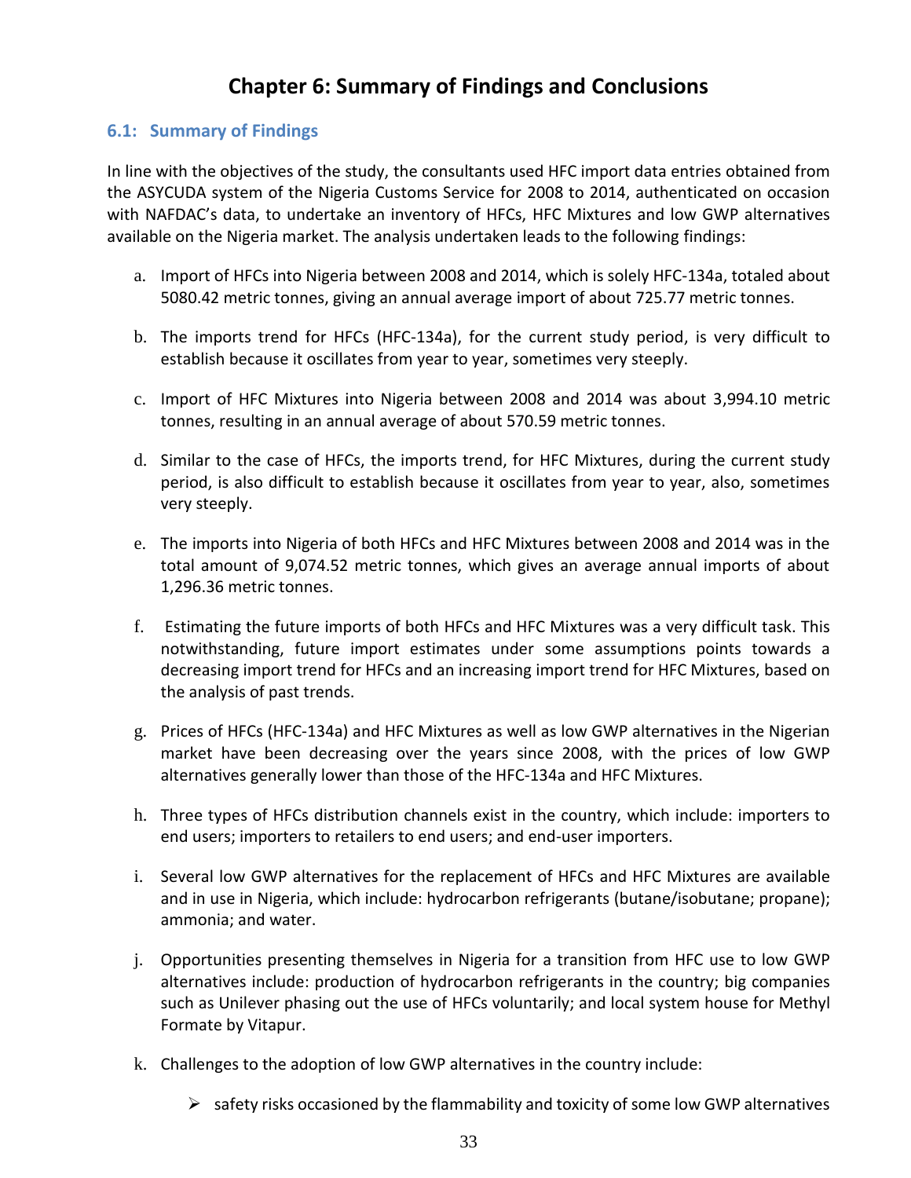# Chapter 6: Summary of Findings and Conclusions

## 6.1: Summary of Findings

In line with the objectives of the study, the consultants used HFC import data entries obtained from the ASYCUDA system of the Nigeria Customs Service for 2008 to 2014, authenticated on occasion with NAFDAC's data, to undertake an inventory of HFCs, HFC Mixtures and low GWP alternatives available on the Nigeria market. The analysis undertaken leads to the following findings:

a. Import of HFCs into Nigeria between 2008 and 2014, which is solely HFC-134a, totaled about 5080.42 metric tonnes, giving an annual average import of about 725.77 metric tonnes.

b. The imports trend for HFCs (HFC-134a), for the current study period, is very difficult to establish because it oscillates from year to year, sometimes very steeply.

c. Import of HFC Mixtures into Nigeria between 2008 and 2014 was about 3,994.10 metric tonnes, resulting in an annual average of about 570.59 metric tonnes.

d. Similar to the case of HFCs, the imports trend, for HFC Mixtures, during the current study period, is also difficult to establish because it oscillates from year to year, also, sometimes very steeply.

e. The imports into Nigeria of both HFCs and HFC Mixtures between 2008 and 2014 was in the total amount of 9,074.52 metric tonnes, which gives an average annual imports of about 1,296.36 metric tonnes.

f. Estimating the future imports of both HFCs and HFC Mixtures was a very difficult task. This notwithstanding, future import estimates under some assumptions points towards a decreasing import trend for HFCs and an increasing import trend for HFC Mixtures, based on the analysis of past trends.

g. Prices of HFCs (HFC-134a) and HFC Mixtures as well as low GWP alternatives in the Nigerian market have been decreasing over the years since 2008, with the prices of low GWP alternatives generally lower than those of the HFC-134a and HFC Mixtures.

h. Three types of HFCs distribution channels exist in the country, which include: importers to end users; importers to retailers to end users; and end-user importers.

i. Several low GWP alternatives for the replacement of HFCs and HFC Mixtures are available and in use in Nigeria, which include: hydrocarbon refrigerants (butane/isobutane; propane); ammonia; and water.

j. Opportunities presenting themselves in Nigeria for a transition from HFC use to low GWP alternatives include: production of hydrocarbon refrigerants in the country; big companies such as Unilever phasing out the use of HFCs voluntarily; and local system house for Methyl Formate by Vitapur.

k. Challenges to the adoption of low GWP alternatives in the country include:

   - safety risks occasioned by the flammability and toxicity of some low GWP alternatives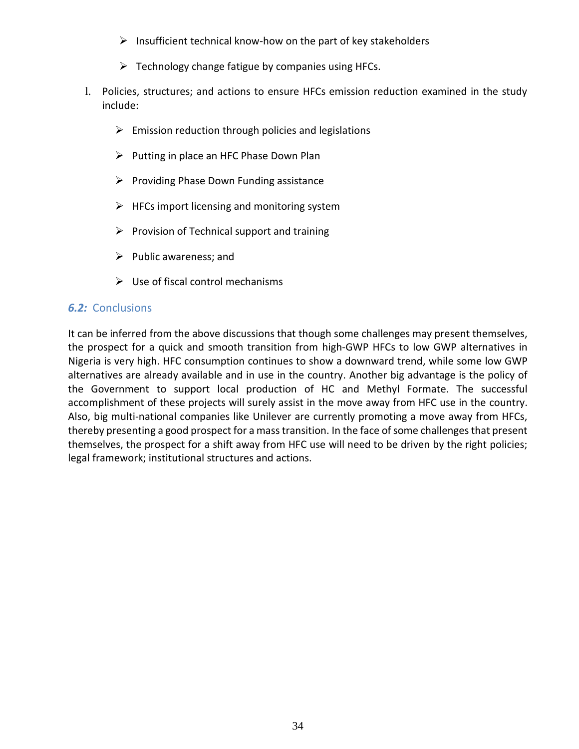- Insufficient technical know-how on the part of key stakeholders
- Technology change fatigue by companies using HFCs.

l. Policies, structures; and actions to ensure HFCs emission reduction examined in the study include:

   - Emission reduction through policies and legislations
   - Putting in place an HFC Phase Down Plan
   - Providing Phase Down Funding assistance
   - HFCs import licensing and monitoring system
   - Provision of Technical support and training
   - Public awareness; and
   - Use of fiscal control mechanisms

### ***6.2:*** Conclusions

It can be inferred from the above discussions that though some challenges may present themselves, the prospect for a quick and smooth transition from high-GWP HFCs to low GWP alternatives in Nigeria is very high. HFC consumption continues to show a downward trend, while some low GWP alternatives are already available and in use in the country. Another big advantage is the policy of the Government to support local production of HC and Methyl Formate. The successful accomplishment of these projects will surely assist in the move away from HFC use in the country. Also, big multi-national companies like Unilever are currently promoting a move away from HFCs, thereby presenting a good prospect for a mass transition. In the face of some challenges that present themselves, the prospect for a shift away from HFC use will need to be driven by the right policies; legal framework; institutional structures and actions.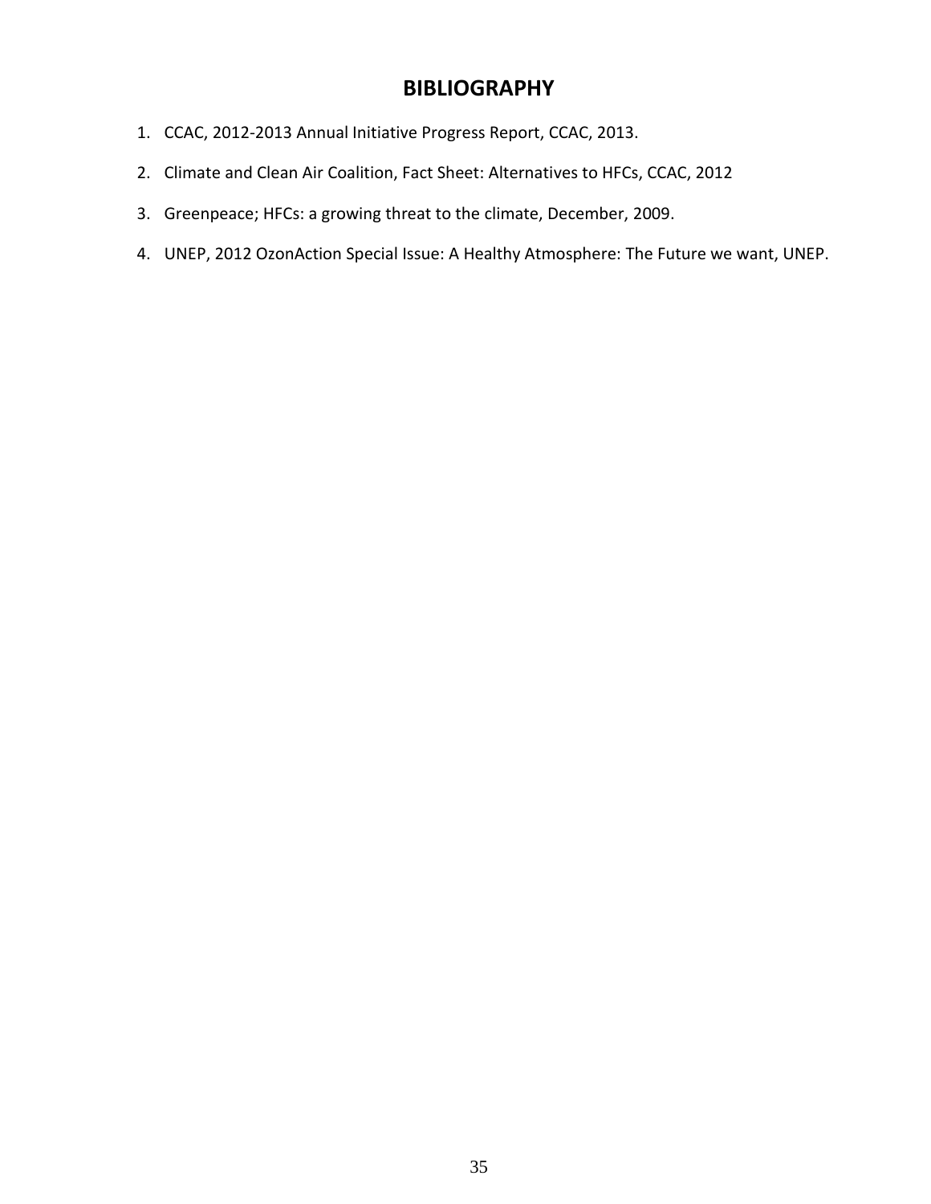# BIBLIOGRAPHY

1. CCAC, 2012-2013 Annual Initiative Progress Report, CCAC, 2013.
2. Climate and Clean Air Coalition, Fact Sheet: Alternatives to HFCs, CCAC, 2012
3. Greenpeace; HFCs: a growing threat to the climate, December, 2009.
4. UNEP, 2012 OzonAction Special Issue: A Healthy Atmosphere: The Future we want, UNEP.